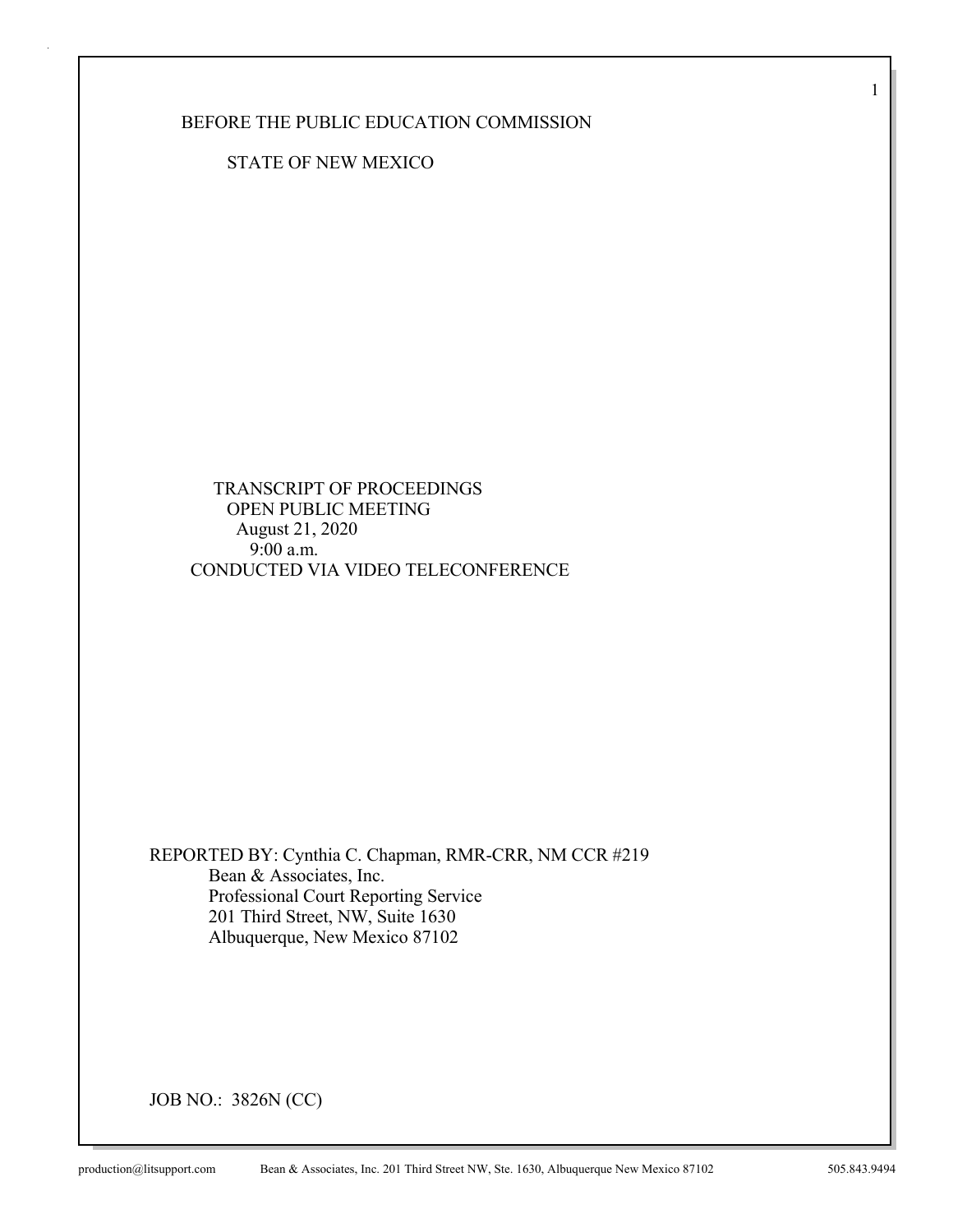BEFORE THE PUBLIC EDUCATION COMMISSION

STATE OF NEW MEXICO

TRANSCRIPT OF PROCEEDINGS
OPEN PUBLIC MEETING
August 21, 2020
9:00 a.m.
CONDUCTED VIA VIDEO TELECONFERENCE

REPORTED BY: Cynthia C. Chapman, RMR-CRR, NM CCR #219
Bean & Associates, Inc.
Professional Court Reporting Service
201 Third Street, NW, Suite 1630
Albuquerque, New Mexico 87102

JOB NO.: 3826N (CC)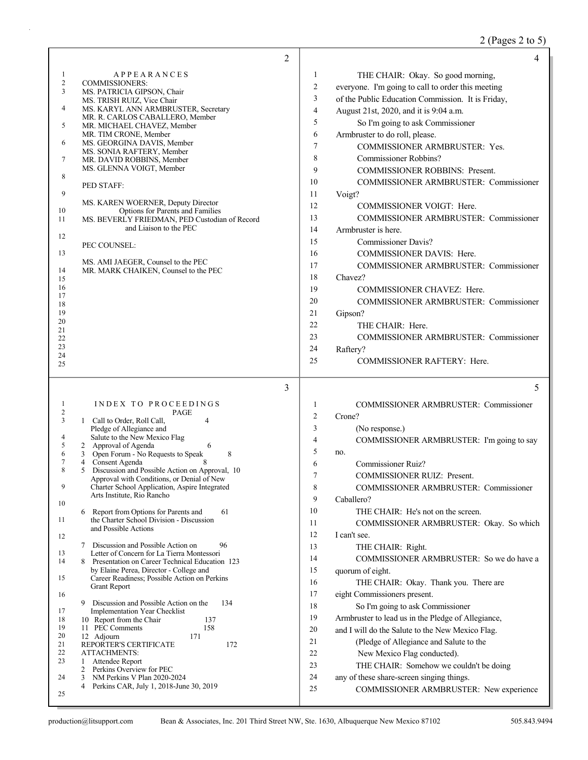## APPEARANCES

COMMISSIONERS:

MS. PATRICIA GIPSON, Chair
MS. TRISH RUIZ, Vice Chair
MS. KARYL ANN ARMBRUSTER, Secretary
MR. R. CARLOS CABALLERO, Member
MR. MICHAEL CHAVEZ, Member
MR. TIM CRONE, Member
MS. GEORGINA DAVIS, Member
MS. SONIA RAFTERY, Member
MR. DAVID ROBBINS, Member
MS. GLENNA VOIGT, Member

PED STAFF:

MS. KAREN WOERNER, Deputy Director Options for Parents and Families
MS. BEVERLY FRIEDMAN, PED Custodian of Record and Liaison to the PEC

PEC COUNSEL:

MS. AMI JAEGER, Counsel to the PEC
MR. MARK CHAIKEN, Counsel to the PEC

## INDEX TO PROCEEDINGS

| | PAGE |
|---|---|
| 1 Call to Order, Roll Call, Pledge of Allegiance and Salute to the New Mexico Flag | 4 |
| 2 Approval of Agenda | 6 |
| 3 Open Forum - No Requests to Speak | 8 |
| 4 Consent Agenda | 8 |
| 5 Discussion and Possible Action on Approval, Approval with Conditions, or Denial of New Charter School Application, Aspire Integrated Arts Institute, Rio Rancho | 10 |
| 6 Report from Options for Parents and the Charter School Division - Discussion and Possible Actions | 61 |
| 7 Discussion and Possible Action on Letter of Concern for La Tierra Montessori | 96 |
| 8 Presentation on Career Technical Education by Elaine Perea, Director - College and Career Readiness; Possible Action on Perkins Grant Report | 123 |
| 9 Discussion and Possible Action on the Implementation Year Checklist | 134 |
| 10 Report from the Chair | 137 |
| 11 PEC Comments | 158 |
| 12 Adjourn | 171 |
| REPORTER'S CERTIFICATE | 172 |

ATTACHMENTS:

1 Attendee Report
2 Perkins Overview for PEC
3 NM Perkins V Plan 2020-2024
4 Perkins CAR, July 1, 2018-June 30, 2019

THE CHAIR: Okay. So good morning, everyone. I'm going to call to order this meeting of the Public Education Commission. It is Friday, August 21st, 2020, and it is 9:04 a.m.

So I'm going to ask Commissioner Armbruster to do roll, please.

COMMISSIONER ARMBRUSTER: Yes. Commissioner Robbins?

COMMISSIONER ROBBINS: Present.

COMMISSIONER ARMBRUSTER: Commissioner Voigt?

COMMISSIONER VOIGT: Here.

COMMISSIONER ARMBRUSTER: Commissioner Armbruster is here.

Commissioner Davis?

COMMISSIONER DAVIS: Here.

COMMISSIONER ARMBRUSTER: Commissioner Chavez?

COMMISSIONER CHAVEZ: Here.

COMMISSIONER ARMBRUSTER: Commissioner Gipson?

THE CHAIR: Here.

COMMISSIONER ARMBRUSTER: Commissioner Raftery?

COMMISSIONER RAFTERY: Here.

COMMISSIONER ARMBRUSTER: Commissioner Crone?

(No response.)

COMMISSIONER ARMBRUSTER: I'm going to say no.

Commissioner Ruiz?

COMMISSIONER RUIZ: Present.

COMMISSIONER ARMBRUSTER: Commissioner Caballero?

THE CHAIR: He's not on the screen.

COMMISSIONER ARMBRUSTER: Okay. So which I can't see.

THE CHAIR: Right.

COMMISSIONER ARMBRUSTER: So we do have a quorum of eight.

THE CHAIR: Okay. Thank you. There are eight Commissioners present.

So I'm going to ask Commissioner Armbruster to lead us in the Pledge of Allegiance, and I will do the Salute to the New Mexico Flag.

(Pledge of Allegiance and Salute to the New Mexico Flag conducted).

THE CHAIR: Somehow we couldn't be doing any of these share-screen singing things.

COMMISSIONER ARMBRUSTER: New experience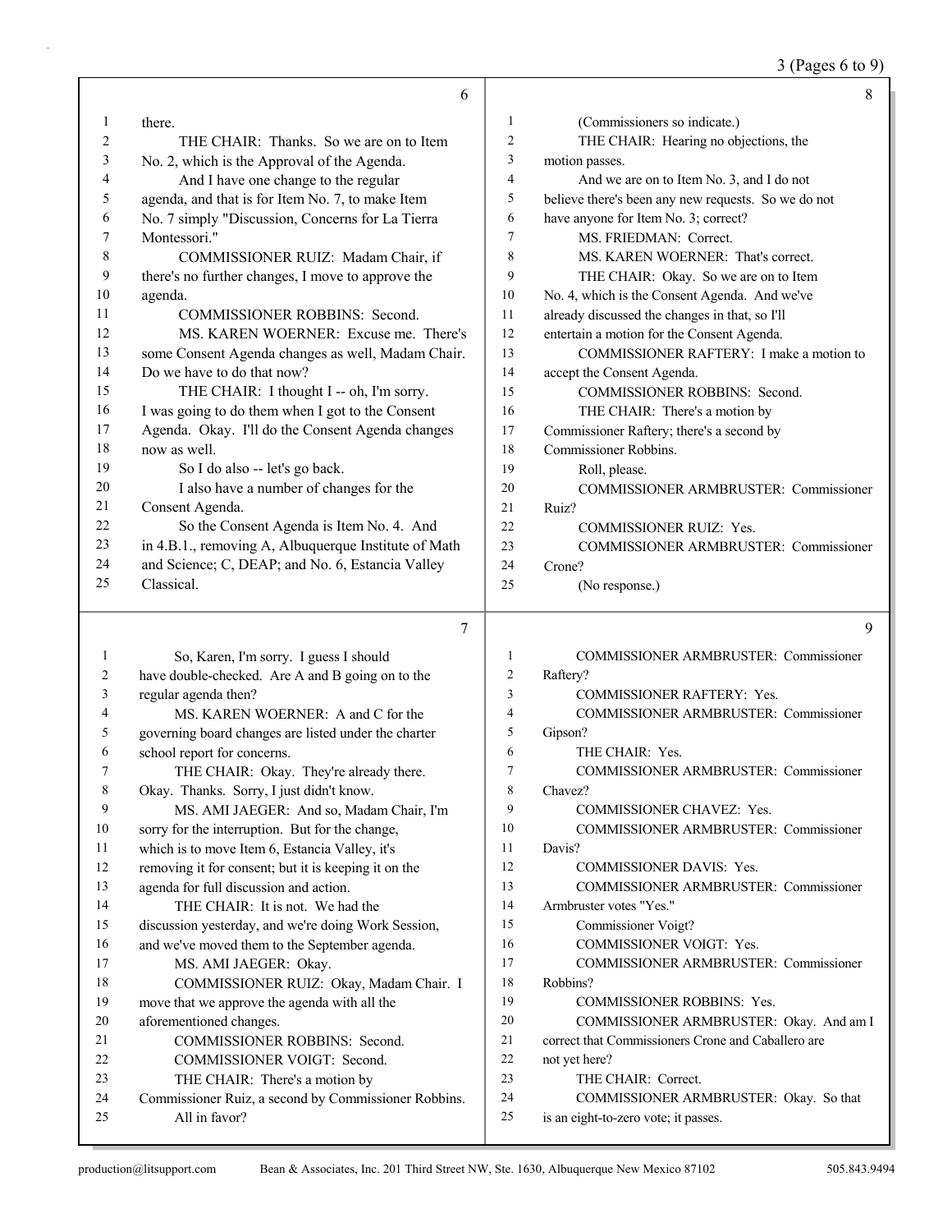there.

THE CHAIR: Thanks. So we are on to Item No. 2, which is the Approval of the Agenda.

And I have one change to the regular agenda, and that is for Item No. 7, to make Item No. 7 simply "Discussion, Concerns for La Tierra Montessori."

COMMISSIONER RUIZ: Madam Chair, if there's no further changes, I move to approve the agenda.

COMMISSIONER ROBBINS: Second.

MS. KAREN WOERNER: Excuse me. There's some Consent Agenda changes as well, Madam Chair. Do we have to do that now?

THE CHAIR: I thought I -- oh, I'm sorry. I was going to do them when I got to the Consent Agenda. Okay. I'll do the Consent Agenda changes now as well.

So I do also -- let's go back.

I also have a number of changes for the Consent Agenda.

So the Consent Agenda is Item No. 4. And in 4.B.1., removing A, Albuquerque Institute of Math and Science; C, DEAP; and No. 6, Estancia Valley Classical.

So, Karen, I'm sorry. I guess I should have double-checked. Are A and B going on to the regular agenda then?

MS. KAREN WOERNER: A and C for the governing board changes are listed under the charter school report for concerns.

THE CHAIR: Okay. They're already there. Okay. Thanks. Sorry, I just didn't know.

MS. AMI JAEGER: And so, Madam Chair, I'm sorry for the interruption. But for the change, which is to move Item 6, Estancia Valley, it's removing it for consent; but it is keeping it on the agenda for full discussion and action.

THE CHAIR: It is not. We had the discussion yesterday, and we're doing Work Session, and we've moved them to the September agenda.

MS. AMI JAEGER: Okay.

COMMISSIONER RUIZ: Okay, Madam Chair. I move that we approve the agenda with all the aforementioned changes.

COMMISSIONER ROBBINS: Second.

COMMISSIONER VOIGT: Second.

THE CHAIR: There's a motion by Commissioner Ruiz, a second by Commissioner Robbins.

All in favor?

(Commissioners so indicate.)

THE CHAIR: Hearing no objections, the motion passes.

And we are on to Item No. 3, and I do not believe there's been any new requests. So we do not have anyone for Item No. 3; correct?

MS. FRIEDMAN: Correct.

MS. KAREN WOERNER: That's correct.

THE CHAIR: Okay. So we are on to Item No. 4, which is the Consent Agenda. And we've already discussed the changes in that, so I'll entertain a motion for the Consent Agenda.

COMMISSIONER RAFTERY: I make a motion to accept the Consent Agenda.

COMMISSIONER ROBBINS: Second.

THE CHAIR: There's a motion by Commissioner Raftery; there's a second by Commissioner Robbins.

Roll, please.

COMMISSIONER ARMBRUSTER: Commissioner Ruiz?

COMMISSIONER RUIZ: Yes.

COMMISSIONER ARMBRUSTER: Commissioner Crone?

(No response.)

COMMISSIONER ARMBRUSTER: Commissioner Raftery?

COMMISSIONER RAFTERY: Yes.

COMMISSIONER ARMBRUSTER: Commissioner Gipson?

THE CHAIR: Yes.

COMMISSIONER ARMBRUSTER: Commissioner Chavez?

COMMISSIONER CHAVEZ: Yes.

COMMISSIONER ARMBRUSTER: Commissioner Davis?

COMMISSIONER DAVIS: Yes.

COMMISSIONER ARMBRUSTER: Commissioner Armbruster votes "Yes."

Commissioner Voigt?

COMMISSIONER VOIGT: Yes.

COMMISSIONER ARMBRUSTER: Commissioner Robbins?

COMMISSIONER ROBBINS: Yes.

COMMISSIONER ARMBRUSTER: Okay. And am I correct that Commissioners Crone and Caballero are not yet here?

THE CHAIR: Correct.

COMMISSIONER ARMBRUSTER: Okay. So that is an eight-to-zero vote; it passes.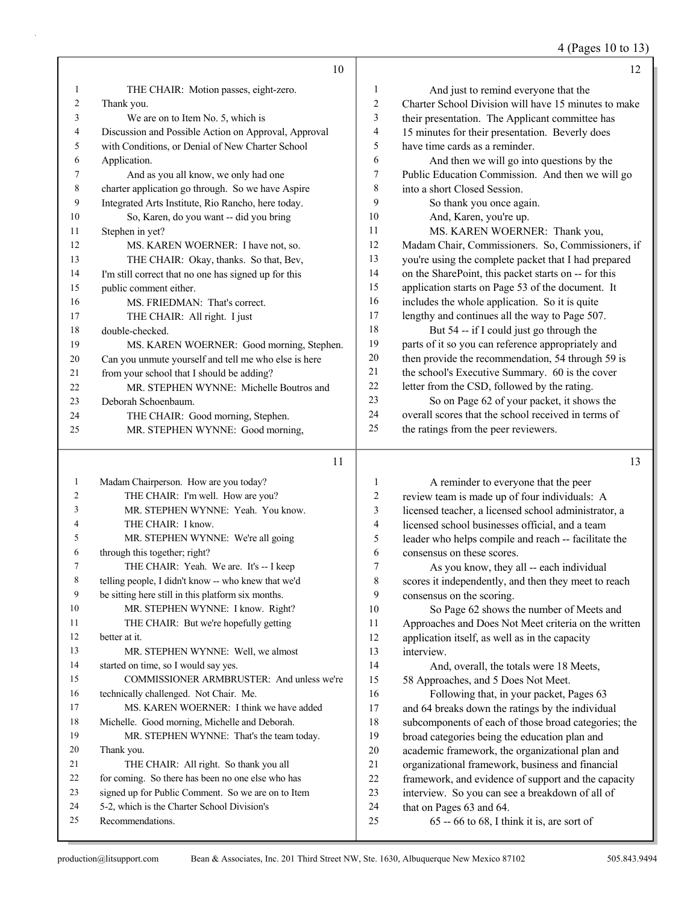10

1 THE CHAIR: Motion passes, eight-zero.
2 Thank you.
3 We are on to Item No. 5, which is
4 Discussion and Possible Action on Approval, Approval
5 with Conditions, or Denial of New Charter School
6 Application.
7 And as you all know, we only had one
8 charter application go through. So we have Aspire
9 Integrated Arts Institute, Rio Rancho, here today.
10 So, Karen, do you want -- did you bring
11 Stephen in yet?
12 MS. KAREN WOERNER: I have not, so.
13 THE CHAIR: Okay, thanks. So that, Bev,
14 I'm still correct that no one has signed up for this
15 public comment either.
16 MS. FRIEDMAN: That's correct.
17 THE CHAIR: All right. I just
18 double-checked.
19 MS. KAREN WOERNER: Good morning, Stephen.
20 Can you unmute yourself and tell me who else is here
21 from your school that I should be adding?
22 MR. STEPHEN WYNNE: Michelle Boutros and
23 Deborah Schoenbaum.
24 THE CHAIR: Good morning, Stephen.
25 MR. STEPHEN WYNNE: Good morning,

11

1 Madam Chairperson. How are you today?
2 THE CHAIR: I'm well. How are you?
3 MR. STEPHEN WYNNE: Yeah. You know.
4 THE CHAIR: I know.
5 MR. STEPHEN WYNNE: We're all going
6 through this together; right?
7 THE CHAIR: Yeah. We are. It's -- I keep
8 telling people, I didn't know -- who knew that we'd
9 be sitting here still in this platform six months.
10 MR. STEPHEN WYNNE: I know. Right?
11 THE CHAIR: But we're hopefully getting
12 better at it.
13 MR. STEPHEN WYNNE: Well, we almost
14 started on time, so I would say yes.
15 COMMISSIONER ARMBRUSTER: And unless we're
16 technically challenged. Not Chair. Me.
17 MS. KAREN WOERNER: I think we have added
18 Michelle. Good morning, Michelle and Deborah.
19 MR. STEPHEN WYNNE: That's the team today.
20 Thank you.
21 THE CHAIR: All right. So thank you all
22 for coming. So there has been no one else who has
23 signed up for Public Comment. So we are on to Item
24 5-2, which is the Charter School Division's
25 Recommendations.

12

1 And just to remind everyone that the
2 Charter School Division will have 15 minutes to make
3 their presentation. The Applicant committee has
4 15 minutes for their presentation. Beverly does
5 have time cards as a reminder.
6 And then we will go into questions by the
7 Public Education Commission. And then we will go
8 into a short Closed Session.
9 So thank you once again.
10 And, Karen, you're up.
11 MS. KAREN WOERNER: Thank you,
12 Madam Chair, Commissioners. So, Commissioners, if
13 you're using the complete packet that I had prepared
14 on the SharePoint, this packet starts on -- for this
15 application starts on Page 53 of the document. It
16 includes the whole application. So it is quite
17 lengthy and continues all the way to Page 507.
18 But 54 -- if I could just go through the
19 parts of it so you can reference appropriately and
20 then provide the recommendation, 54 through 59 is
21 the school's Executive Summary. 60 is the cover
22 letter from the CSD, followed by the rating.
23 So on Page 62 of your packet, it shows the
24 overall scores that the school received in terms of
25 the ratings from the peer reviewers.

13

1 A reminder to everyone that the peer
2 review team is made up of four individuals: A
3 licensed teacher, a licensed school administrator, a
4 licensed school businesses official, and a team
5 leader who helps compile and reach -- facilitate the
6 consensus on these scores.
7 As you know, they all -- each individual
8 scores it independently, and then they meet to reach
9 consensus on the scoring.
10 So Page 62 shows the number of Meets and
11 Approaches and Does Not Meet criteria on the written
12 application itself, as well as in the capacity
13 interview.
14 And, overall, the totals were 18 Meets,
15 58 Approaches, and 5 Does Not Meet.
16 Following that, in your packet, Pages 63
17 and 64 breaks down the ratings by the individual
18 subcomponents of each of those broad categories; the
19 broad categories being the education plan and
20 academic framework, the organizational plan and
21 organizational framework, business and financial
22 framework, and evidence of support and the capacity
23 interview. So you can see a breakdown of all of
24 that on Pages 63 and 64.
25 65 -- 66 to 68, I think it is, are sort of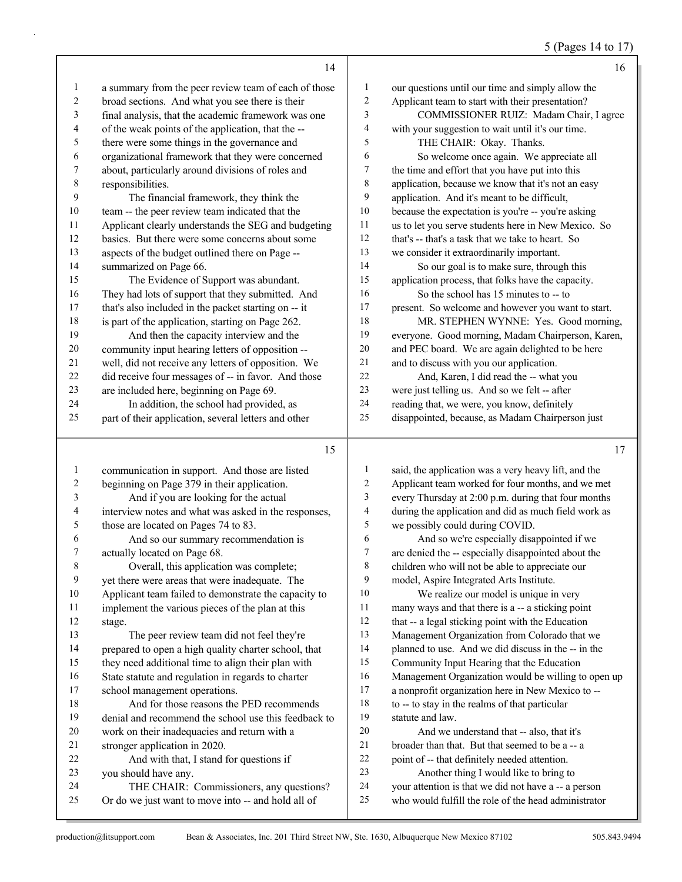a summary from the peer review team of each of those broad sections. And what you see there is their final analysis, that the academic framework was one of the weak points of the application, that the -- there were some things in the governance and organizational framework that they were concerned about, particularly around divisions of roles and responsibilities.

The financial framework, they think the team -- the peer review team indicated that the Applicant clearly understands the SEG and budgeting basics. But there were some concerns about some aspects of the budget outlined there on Page -- summarized on Page 66.

The Evidence of Support was abundant. They had lots of support that they submitted. And that's also included in the packet starting on -- it is part of the application, starting on Page 262.

And then the capacity interview and the community input hearing letters of opposition -- well, did not receive any letters of opposition. We did receive four messages of -- in favor. And those are included here, beginning on Page 69.

In addition, the school had provided, as part of their application, several letters and other communication in support. And those are listed beginning on Page 379 in their application.

And if you are looking for the actual interview notes and what was asked in the responses, those are located on Pages 74 to 83.

And so our summary recommendation is actually located on Page 68.

Overall, this application was complete; yet there were areas that were inadequate. The Applicant team failed to demonstrate the capacity to implement the various pieces of the plan at this stage.

The peer review team did not feel they're prepared to open a high quality charter school, that they need additional time to align their plan with State statute and regulation in regards to charter school management operations.

And for those reasons the PED recommends denial and recommend the school use this feedback to work on their inadequacies and return with a stronger application in 2020.

And with that, I stand for questions if you should have any.

THE CHAIR: Commissioners, any questions? Or do we just want to move into -- and hold all of our questions until our time and simply allow the Applicant team to start with their presentation?

COMMISSIONER RUIZ: Madam Chair, I agree with your suggestion to wait until it's our time.

THE CHAIR: Okay. Thanks.

So welcome once again. We appreciate all the time and effort that you have put into this application, because we know that it's not an easy application. And it's meant to be difficult, because the expectation is you're -- you're asking us to let you serve students here in New Mexico. So that's -- that's a task that we take to heart. So we consider it extraordinarily important.

So our goal is to make sure, through this application process, that folks have the capacity.

So the school has 15 minutes to -- to present. So welcome and however you want to start.

MR. STEPHEN WYNNE: Yes. Good morning, everyone. Good morning, Madam Chairperson, Karen, and PEC board. We are again delighted to be here and to discuss with you our application.

And, Karen, I did read the -- what you were just telling us. And so we felt -- after reading that, we were, you know, definitely disappointed, because, as Madam Chairperson just said, the application was a very heavy lift, and the Applicant team worked for four months, and we met every Thursday at 2:00 p.m. during that four months during the application and did as much field work as we possibly could during COVID.

And so we're especially disappointed if we are denied the -- especially disappointed about the children who will not be able to appreciate our model, Aspire Integrated Arts Institute.

We realize our model is unique in very many ways and that there is a -- a sticking point that -- a legal sticking point with the Education Management Organization from Colorado that we planned to use. And we did discuss in the -- in the Community Input Hearing that the Education Management Organization would be willing to open up a nonprofit organization here in New Mexico to -- to -- to stay in the realms of that particular statute and law.

And we understand that -- also, that it's broader than that. But that seemed to be a -- a point of -- that definitely needed attention.

Another thing I would like to bring to your attention is that we did not have a -- a person who would fulfill the role of the head administrator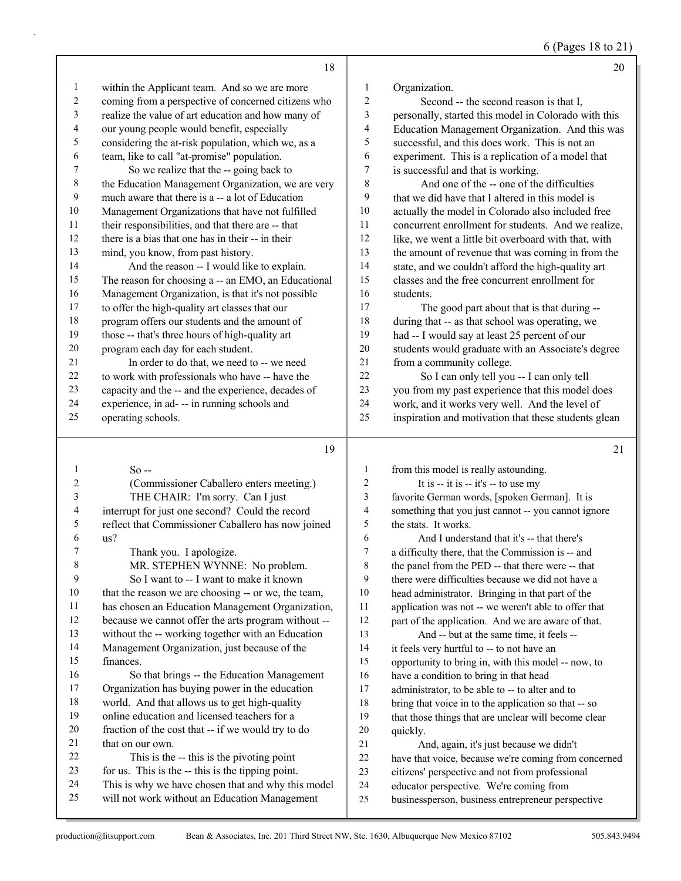within the Applicant team. And so we are more coming from a perspective of concerned citizens who realize the value of art education and how many of our young people would benefit, especially considering the at-risk population, which we, as a team, like to call "at-promise" population.

So we realize that the -- going back to the Education Management Organization, we are very much aware that there is a -- a lot of Education Management Organizations that have not fulfilled their responsibilities, and that there are -- that there is a bias that one has in their -- in their mind, you know, from past history.

And the reason -- I would like to explain. The reason for choosing a -- an EMO, an Educational Management Organization, is that it's not possible to offer the high-quality art classes that our program offers our students and the amount of those -- that's three hours of high-quality art program each day for each student.

In order to do that, we need to -- we need to work with professionals who have -- have the capacity and the -- and the experience, decades of experience, in ad- -- in running schools and operating schools.

So --

(Commissioner Caballero enters meeting.)

THE CHAIR: I'm sorry. Can I just interrupt for just one second? Could the record reflect that Commissioner Caballero has now joined us?

Thank you. I apologize.

MR. STEPHEN WYNNE: No problem.

So I want to -- I want to make it known that the reason we are choosing -- or we, the team, has chosen an Education Management Organization, because we cannot offer the arts program without -- without the -- working together with an Education Management Organization, just because of the finances.

So that brings -- the Education Management Organization has buying power in the education world. And that allows us to get high-quality online education and licensed teachers for a fraction of the cost that -- if we would try to do that on our own.

This is the -- this is the pivoting point for us. This is the -- this is the tipping point. This is why we have chosen that and why this model will not work without an Education Management Organization.

Second -- the second reason is that I, personally, started this model in Colorado with this Education Management Organization. And this was successful, and this does work. This is not an experiment. This is a replication of a model that is successful and that is working.

And one of the -- one of the difficulties that we did have that I altered in this model is actually the model in Colorado also included free concurrent enrollment for students. And we realize, like, we went a little bit overboard with that, with the amount of revenue that was coming in from the state, and we couldn't afford the high-quality art classes and the free concurrent enrollment for students.

The good part about that is that during -- during that -- as that school was operating, we had -- I would say at least 25 percent of our students would graduate with an Associate's degree from a community college.

So I can only tell you -- I can only tell you from my past experience that this model does work, and it works very well. And the level of inspiration and motivation that these students glean from this model is really astounding.

It is -- it is -- it's -- to use my favorite German words, [spoken German]. It is something that you just cannot -- you cannot ignore the stats. It works.

And I understand that it's -- that there's a difficulty there, that the Commission is -- and the panel from the PED -- that there were -- that there were difficulties because we did not have a head administrator. Bringing in that part of the application was not -- we weren't able to offer that part of the application. And we are aware of that.

And -- but at the same time, it feels -- it feels very hurtful to -- to not have an opportunity to bring in, with this model -- now, to have a condition to bring in that head administrator, to be able to -- to alter and to bring that voice in to the application so that -- so that those things that are unclear will become clear quickly.

And, again, it's just because we didn't have that voice, because we're coming from concerned citizens' perspective and not from professional educator perspective. We're coming from businessperson, business entrepreneur perspective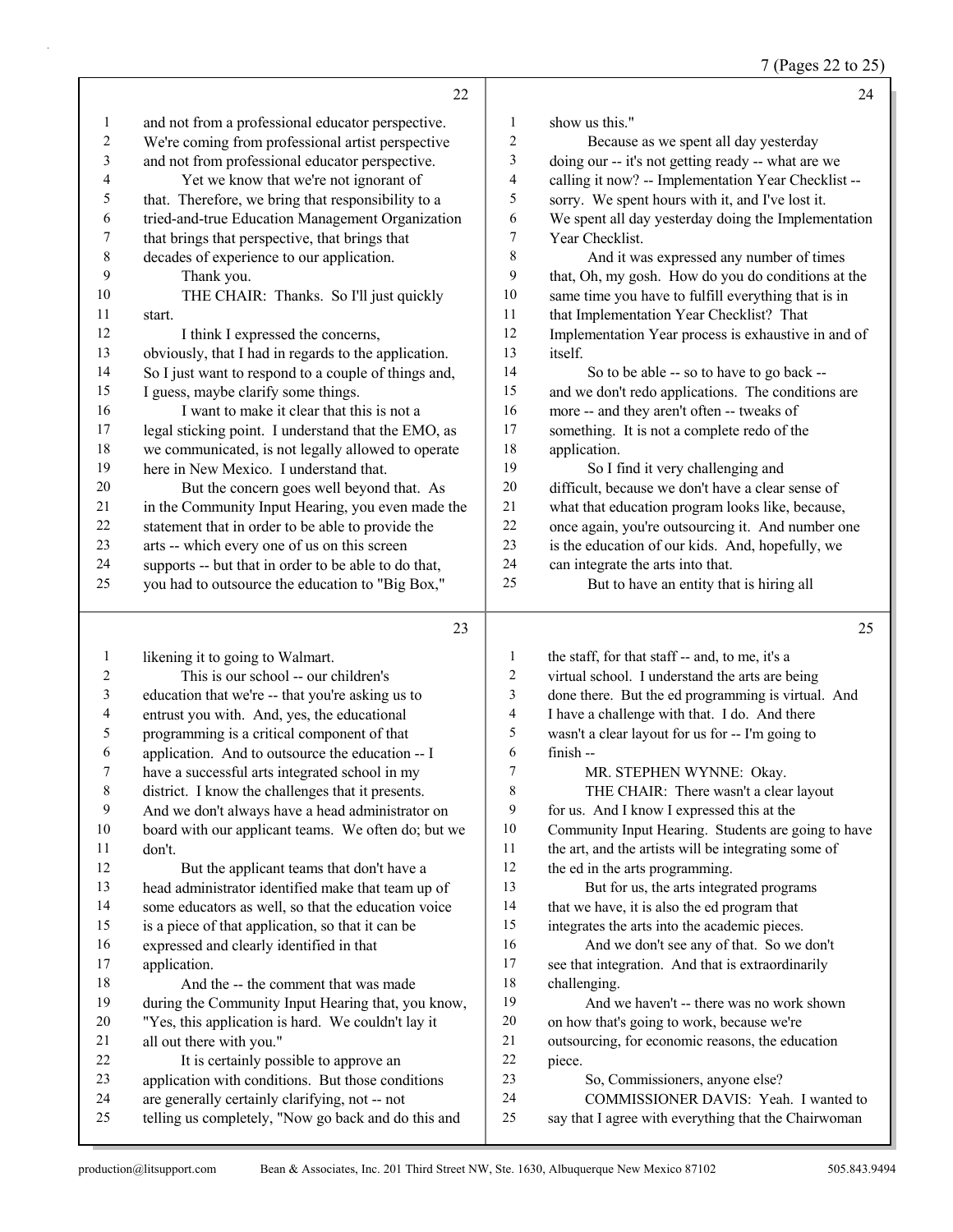22

1 and not from a professional educator perspective.
2 We're coming from professional artist perspective
3 and not from professional educator perspective.
4 Yet we know that we're not ignorant of
5 that. Therefore, we bring that responsibility to a
6 tried-and-true Education Management Organization
7 that brings that perspective, that brings that
8 decades of experience to our application.
9 Thank you.
10 THE CHAIR: Thanks. So I'll just quickly
11 start.
12 I think I expressed the concerns,
13 obviously, that I had in regards to the application.
14 So I just want to respond to a couple of things and,
15 I guess, maybe clarify some things.
16 I want to make it clear that this is not a
17 legal sticking point. I understand that the EMO, as
18 we communicated, is not legally allowed to operate
19 here in New Mexico. I understand that.
20 But the concern goes well beyond that. As
21 in the Community Input Hearing, you even made the
22 statement that in order to be able to provide the
23 arts -- which every one of us on this screen
24 supports -- but that in order to be able to do that,
25 you had to outsource the education to "Big Box,"

23

1 likening it to going to Walmart.
2 This is our school -- our children's
3 education that we're -- that you're asking us to
4 entrust you with. And, yes, the educational
5 programming is a critical component of that
6 application. And to outsource the education -- I
7 have a successful arts integrated school in my
8 district. I know the challenges that it presents.
9 And we don't always have a head administrator on
10 board with our applicant teams. We often do; but we
11 don't.
12 But the applicant teams that don't have a
13 head administrator identified make that team up of
14 some educators as well, so that the education voice
15 is a piece of that application, so that it can be
16 expressed and clearly identified in that
17 application.
18 And the -- the comment that was made
19 during the Community Input Hearing that, you know,
20 "Yes, this application is hard. We couldn't lay it
21 all out there with you."
22 It is certainly possible to approve an
23 application with conditions. But those conditions
24 are generally certainly clarifying, not -- not
25 telling us completely, "Now go back and do this and

24

1 show us this."
2 Because as we spent all day yesterday
3 doing our -- it's not getting ready -- what are we
4 calling it now? -- Implementation Year Checklist --
5 sorry. We spent hours with it, and I've lost it.
6 We spent all day yesterday doing the Implementation
7 Year Checklist.
8 And it was expressed any number of times
9 that, Oh, my gosh. How do you do conditions at the
10 same time you have to fulfill everything that is in
11 that Implementation Year Checklist? That
12 Implementation Year process is exhaustive in and of
13 itself.
14 So to be able -- so to have to go back --
15 and we don't redo applications. The conditions are
16 more -- and they aren't often -- tweaks of
17 something. It is not a complete redo of the
18 application.
19 So I find it very challenging and
20 difficult, because we don't have a clear sense of
21 what that education program looks like, because,
22 once again, you're outsourcing it. And number one
23 is the education of our kids. And, hopefully, we
24 can integrate the arts into that.
25 But to have an entity that is hiring all

25

1 the staff, for that staff -- and, to me, it's a
2 virtual school. I understand the arts are being
3 done there. But the ed programming is virtual. And
4 I have a challenge with that. I do. And there
5 wasn't a clear layout for us for -- I'm going to
6 finish --
7 MR. STEPHEN WYNNE: Okay.
8 THE CHAIR: There wasn't a clear layout
9 for us. And I know I expressed this at the
10 Community Input Hearing. Students are going to have
11 the art, and the artists will be integrating some of
12 the ed in the arts programming.
13 But for us, the arts integrated programs
14 that we have, it is also the ed program that
15 integrates the arts into the academic pieces.
16 And we don't see any of that. So we don't
17 see that integration. And that is extraordinarily
18 challenging.
19 And we haven't -- there was no work shown
20 on how that's going to work, because we're
21 outsourcing, for economic reasons, the education
22 piece.
23 So, Commissioners, anyone else?
24 COMMISSIONER DAVIS: Yeah. I wanted to
25 say that I agree with everything that the Chairwoman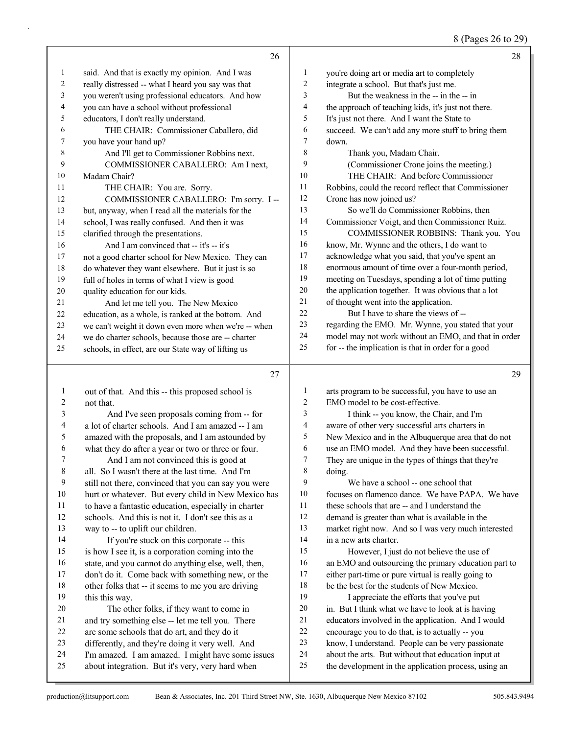said. And that is exactly my opinion. And I was really distressed -- what I heard you say was that you weren't using professional educators. And how you can have a school without professional educators, I don't really understand.

THE CHAIR: Commissioner Caballero, did you have your hand up?

And I'll get to Commissioner Robbins next.

COMMISSIONER CABALLERO: Am I next, Madam Chair?

THE CHAIR: You are. Sorry.

COMMISSIONER CABALLERO: I'm sorry. I -- but, anyway, when I read all the materials for the school, I was really confused. And then it was clarified through the presentations.

And I am convinced that -- it's -- it's not a good charter school for New Mexico. They can do whatever they want elsewhere. But it just is so full of holes in terms of what I view is good quality education for our kids.

And let me tell you. The New Mexico education, as a whole, is ranked at the bottom. And we can't weight it down even more when we're -- when we do charter schools, because those are -- charter schools, in effect, are our State way of lifting us out of that. And this -- this proposed school is not that.

And I've seen proposals coming from -- for a lot of charter schools. And I am amazed -- I am amazed with the proposals, and I am astounded by what they do after a year or two or three or four.

And I am not convinced this is good at all. So I wasn't there at the last time. And I'm still not there, convinced that you can say you were hurt or whatever. But every child in New Mexico has to have a fantastic education, especially in charter schools. And this is not it. I don't see this as a way to -- to uplift our children.

If you're stuck on this corporate -- this is how I see it, is a corporation coming into the state, and you cannot do anything else, well, then, don't do it. Come back with something new, or the other folks that -- it seems to me you are driving this this way.

The other folks, if they want to come in and try something else -- let me tell you. There are some schools that do art, and they do it differently, and they're doing it very well. And I'm amazed. I am amazed. I might have some issues about integration. But it's very, very hard when you're doing art or media art to completely integrate a school. But that's just me.

But the weakness in the -- in the -- in the approach of teaching kids, it's just not there. It's just not there. And I want the State to succeed. We can't add any more stuff to bring them down.

Thank you, Madam Chair.

(Commissioner Crone joins the meeting.)

THE CHAIR: And before Commissioner Robbins, could the record reflect that Commissioner Crone has now joined us?

So we'll do Commissioner Robbins, then Commissioner Voigt, and then Commissioner Ruiz.

COMMISSIONER ROBBINS: Thank you. You know, Mr. Wynne and the others, I do want to acknowledge what you said, that you've spent an enormous amount of time over a four-month period, meeting on Tuesdays, spending a lot of time putting the application together. It was obvious that a lot of thought went into the application.

But I have to share the views of -- regarding the EMO. Mr. Wynne, you stated that your model may not work without an EMO, and that in order for -- the implication is that in order for a good arts program to be successful, you have to use an EMO model to be cost-effective.

I think -- you know, the Chair, and I'm aware of other very successful arts charters in New Mexico and in the Albuquerque area that do not use an EMO model. And they have been successful. They are unique in the types of things that they're doing.

We have a school -- one school that focuses on flamenco dance. We have PAPA. We have these schools that are -- and I understand the demand is greater than what is available in the market right now. And so I was very much interested in a new arts charter.

However, I just do not believe the use of an EMO and outsourcing the primary education part to either part-time or pure virtual is really going to be the best for the students of New Mexico.

I appreciate the efforts that you've put in. But I think what we have to look at is having educators involved in the application. And I would encourage you to do that, is to actually -- you know, I understand. People can be very passionate about the arts. But without that education input at the development in the application process, using an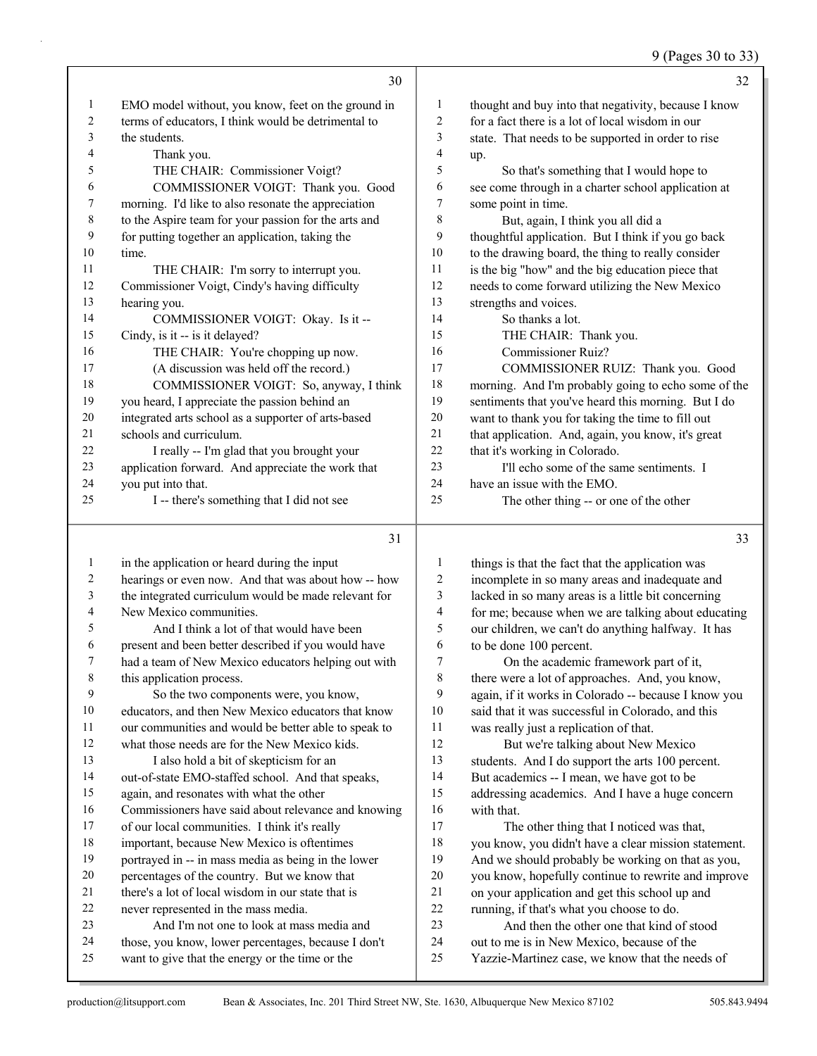**Page 30**

1 EMO model without, you know, feet on the ground in
2 terms of educators, I think would be detrimental to
3 the students.
4 Thank you.
5 THE CHAIR: Commissioner Voigt?
6 COMMISSIONER VOIGT: Thank you. Good
7 morning. I'd like to also resonate the appreciation
8 to the Aspire team for your passion for the arts and
9 for putting together an application, taking the
10 time.
11 THE CHAIR: I'm sorry to interrupt you.
12 Commissioner Voigt, Cindy's having difficulty
13 hearing you.
14 COMMISSIONER VOIGT: Okay. Is it --
15 Cindy, is it -- is it delayed?
16 THE CHAIR: You're chopping up now.
17 (A discussion was held off the record.)
18 COMMISSIONER VOIGT: So, anyway, I think
19 you heard, I appreciate the passion behind an
20 integrated arts school as a supporter of arts-based
21 schools and curriculum.
22 I really -- I'm glad that you brought your
23 application forward. And appreciate the work that
24 you put into that.
25 I -- there's something that I did not see

**Page 31**

1 in the application or heard during the input
2 hearings or even now. And that was about how -- how
3 the integrated curriculum would be made relevant for
4 New Mexico communities.
5 And I think a lot of that would have been
6 present and been better described if you would have
7 had a team of New Mexico educators helping out with
8 this application process.
9 So the two components were, you know,
10 educators, and then New Mexico educators that know
11 our communities and would be better able to speak to
12 what those needs are for the New Mexico kids.
13 I also hold a bit of skepticism for an
14 out-of-state EMO-staffed school. And that speaks,
15 again, and resonates with what the other
16 Commissioners have said about relevance and knowing
17 of our local communities. I think it's really
18 important, because New Mexico is oftentimes
19 portrayed in -- in mass media as being in the lower
20 percentages of the country. But we know that
21 there's a lot of local wisdom in our state that is
22 never represented in the mass media.
23 And I'm not one to look at mass media and
24 those, you know, lower percentages, because I don't
25 want to give that the energy or the time or the

**Page 32**

1 thought and buy into that negativity, because I know
2 for a fact there is a lot of local wisdom in our
3 state. That needs to be supported in order to rise
4 up.
5 So that's something that I would hope to
6 see come through in a charter school application at
7 some point in time.
8 But, again, I think you all did a
9 thoughtful application. But I think if you go back
10 to the drawing board, the thing to really consider
11 is the big "how" and the big education piece that
12 needs to come forward utilizing the New Mexico
13 strengths and voices.
14 So thanks a lot.
15 THE CHAIR: Thank you.
16 Commissioner Ruiz?
17 COMMISSIONER RUIZ: Thank you. Good
18 morning. And I'm probably going to echo some of the
19 sentiments that you've heard this morning. But I do
20 want to thank you for taking the time to fill out
21 that application. And, again, you know, it's great
22 that it's working in Colorado.
23 I'll echo some of the same sentiments. I
24 have an issue with the EMO.
25 The other thing -- or one of the other

**Page 33**

1 things is that the fact that the application was
2 incomplete in so many areas and inadequate and
3 lacked in so many areas is a little bit concerning
4 for me; because when we are talking about educating
5 our children, we can't do anything halfway. It has
6 to be done 100 percent.
7 On the academic framework part of it,
8 there were a lot of approaches. And, you know,
9 again, if it works in Colorado -- because I know you
10 said that it was successful in Colorado, and this
11 was really just a replication of that.
12 But we're talking about New Mexico
13 students. And I do support the arts 100 percent.
14 But academics -- I mean, we have got to be
15 addressing academics. And I have a huge concern
16 with that.
17 The other thing that I noticed was that,
18 you know, you didn't have a clear mission statement.
19 And we should probably be working on that as you,
20 you know, hopefully continue to rewrite and improve
21 on your application and get this school up and
22 running, if that's what you choose to do.
23 And then the other one that kind of stood
24 out to me is in New Mexico, because of the
25 Yazzie-Martinez case, we know that the needs of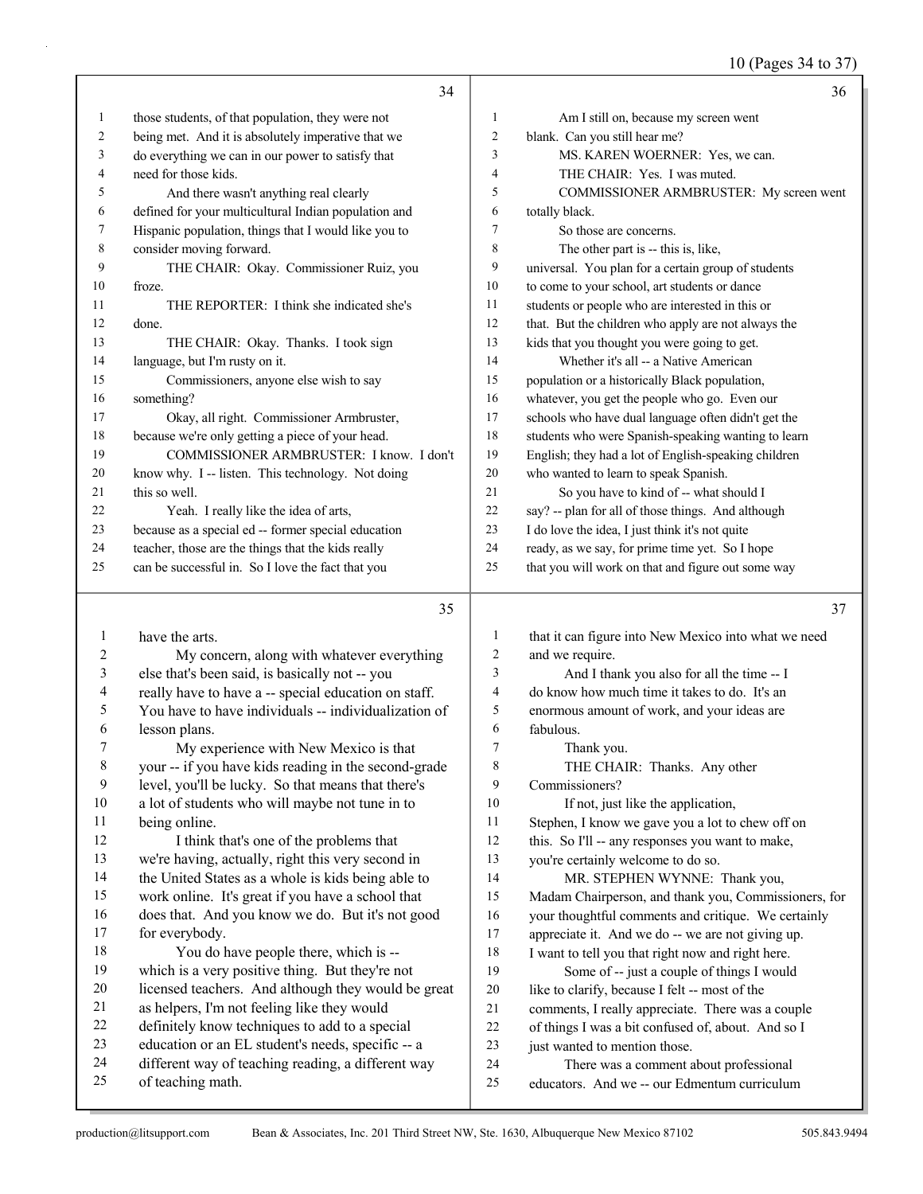**Page 34**

1 those students, of that population, they were not
2 being met. And it is absolutely imperative that we
3 do everything we can in our power to satisfy that
4 need for those kids.
5 And there wasn't anything real clearly
6 defined for your multicultural Indian population and
7 Hispanic population, things that I would like you to
8 consider moving forward.
9 THE CHAIR: Okay. Commissioner Ruiz, you
10 froze.
11 THE REPORTER: I think she indicated she's
12 done.
13 THE CHAIR: Okay. Thanks. I took sign
14 language, but I'm rusty on it.
15 Commissioners, anyone else wish to say
16 something?
17 Okay, all right. Commissioner Armbruster,
18 because we're only getting a piece of your head.
19 COMMISSIONER ARMBRUSTER: I know. I don't
20 know why. I -- listen. This technology. Not doing
21 this so well.
22 Yeah. I really like the idea of arts,
23 because as a special ed -- former special education
24 teacher, those are the things that the kids really
25 can be successful in. So I love the fact that you

**Page 35**

1 have the arts.
2 My concern, along with whatever everything
3 else that's been said, is basically not -- you
4 really have to have a -- special education on staff.
5 You have to have individuals -- individualization of
6 lesson plans.
7 My experience with New Mexico is that
8 your -- if you have kids reading in the second-grade
9 level, you'll be lucky. So that means that there's
10 a lot of students who will maybe not tune in to
11 being online.
12 I think that's one of the problems that
13 we're having, actually, right this very second in
14 the United States as a whole is kids being able to
15 work online. It's great if you have a school that
16 does that. And you know we do. But it's not good
17 for everybody.
18 You do have people there, which is --
19 which is a very positive thing. But they're not
20 licensed teachers. And although they would be great
21 as helpers, I'm not feeling like they would
22 definitely know techniques to add to a special
23 education or an EL student's needs, specific -- a
24 different way of teaching reading, a different way
25 of teaching math.

**Page 36**

1 Am I still on, because my screen went
2 blank. Can you still hear me?
3 MS. KAREN WOERNER: Yes, we can.
4 THE CHAIR: Yes. I was muted.
5 COMMISSIONER ARMBRUSTER: My screen went
6 totally black.
7 So those are concerns.
8 The other part is -- this is, like,
9 universal. You plan for a certain group of students
10 to come to your school, art students or dance
11 students or people who are interested in this or
12 that. But the children who apply are not always the
13 kids that you thought you were going to get.
14 Whether it's all -- a Native American
15 population or a historically Black population,
16 whatever, you get the people who go. Even our
17 schools who have dual language often didn't get the
18 students who were Spanish-speaking wanting to learn
19 English; they had a lot of English-speaking children
20 who wanted to learn to speak Spanish.
21 So you have to kind of -- what should I
22 say? -- plan for all of those things. And although
23 I do love the idea, I just think it's not quite
24 ready, as we say, for prime time yet. So I hope
25 that you will work on that and figure out some way

**Page 37**

1 that it can figure into New Mexico into what we need
2 and we require.
3 And I thank you also for all the time -- I
4 do know how much time it takes to do. It's an
5 enormous amount of work, and your ideas are
6 fabulous.
7 Thank you.
8 THE CHAIR: Thanks. Any other
9 Commissioners?
10 If not, just like the application,
11 Stephen, I know we gave you a lot to chew off on
12 this. So I'll -- any responses you want to make,
13 you're certainly welcome to do so.
14 MR. STEPHEN WYNNE: Thank you,
15 Madam Chairperson, and thank you, Commissioners, for
16 your thoughtful comments and critique. We certainly
17 appreciate it. And we do -- we are not giving up.
18 I want to tell you that right now and right here.
19 Some of -- just a couple of things I would
20 like to clarify, because I felt -- most of the
21 comments, I really appreciate. There was a couple
22 of things I was a bit confused of, about. And so I
23 just wanted to mention those.
24 There was a comment about professional
25 educators. And we -- our Edmentum curriculum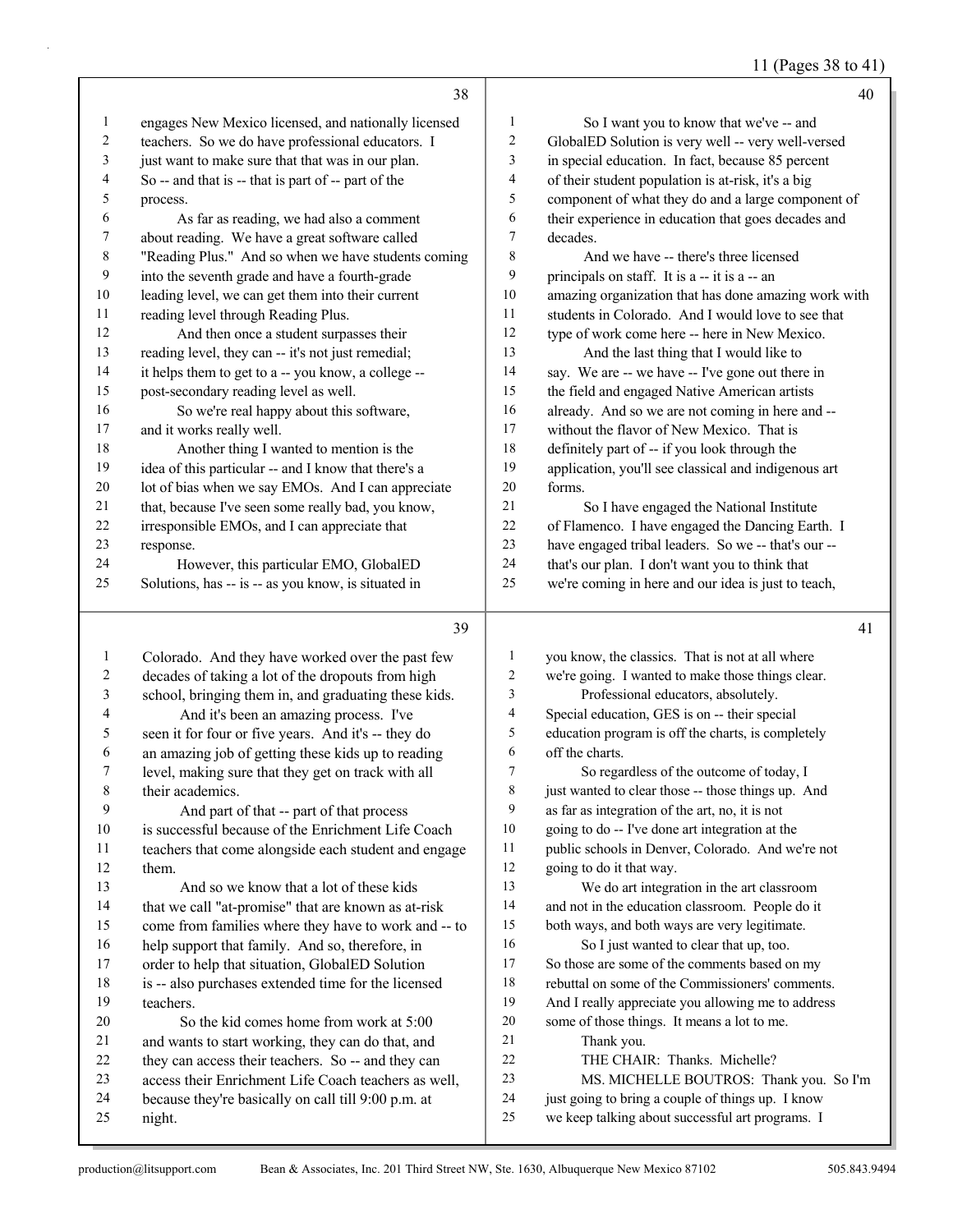engages New Mexico licensed, and nationally licensed teachers. So we do have professional educators. I just want to make sure that that was in our plan. So -- and that is -- that is part of -- part of the process.

As far as reading, we had also a comment about reading. We have a great software called "Reading Plus." And so when we have students coming into the seventh grade and have a fourth-grade leading level, we can get them into their current reading level through Reading Plus.

And then once a student surpasses their reading level, they can -- it's not just remedial; it helps them to get to a -- you know, a college -- post-secondary reading level as well.

So we're real happy about this software, and it works really well.

Another thing I wanted to mention is the idea of this particular -- and I know that there's a lot of bias when we say EMOs. And I can appreciate that, because I've seen some really bad, you know, irresponsible EMOs, and I can appreciate that response.

However, this particular EMO, GlobalED Solutions, has -- is -- as you know, is situated in Colorado. And they have worked over the past few decades of taking a lot of the dropouts from high school, bringing them in, and graduating these kids.

And it's been an amazing process. I've seen it for four or five years. And it's -- they do an amazing job of getting these kids up to reading level, making sure that they get on track with all their academics.

And part of that -- part of that process is successful because of the Enrichment Life Coach teachers that come alongside each student and engage them.

And so we know that a lot of these kids that we call "at-promise" that are known as at-risk come from families where they have to work and -- to help support that family. And so, therefore, in order to help that situation, GlobalED Solution is -- also purchases extended time for the licensed teachers.

So the kid comes home from work at 5:00 and wants to start working, they can do that, and they can access their teachers. So -- and they can access their Enrichment Life Coach teachers as well, because they're basically on call till 9:00 p.m. at night.

So I want you to know that we've -- and GlobalED Solution is very well -- very well-versed in special education. In fact, because 85 percent of their student population is at-risk, it's a big component of what they do and a large component of their experience in education that goes decades and decades.

And we have -- there's three licensed principals on staff. It is a -- it is a -- an amazing organization that has done amazing work with students in Colorado. And I would love to see that type of work come here -- here in New Mexico.

And the last thing that I would like to say. We are -- we have -- I've gone out there in the field and engaged Native American artists already. And so we are not coming in here and -- without the flavor of New Mexico. That is definitely part of -- if you look through the application, you'll see classical and indigenous art forms.

So I have engaged the National Institute of Flamenco. I have engaged the Dancing Earth. I have engaged tribal leaders. So we -- that's our -- that's our plan. I don't want you to think that we're coming in here and our idea is just to teach, you know, the classics. That is not at all where we're going. I wanted to make those things clear.

Professional educators, absolutely. Special education, GES is on -- their special education program is off the charts, is completely off the charts.

So regardless of the outcome of today, I just wanted to clear those -- those things up. And as far as integration of the art, no, it is not going to do -- I've done art integration at the public schools in Denver, Colorado. And we're not going to do it that way.

We do art integration in the art classroom and not in the education classroom. People do it both ways, and both ways are very legitimate.

So I just wanted to clear that up, too. So those are some of the comments based on my rebuttal on some of the Commissioners' comments. And I really appreciate you allowing me to address some of those things. It means a lot to me.

Thank you.

THE CHAIR: Thanks. Michelle?

MS. MICHELLE BOUTROS: Thank you. So I'm just going to bring a couple of things up. I know we keep talking about successful art programs. I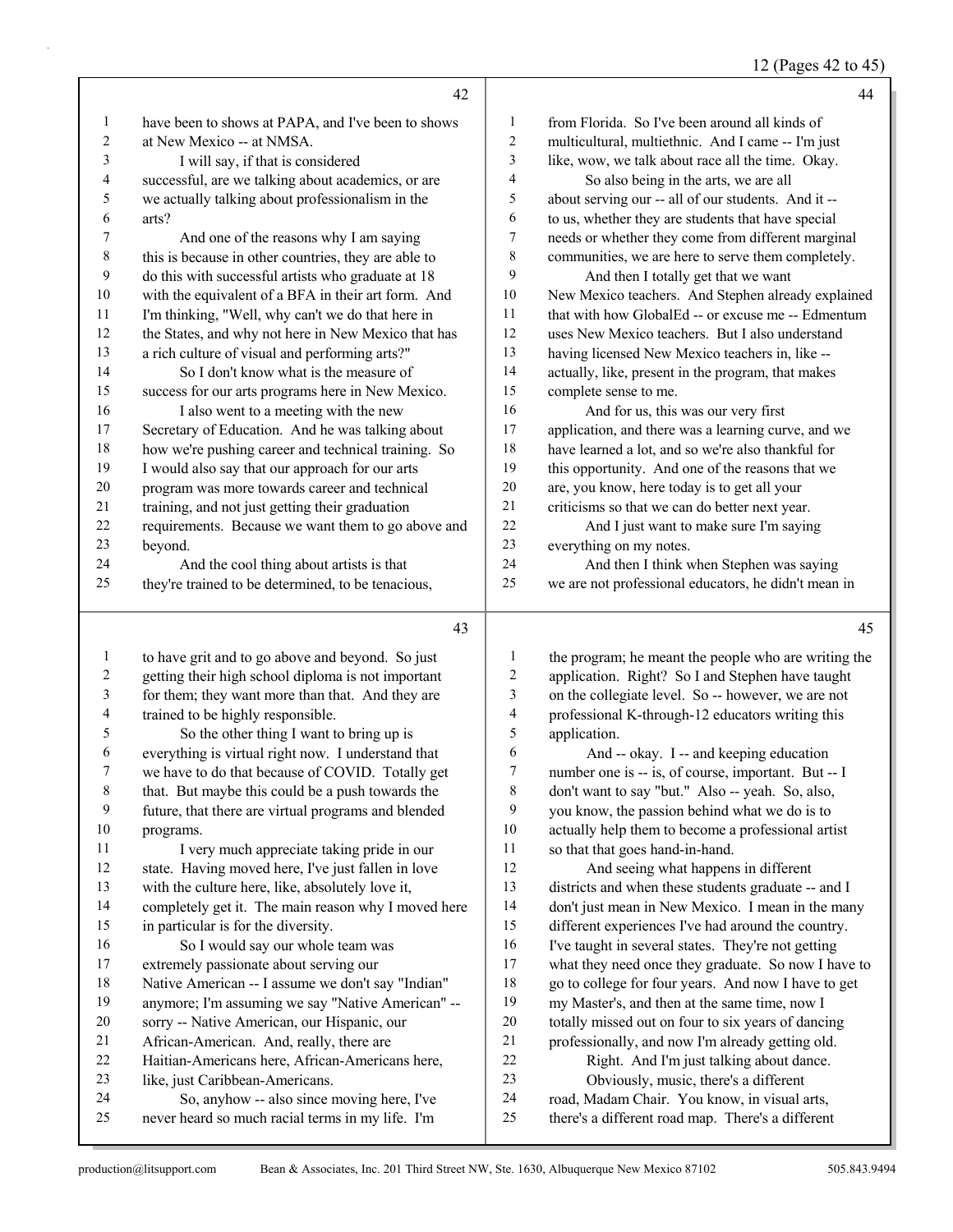have been to shows at PAPA, and I've been to shows at New Mexico -- at NMSA.

I will say, if that is considered successful, are we talking about academics, or are we actually talking about professionalism in the arts?

And one of the reasons why I am saying this is because in other countries, they are able to do this with successful artists who graduate at 18 with the equivalent of a BFA in their art form. And I'm thinking, "Well, why can't we do that here in the States, and why not here in New Mexico that has a rich culture of visual and performing arts?"

So I don't know what is the measure of success for our arts programs here in New Mexico.

I also went to a meeting with the new Secretary of Education. And he was talking about how we're pushing career and technical training. So I would also say that our approach for our arts program was more towards career and technical training, and not just getting their graduation requirements. Because we want them to go above and beyond.

And the cool thing about artists is that they're trained to be determined, to be tenacious, to have grit and to go above and beyond. So just getting their high school diploma is not important for them; they want more than that. And they are trained to be highly responsible.

So the other thing I want to bring up is everything is virtual right now. I understand that we have to do that because of COVID. Totally get that. But maybe this could be a push towards the future, that there are virtual programs and blended programs.

I very much appreciate taking pride in our state. Having moved here, I've just fallen in love with the culture here, like, absolutely love it, completely get it. The main reason why I moved here in particular is for the diversity.

So I would say our whole team was extremely passionate about serving our Native American -- I assume we don't say "Indian" anymore; I'm assuming we say "Native American" -- sorry -- Native American, our Hispanic, our African-American. And, really, there are Haitian-Americans here, African-Americans here, like, just Caribbean-Americans.

So, anyhow -- also since moving here, I've never heard so much racial terms in my life. I'm from Florida. So I've been around all kinds of multicultural, multiethnic. And I came -- I'm just like, wow, we talk about race all the time. Okay.

So also being in the arts, we are all about serving our -- all of our students. And it -- to us, whether they are students that have special needs or whether they come from different marginal communities, we are here to serve them completely.

And then I totally get that we want New Mexico teachers. And Stephen already explained that with how GlobalEd -- or excuse me -- Edmentum uses New Mexico teachers. But I also understand having licensed New Mexico teachers in, like -- actually, like, present in the program, that makes complete sense to me.

And for us, this was our very first application, and there was a learning curve, and we have learned a lot, and so we're also thankful for this opportunity. And one of the reasons that we are, you know, here today is to get all your criticisms so that we can do better next year.

And I just want to make sure I'm saying everything on my notes.

And then I think when Stephen was saying we are not professional educators, he didn't mean in the program; he meant the people who are writing the application. Right? So I and Stephen have taught on the collegiate level. So -- however, we are not professional K-through-12 educators writing this application.

And -- okay. I -- and keeping education number one is -- is, of course, important. But -- I don't want to say "but." Also -- yeah. So, also, you know, the passion behind what we do is to actually help them to become a professional artist so that that goes hand-in-hand.

And seeing what happens in different districts and when these students graduate -- and I don't just mean in New Mexico. I mean in the many different experiences I've had around the country. I've taught in several states. They're not getting what they need once they graduate. So now I have to go to college for four years. And now I have to get my Master's, and then at the same time, now I totally missed out on four to six years of dancing professionally, and now I'm already getting old.

Right. And I'm just talking about dance.

Obviously, music, there's a different road, Madam Chair. You know, in visual arts, there's a different road map. There's a different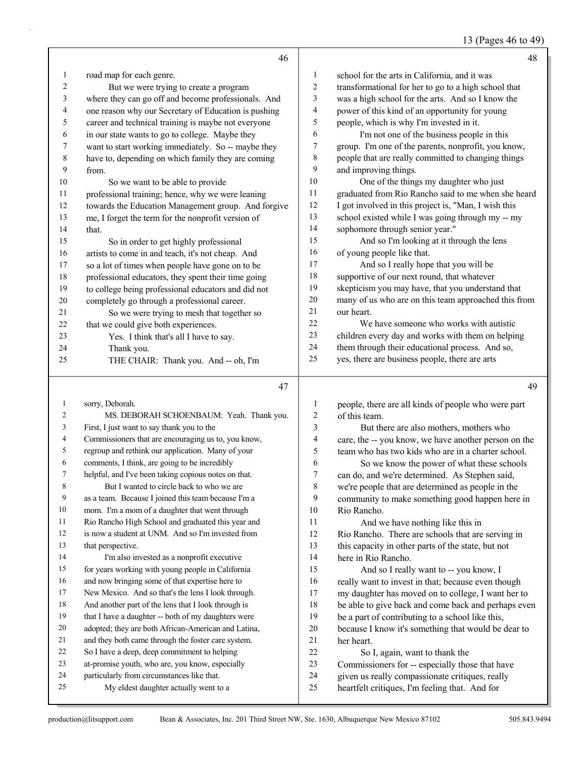road map for each genre.

But we were trying to create a program where they can go off and become professionals. And one reason why our Secretary of Education is pushing career and technical training is maybe not everyone in our state wants to go to college. Maybe they want to start working immediately. So -- maybe they have to, depending on which family they are coming from.

So we want to be able to provide professional training; hence, why we were leaning towards the Education Management group. And forgive me, I forget the term for the nonprofit version of that.

So in order to get highly professional artists to come in and teach, it's not cheap. And so a lot of times when people have gone on to be professional educators, they spent their time going to college being professional educators and did not completely go through a professional career.

So we were trying to mesh that together so that we could give both experiences.

Yes. I think that's all I have to say.

Thank you.

THE CHAIR: Thank you. And -- oh, I'm sorry, Deborah.

MS. DEBORAH SCHOENBAUM: Yeah. Thank you. First, I just want to say thank you to the Commissioners that are encouraging us to, you know, regroup and rethink our application. Many of your comments, I think, are going to be incredibly helpful, and I've been taking copious notes on that.

But I wanted to circle back to who we are as a team. Because I joined this team because I'm a mom. I'm a mom of a daughter that went through Rio Rancho High School and graduated this year and is now a student at UNM. And so I'm invested from that perspective.

I'm also invested as a nonprofit executive for years working with young people in California and now bringing some of that expertise here to New Mexico. And so that's the lens I look through. And another part of the lens that I look through is that I have a daughter -- both of my daughters were adopted; they are both African-American and Latina, and they both came through the foster care system. So I have a deep, deep commitment to helping at-promise youth, who are, you know, especially particularly from circumstances like that.

My eldest daughter actually went to a school for the arts in California, and it was transformational for her to go to a high school that was a high school for the arts. And so I know the power of this kind of an opportunity for young people, which is why I'm invested in it.

I'm not one of the business people in this group. I'm one of the parents, nonprofit, you know, people that are really committed to changing things and improving things.

One of the things my daughter who just graduated from Rio Rancho said to me when she heard I got involved in this project is, "Man, I wish this school existed while I was going through my -- my sophomore through senior year."

And so I'm looking at it through the lens of young people like that.

And so I really hope that you will be supportive of our next round, that whatever skepticism you may have, that you understand that many of us who are on this team approached this from our heart.

We have someone who works with autistic children every day and works with them on helping them through their educational process. And so, yes, there are business people, there are arts people, there are all kinds of people who were part of this team.

But there are also mothers, mothers who care, the -- you know, we have another person on the team who has two kids who are in a charter school.

So we know the power of what these schools can do, and we're determined. As Stephen said, we're people that are determined as people in the community to make something good happen here in Rio Rancho.

And we have nothing like this in Rio Rancho. There are schools that are serving in this capacity in other parts of the state, but not here in Rio Rancho.

And so I really want to -- you know, I really want to invest in that; because even though my daughter has moved on to college, I want her to be able to give back and come back and perhaps even be a part of contributing to a school like this, because I know it's something that would be dear to her heart.

So I, again, want to thank the Commissioners for -- especially those that have given us really compassionate critiques, really heartfelt critiques, I'm feeling that. And for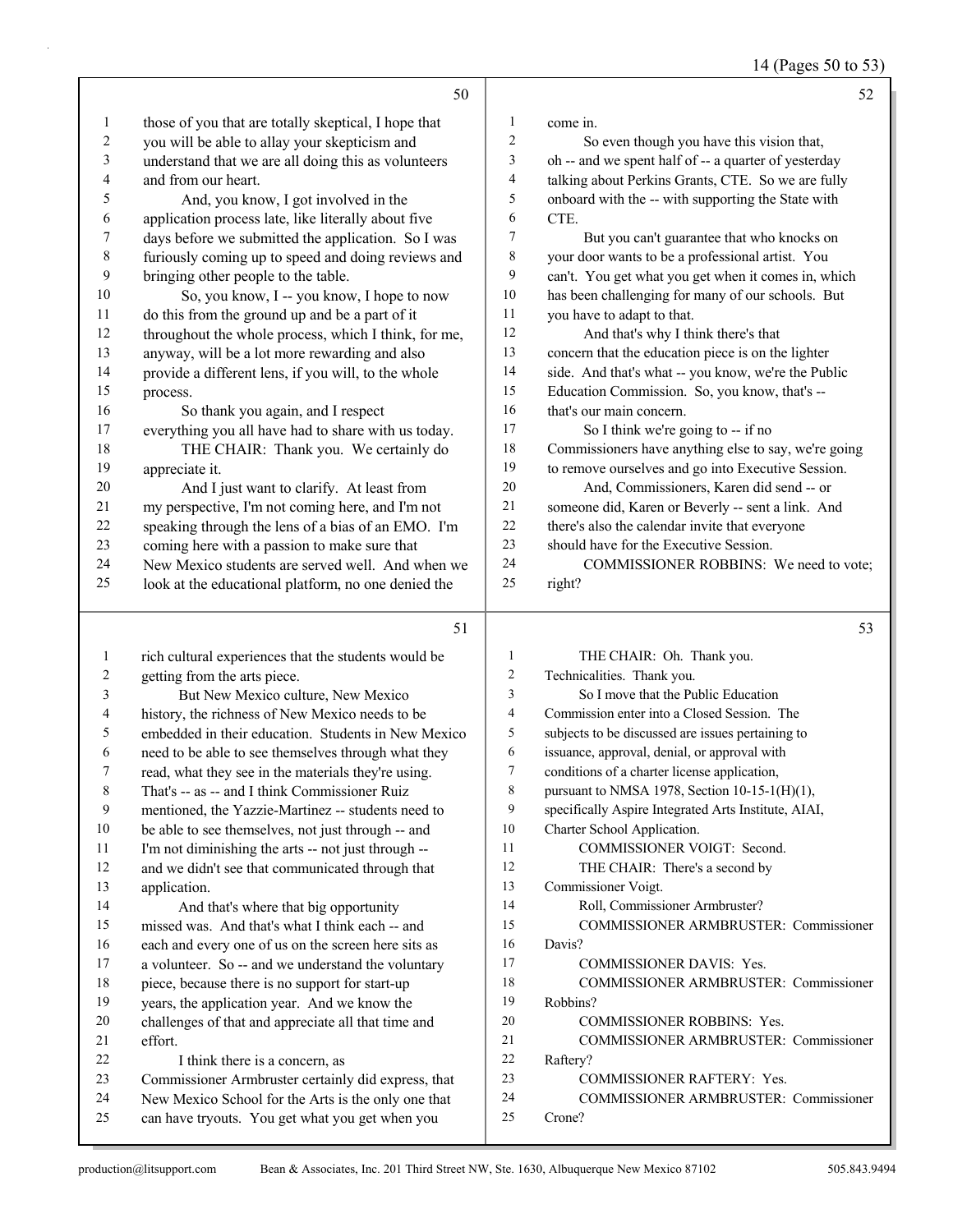**50**

those of you that are totally skeptical, I hope that you will be able to allay your skepticism and understand that we are all doing this as volunteers and from our heart.

And, you know, I got involved in the application process late, like literally about five days before we submitted the application. So I was furiously coming up to speed and doing reviews and bringing other people to the table.

So, you know, I -- you know, I hope to now do this from the ground up and be a part of it throughout the whole process, which I think, for me, anyway, will be a lot more rewarding and also provide a different lens, if you will, to the whole process.

So thank you again, and I respect everything you all have had to share with us today.

THE CHAIR: Thank you. We certainly do appreciate it.

And I just want to clarify. At least from my perspective, I'm not coming here, and I'm not speaking through the lens of a bias of an EMO. I'm coming here with a passion to make sure that New Mexico students are served well. And when we look at the educational platform, no one denied the

**51**

rich cultural experiences that the students would be getting from the arts piece.

But New Mexico culture, New Mexico history, the richness of New Mexico needs to be embedded in their education. Students in New Mexico need to be able to see themselves through what they read, what they see in the materials they're using. That's -- as -- and I think Commissioner Ruiz mentioned, the Yazzie-Martinez -- students need to be able to see themselves, not just through -- and I'm not diminishing the arts -- not just through -- and we didn't see that communicated through that application.

And that's where that big opportunity missed was. And that's what I think each -- and each and every one of us on the screen here sits as a volunteer. So -- and we understand the voluntary piece, because there is no support for start-up years, the application year. And we know the challenges of that and appreciate all that time and effort.

I think there is a concern, as Commissioner Armbruster certainly did express, that New Mexico School for the Arts is the only one that can have tryouts. You get what you get when you

**52**

come in.

So even though you have this vision that, oh -- and we spent half of -- a quarter of yesterday talking about Perkins Grants, CTE. So we are fully onboard with the -- with supporting the State with CTE.

But you can't guarantee that who knocks on your door wants to be a professional artist. You can't. You get what you get when it comes in, which has been challenging for many of our schools. But you have to adapt to that.

And that's why I think there's that concern that the education piece is on the lighter side. And that's what -- you know, we're the Public Education Commission. So, you know, that's -- that's our main concern.

So I think we're going to -- if no Commissioners have anything else to say, we're going to remove ourselves and go into Executive Session.

And, Commissioners, Karen did send -- or someone did, Karen or Beverly -- sent a link. And there's also the calendar invite that everyone should have for the Executive Session.

COMMISSIONER ROBBINS: We need to vote; right?

**53**

THE CHAIR: Oh. Thank you. Technicalities. Thank you.

So I move that the Public Education Commission enter into a Closed Session. The subjects to be discussed are issues pertaining to issuance, approval, denial, or approval with conditions of a charter license application, pursuant to NMSA 1978, Section 10-15-1(H)(1), specifically Aspire Integrated Arts Institute, AIAI, Charter School Application.

COMMISSIONER VOIGT: Second.

THE CHAIR: There's a second by Commissioner Voigt.

Roll, Commissioner Armbruster?

COMMISSIONER ARMBRUSTER: Commissioner Davis?

COMMISSIONER DAVIS: Yes.

COMMISSIONER ARMBRUSTER: Commissioner Robbins?

COMMISSIONER ROBBINS: Yes.

COMMISSIONER ARMBRUSTER: Commissioner Raftery?

COMMISSIONER RAFTERY: Yes.

COMMISSIONER ARMBRUSTER: Commissioner Crone?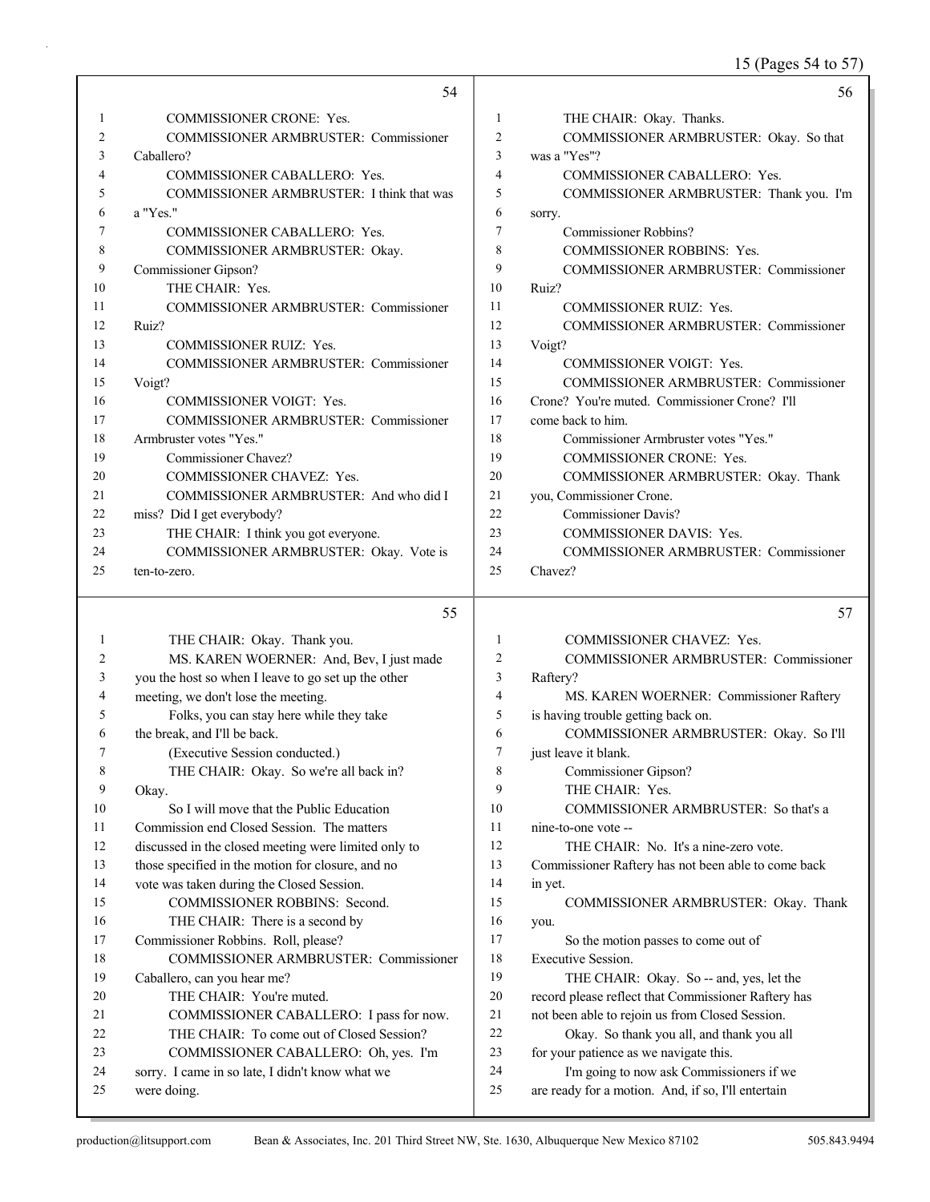**54**

1 COMMISSIONER CRONE: Yes.
2 COMMISSIONER ARMBRUSTER: Commissioner
3 Caballero?
4 COMMISSIONER CABALLERO: Yes.
5 COMMISSIONER ARMBRUSTER: I think that was
6 a "Yes."
7 COMMISSIONER CABALLERO: Yes.
8 COMMISSIONER ARMBRUSTER: Okay.
9 Commissioner Gipson?
10 THE CHAIR: Yes.
11 COMMISSIONER ARMBRUSTER: Commissioner
12 Ruiz?
13 COMMISSIONER RUIZ: Yes.
14 COMMISSIONER ARMBRUSTER: Commissioner
15 Voigt?
16 COMMISSIONER VOIGT: Yes.
17 COMMISSIONER ARMBRUSTER: Commissioner
18 Armbruster votes "Yes."
19 Commissioner Chavez?
20 COMMISSIONER CHAVEZ: Yes.
21 COMMISSIONER ARMBRUSTER: And who did I
22 miss? Did I get everybody?
23 THE CHAIR: I think you got everyone.
24 COMMISSIONER ARMBRUSTER: Okay. Vote is
25 ten-to-zero.

**55**

1 THE CHAIR: Okay. Thank you.
2 MS. KAREN WOERNER: And, Bev, I just made
3 you the host so when I leave to go set up the other
4 meeting, we don't lose the meeting.
5 Folks, you can stay here while they take
6 the break, and I'll be back.
7 (Executive Session conducted.)
8 THE CHAIR: Okay. So we're all back in?
9 Okay.
10 So I will move that the Public Education
11 Commission end Closed Session. The matters
12 discussed in the closed meeting were limited only to
13 those specified in the motion for closure, and no
14 vote was taken during the Closed Session.
15 COMMISSIONER ROBBINS: Second.
16 THE CHAIR: There is a second by
17 Commissioner Robbins. Roll, please?
18 COMMISSIONER ARMBRUSTER: Commissioner
19 Caballero, can you hear me?
20 THE CHAIR: You're muted.
21 COMMISSIONER CABALLERO: I pass for now.
22 THE CHAIR: To come out of Closed Session?
23 COMMISSIONER CABALLERO: Oh, yes. I'm
24 sorry. I came in so late, I didn't know what we
25 were doing.

**56**

1 THE CHAIR: Okay. Thanks.
2 COMMISSIONER ARMBRUSTER: Okay. So that
3 was a "Yes"?
4 COMMISSIONER CABALLERO: Yes.
5 COMMISSIONER ARMBRUSTER: Thank you. I'm
6 sorry.
7 Commissioner Robbins?
8 COMMISSIONER ROBBINS: Yes.
9 COMMISSIONER ARMBRUSTER: Commissioner
10 Ruiz?
11 COMMISSIONER RUIZ: Yes.
12 COMMISSIONER ARMBRUSTER: Commissioner
13 Voigt?
14 COMMISSIONER VOIGT: Yes.
15 COMMISSIONER ARMBRUSTER: Commissioner
16 Crone? You're muted. Commissioner Crone? I'll
17 come back to him.
18 Commissioner Armbruster votes "Yes."
19 COMMISSIONER CRONE: Yes.
20 COMMISSIONER ARMBRUSTER: Okay. Thank
21 you, Commissioner Crone.
22 Commissioner Davis?
23 COMMISSIONER DAVIS: Yes.
24 COMMISSIONER ARMBRUSTER: Commissioner
25 Chavez?

**57**

1 COMMISSIONER CHAVEZ: Yes.
2 COMMISSIONER ARMBRUSTER: Commissioner
3 Raftery?
4 MS. KAREN WOERNER: Commissioner Raftery
5 is having trouble getting back on.
6 COMMISSIONER ARMBRUSTER: Okay. So I'll
7 just leave it blank.
8 Commissioner Gipson?
9 THE CHAIR: Yes.
10 COMMISSIONER ARMBRUSTER: So that's a
11 nine-to-one vote --
12 THE CHAIR: No. It's a nine-zero vote.
13 Commissioner Raftery has not been able to come back
14 in yet.
15 COMMISSIONER ARMBRUSTER: Okay. Thank
16 you.
17 So the motion passes to come out of
18 Executive Session.
19 THE CHAIR: Okay. So -- and, yes, let the
20 record please reflect that Commissioner Raftery has
21 not been able to rejoin us from Closed Session.
22 Okay. So thank you all, and thank you all
23 for your patience as we navigate this.
24 I'm going to now ask Commissioners if we
25 are ready for a motion. And, if so, I'll entertain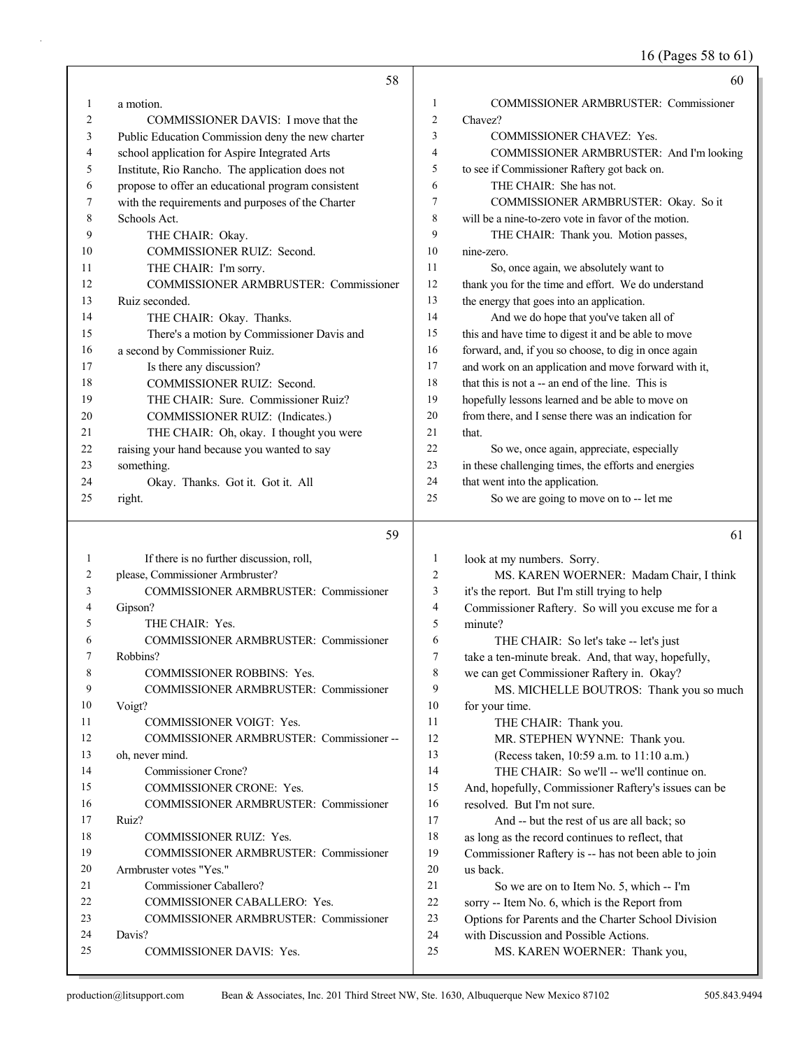a motion.

COMMISSIONER DAVIS: I move that the Public Education Commission deny the new charter school application for Aspire Integrated Arts Institute, Rio Rancho. The application does not propose to offer an educational program consistent with the requirements and purposes of the Charter Schools Act.

THE CHAIR: Okay.

COMMISSIONER RUIZ: Second.

THE CHAIR: I'm sorry.

COMMISSIONER ARMBRUSTER: Commissioner Ruiz seconded.

THE CHAIR: Okay. Thanks.

There's a motion by Commissioner Davis and a second by Commissioner Ruiz.

Is there any discussion?

COMMISSIONER RUIZ: Second.

THE CHAIR: Sure. Commissioner Ruiz?

COMMISSIONER RUIZ: (Indicates.)

THE CHAIR: Oh, okay. I thought you were raising your hand because you wanted to say something.

Okay. Thanks. Got it. Got it. All right.

If there is no further discussion, roll, please, Commissioner Armbruster?

COMMISSIONER ARMBRUSTER: Commissioner Gipson?

THE CHAIR: Yes.

COMMISSIONER ARMBRUSTER: Commissioner Robbins?

COMMISSIONER ROBBINS: Yes.

COMMISSIONER ARMBRUSTER: Commissioner Voigt?

COMMISSIONER VOIGT: Yes.

COMMISSIONER ARMBRUSTER: Commissioner -- oh, never mind.

Commissioner Crone?

COMMISSIONER CRONE: Yes.

COMMISSIONER ARMBRUSTER: Commissioner Ruiz?

COMMISSIONER RUIZ: Yes.

COMMISSIONER ARMBRUSTER: Commissioner Armbruster votes "Yes."

Commissioner Caballero?

COMMISSIONER CABALLERO: Yes.

COMMISSIONER ARMBRUSTER: Commissioner Davis?

COMMISSIONER DAVIS: Yes.

COMMISSIONER ARMBRUSTER: Commissioner Chavez?

COMMISSIONER CHAVEZ: Yes.

COMMISSIONER ARMBRUSTER: And I'm looking to see if Commissioner Raftery got back on.

THE CHAIR: She has not.

COMMISSIONER ARMBRUSTER: Okay. So it will be a nine-to-zero vote in favor of the motion.

THE CHAIR: Thank you. Motion passes, nine-zero.

So, once again, we absolutely want to thank you for the time and effort. We do understand the energy that goes into an application.

And we do hope that you've taken all of this and have time to digest it and be able to move forward, and, if you so choose, to dig in once again and work on an application and move forward with it, that this is not a -- an end of the line. This is hopefully lessons learned and be able to move on from there, and I sense there was an indication for that.

So we, once again, appreciate, especially in these challenging times, the efforts and energies that went into the application.

So we are going to move on to -- let me look at my numbers. Sorry.

MS. KAREN WOERNER: Madam Chair, I think it's the report. But I'm still trying to help Commissioner Raftery. So will you excuse me for a minute?

THE CHAIR: So let's take -- let's just take a ten-minute break. And, that way, hopefully, we can get Commissioner Raftery in. Okay?

MS. MICHELLE BOUTROS: Thank you so much for your time.

THE CHAIR: Thank you.

MR. STEPHEN WYNNE: Thank you.

(Recess taken, 10:59 a.m. to 11:10 a.m.)

THE CHAIR: So we'll -- we'll continue on. And, hopefully, Commissioner Raftery's issues can be resolved. But I'm not sure.

And -- but the rest of us are all back; so as long as the record continues to reflect, that Commissioner Raftery is -- has not been able to join us back.

So we are on to Item No. 5, which -- I'm sorry -- Item No. 6, which is the Report from Options for Parents and the Charter School Division with Discussion and Possible Actions.

MS. KAREN WOERNER: Thank you,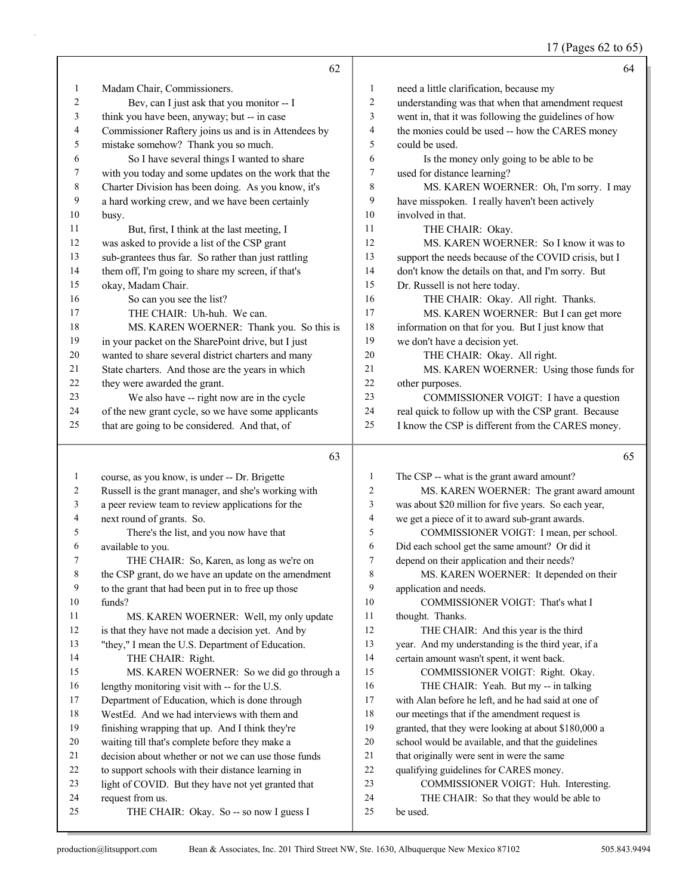Madam Chair, Commissioners.

Bev, can I just ask that you monitor -- I think you have been, anyway; but -- in case Commissioner Raftery joins us and is in Attendees by mistake somehow? Thank you so much.

So I have several things I wanted to share with you today and some updates on the work that the Charter Division has been doing. As you know, it's a hard working crew, and we have been certainly busy.

But, first, I think at the last meeting, I was asked to provide a list of the CSP grant sub-grantees thus far. So rather than just rattling them off, I'm going to share my screen, if that's okay, Madam Chair.

So can you see the list?

THE CHAIR: Uh-huh. We can.

MS. KAREN WOERNER: Thank you. So this is in your packet on the SharePoint drive, but I just wanted to share several district charters and many State charters. And those are the years in which they were awarded the grant.

We also have -- right now are in the cycle of the new grant cycle, so we have some applicants that are going to be considered. And that, of course, as you know, is under -- Dr. Brigette Russell is the grant manager, and she's working with a peer review team to review applications for the next round of grants. So.

There's the list, and you now have that available to you.

THE CHAIR: So, Karen, as long as we're on the CSP grant, do we have an update on the amendment to the grant that had been put in to free up those funds?

MS. KAREN WOERNER: Well, my only update is that they have not made a decision yet. And by "they," I mean the U.S. Department of Education.

THE CHAIR: Right.

MS. KAREN WOERNER: So we did go through a lengthy monitoring visit with -- for the U.S. Department of Education, which is done through WestEd. And we had interviews with them and finishing wrapping that up. And I think they're waiting till that's complete before they make a decision about whether or not we can use those funds to support schools with their distance learning in light of COVID. But they have not yet granted that request from us.

THE CHAIR: Okay. So -- so now I guess I need a little clarification, because my understanding was that when that amendment request went in, that it was following the guidelines of how the monies could be used -- how the CARES money could be used.

Is the money only going to be able to be used for distance learning?

MS. KAREN WOERNER: Oh, I'm sorry. I may have misspoken. I really haven't been actively involved in that.

THE CHAIR: Okay.

MS. KAREN WOERNER: So I know it was to support the needs because of the COVID crisis, but I don't know the details on that, and I'm sorry. But Dr. Russell is not here today.

THE CHAIR: Okay. All right. Thanks.

MS. KAREN WOERNER: But I can get more information on that for you. But I just know that we don't have a decision yet.

THE CHAIR: Okay. All right.

MS. KAREN WOERNER: Using those funds for other purposes.

COMMISSIONER VOIGT: I have a question real quick to follow up with the CSP grant. Because I know the CSP is different from the CARES money. The CSP -- what is the grant award amount?

MS. KAREN WOERNER: The grant award amount was about $20 million for five years. So each year, we get a piece of it to award sub-grant awards.

COMMISSIONER VOIGT: I mean, per school. Did each school get the same amount? Or did it depend on their application and their needs?

MS. KAREN WOERNER: It depended on their application and needs.

COMMISSIONER VOIGT: That's what I thought. Thanks.

THE CHAIR: And this year is the third year. And my understanding is the third year, if a certain amount wasn't spent, it went back.

COMMISSIONER VOIGT: Right. Okay.

THE CHAIR: Yeah. But my -- in talking with Alan before he left, and he had said at one of our meetings that if the amendment request is granted, that they were looking at about $180,000 a school would be available, and that the guidelines that originally were sent in were the same qualifying guidelines for CARES money.

COMMISSIONER VOIGT: Huh. Interesting.

THE CHAIR: So that they would be able to be used.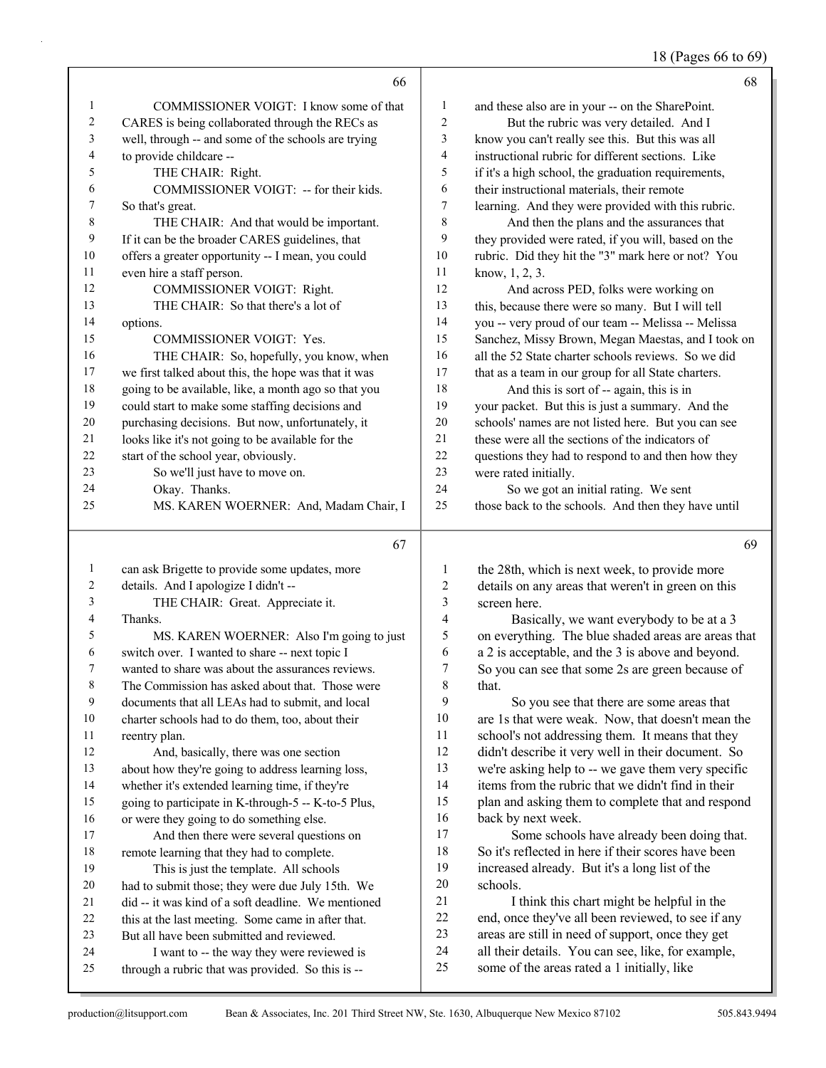**66**

1 COMMISSIONER VOIGT: I know some of that
2 CARES is being collaborated through the RECs as
3 well, through -- and some of the schools are trying
4 to provide childcare --
5 THE CHAIR: Right.
6 COMMISSIONER VOIGT: -- for their kids.
7 So that's great.
8 THE CHAIR: And that would be important.
9 If it can be the broader CARES guidelines, that
10 offers a greater opportunity -- I mean, you could
11 even hire a staff person.
12 COMMISSIONER VOIGT: Right.
13 THE CHAIR: So that there's a lot of
14 options.
15 COMMISSIONER VOIGT: Yes.
16 THE CHAIR: So, hopefully, you know, when
17 we first talked about this, the hope was that it was
18 going to be available, like, a month ago so that you
19 could start to make some staffing decisions and
20 purchasing decisions. But now, unfortunately, it
21 looks like it's not going to be available for the
22 start of the school year, obviously.
23 So we'll just have to move on.
24 Okay. Thanks.
25 MS. KAREN WOERNER: And, Madam Chair, I

**67**

1 can ask Brigette to provide some updates, more
2 details. And I apologize I didn't --
3 THE CHAIR: Great. Appreciate it.
4 Thanks.
5 MS. KAREN WOERNER: Also I'm going to just
6 switch over. I wanted to share -- next topic I
7 wanted to share was about the assurances reviews.
8 The Commission has asked about that. Those were
9 documents that all LEAs had to submit, and local
10 charter schools had to do them, too, about their
11 reentry plan.
12 And, basically, there was one section
13 about how they're going to address learning loss,
14 whether it's extended learning time, if they're
15 going to participate in K-through-5 -- K-to-5 Plus,
16 or were they going to do something else.
17 And then there were several questions on
18 remote learning that they had to complete.
19 This is just the template. All schools
20 had to submit those; they were due July 15th. We
21 did -- it was kind of a soft deadline. We mentioned
22 this at the last meeting. Some came in after that.
23 But all have been submitted and reviewed.
24 I want to -- the way they were reviewed is
25 through a rubric that was provided. So this is --

**68**

1 and these also are in your -- on the SharePoint.
2 But the rubric was very detailed. And I
3 know you can't really see this. But this was all
4 instructional rubric for different sections. Like
5 if it's a high school, the graduation requirements,
6 their instructional materials, their remote
7 learning. And they were provided with this rubric.
8 And then the plans and the assurances that
9 they provided were rated, if you will, based on the
10 rubric. Did they hit the "3" mark here or not? You
11 know, 1, 2, 3.
12 And across PED, folks were working on
13 this, because there were so many. But I will tell
14 you -- very proud of our team -- Melissa -- Melissa
15 Sanchez, Missy Brown, Megan Maestas, and I took on
16 all the 52 State charter schools reviews. So we did
17 that as a team in our group for all State charters.
18 And this is sort of -- again, this is in
19 your packet. But this is just a summary. And the
20 schools' names are not listed here. But you can see
21 these were all the sections of the indicators of
22 questions they had to respond to and then how they
23 were rated initially.
24 So we got an initial rating. We sent
25 those back to the schools. And then they have until

**69**

1 the 28th, which is next week, to provide more
2 details on any areas that weren't in green on this
3 screen here.
4 Basically, we want everybody to be at a 3
5 on everything. The blue shaded areas are areas that
6 a 2 is acceptable, and the 3 is above and beyond.
7 So you can see that some 2s are green because of
8 that.
9 So you see that there are some areas that
10 are 1s that were weak. Now, that doesn't mean the
11 school's not addressing them. It means that they
12 didn't describe it very well in their document. So
13 we're asking help to -- we gave them very specific
14 items from the rubric that we didn't find in their
15 plan and asking them to complete that and respond
16 back by next week.
17 Some schools have already been doing that.
18 So it's reflected in here if their scores have been
19 increased already. But it's a long list of the
20 schools.
21 I think this chart might be helpful in the
22 end, once they've all been reviewed, to see if any
23 areas are still in need of support, once they get
24 all their details. You can see, like, for example,
25 some of the areas rated a 1 initially, like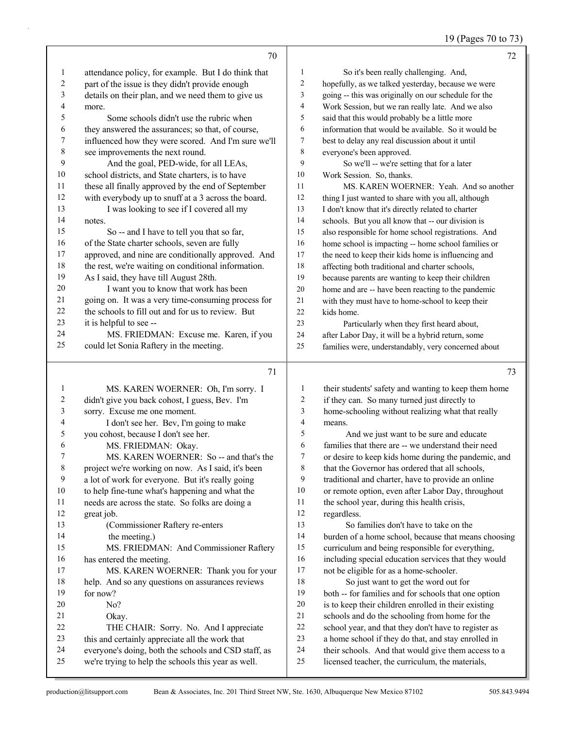attendance policy, for example. But I do think that part of the issue is they didn't provide enough details on their plan, and we need them to give us more.

Some schools didn't use the rubric when they answered the assurances; so that, of course, influenced how they were scored. And I'm sure we'll see improvements the next round.

And the goal, PED-wide, for all LEAs, school districts, and State charters, is to have these all finally approved by the end of September with everybody up to snuff at a 3 across the board.

I was looking to see if I covered all my notes.

So -- and I have to tell you that so far, of the State charter schools, seven are fully approved, and nine are conditionally approved. And the rest, we're waiting on conditional information. As I said, they have till August 28th.

I want you to know that work has been going on. It was a very time-consuming process for the schools to fill out and for us to review. But it is helpful to see --

MS. FRIEDMAN: Excuse me. Karen, if you could let Sonia Raftery in the meeting.

MS. KAREN WOERNER: Oh, I'm sorry. I didn't give you back cohost, I guess, Bev. I'm sorry. Excuse me one moment.

I don't see her. Bev, I'm going to make you cohost, because I don't see her.

MS. FRIEDMAN: Okay.

MS. KAREN WOERNER: So -- and that's the project we're working on now. As I said, it's been a lot of work for everyone. But it's really going to help fine-tune what's happening and what the needs are across the state. So folks are doing a great job.

(Commissioner Raftery re-enters the meeting.)

MS. FRIEDMAN: And Commissioner Raftery has entered the meeting.

MS. KAREN WOERNER: Thank you for your help. And so any questions on assurances reviews for now?

No?

Okay.

THE CHAIR: Sorry. No. And I appreciate this and certainly appreciate all the work that everyone's doing, both the schools and CSD staff, as we're trying to help the schools this year as well.

So it's been really challenging. And, hopefully, as we talked yesterday, because we were going -- this was originally on our schedule for the Work Session, but we ran really late. And we also said that this would probably be a little more information that would be available. So it would be best to delay any real discussion about it until everyone's been approved.

So we'll -- we're setting that for a later Work Session. So, thanks.

MS. KAREN WOERNER: Yeah. And so another thing I just wanted to share with you all, although I don't know that it's directly related to charter schools. But you all know that -- our division is also responsible for home school registrations. And home school is impacting -- home school families or the need to keep their kids home is influencing and affecting both traditional and charter schools, because parents are wanting to keep their children home and are -- have been reacting to the pandemic with they must have to home-school to keep their kids home.

Particularly when they first heard about, after Labor Day, it will be a hybrid return, some families were, understandably, very concerned about their students' safety and wanting to keep them home if they can. So many turned just directly to home-schooling without realizing what that really means.

And we just want to be sure and educate families that there are -- we understand their need or desire to keep kids home during the pandemic, and that the Governor has ordered that all schools, traditional and charter, have to provide an online or remote option, even after Labor Day, throughout the school year, during this health crisis, regardless.

So families don't have to take on the burden of a home school, because that means choosing curriculum and being responsible for everything, including special education services that they would not be eligible for as a home-schooler.

So just want to get the word out for both -- for families and for schools that one option is to keep their children enrolled in their existing schools and do the schooling from home for the school year, and that they don't have to register as a home school if they do that, and stay enrolled in their schools. And that would give them access to a licensed teacher, the curriculum, the materials,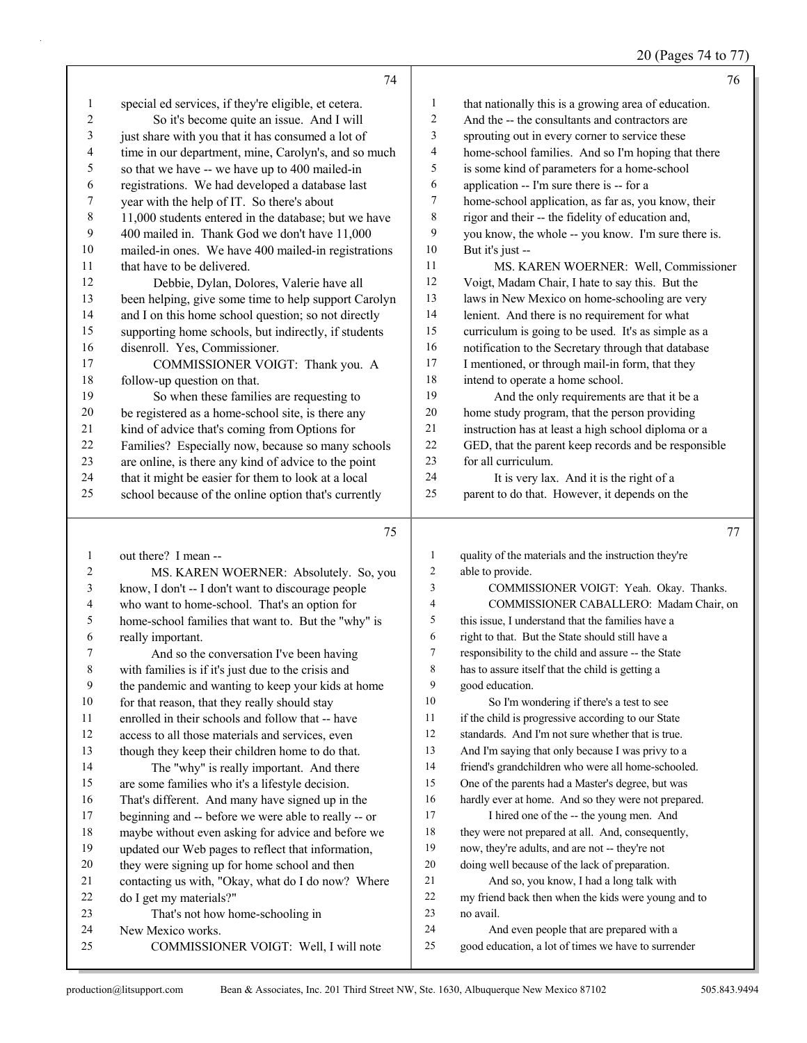special ed services, if they're eligible, et cetera.

So it's become quite an issue. And I will just share with you that it has consumed a lot of time in our department, mine, Carolyn's, and so much so that we have -- we have up to 400 mailed-in registrations. We had developed a database last year with the help of IT. So there's about 11,000 students entered in the database; but we have 400 mailed in. Thank God we don't have 11,000 mailed-in ones. We have 400 mailed-in registrations that have to be delivered.

Debbie, Dylan, Dolores, Valerie have all been helping, give some time to help support Carolyn and I on this home school question; so not directly supporting home schools, but indirectly, if students disenroll. Yes, Commissioner.

COMMISSIONER VOIGT: Thank you. A follow-up question on that.

So when these families are requesting to be registered as a home-school site, is there any kind of advice that's coming from Options for Families? Especially now, because so many schools are online, is there any kind of advice to the point that it might be easier for them to look at a local school because of the online option that's currently out there? I mean --

MS. KAREN WOERNER: Absolutely. So, you know, I don't -- I don't want to discourage people who want to home-school. That's an option for home-school families that want to. But the "why" is really important.

And so the conversation I've been having with families is if it's just due to the crisis and the pandemic and wanting to keep your kids at home for that reason, that they really should stay enrolled in their schools and follow that -- have access to all those materials and services, even though they keep their children home to do that.

The "why" is really important. And there are some families who it's a lifestyle decision. That's different. And many have signed up in the beginning and -- before we were able to really -- or maybe without even asking for advice and before we updated our Web pages to reflect that information, they were signing up for home school and then contacting us with, "Okay, what do I do now? Where do I get my materials?"

That's not how home-schooling in New Mexico works.

COMMISSIONER VOIGT: Well, I will note that nationally this is a growing area of education. And the -- the consultants and contractors are sprouting out in every corner to service these home-school families. And so I'm hoping that there is some kind of parameters for a home-school application -- I'm sure there is -- for a home-school application, as far as, you know, their rigor and their -- the fidelity of education and, you know, the whole -- you know. I'm sure there is. But it's just --

MS. KAREN WOERNER: Well, Commissioner Voigt, Madam Chair, I hate to say this. But the laws in New Mexico on home-schooling are very lenient. And there is no requirement for what curriculum is going to be used. It's as simple as a notification to the Secretary through that database I mentioned, or through mail-in form, that they intend to operate a home school.

And the only requirements are that it be a home study program, that the person providing instruction has at least a high school diploma or a GED, that the parent keep records and be responsible for all curriculum.

It is very lax. And it is the right of a parent to do that. However, it depends on the quality of the materials and the instruction they're able to provide.

COMMISSIONER VOIGT: Yeah. Okay. Thanks.

COMMISSIONER CABALLERO: Madam Chair, on this issue, I understand that the families have a right to that. But the State should still have a responsibility to the child and assure -- the State has to assure itself that the child is getting a good education.

So I'm wondering if there's a test to see if the child is progressive according to our State standards. And I'm not sure whether that is true. And I'm saying that only because I was privy to a friend's grandchildren who were all home-schooled. One of the parents had a Master's degree, but was hardly ever at home. And so they were not prepared.

I hired one of the -- the young men. And they were not prepared at all. And, consequently, now, they're adults, and are not -- they're not doing well because of the lack of preparation.

And so, you know, I had a long talk with my friend back then when the kids were young and to no avail.

And even people that are prepared with a good education, a lot of times we have to surrender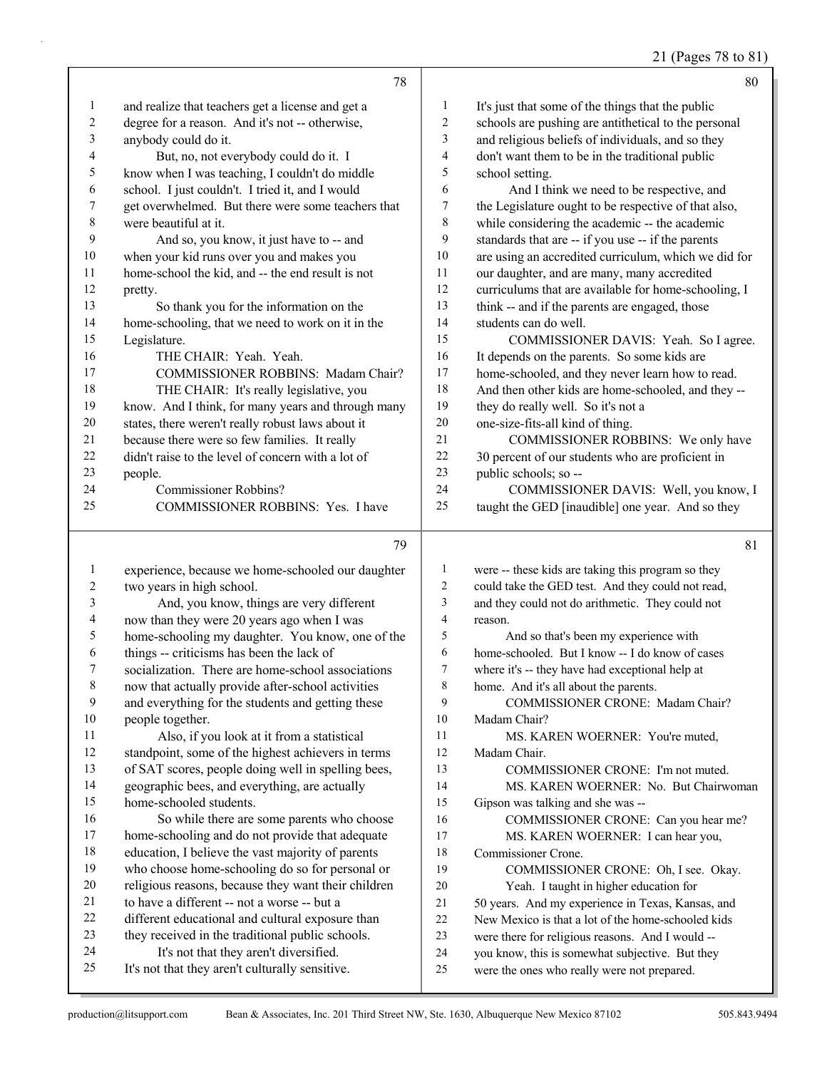and realize that teachers get a license and get a degree for a reason. And it's not -- otherwise, anybody could do it.

But, no, not everybody could do it. I know when I was teaching, I couldn't do middle school. I just couldn't. I tried it, and I would get overwhelmed. But there were some teachers that were beautiful at it.

And so, you know, it just have to -- and when your kid runs over you and makes you home-school the kid, and -- the end result is not pretty.

So thank you for the information on the home-schooling, that we need to work on it in the Legislature.

THE CHAIR: Yeah. Yeah.

COMMISSIONER ROBBINS: Madam Chair?

THE CHAIR: It's really legislative, you know. And I think, for many years and through many states, there weren't really robust laws about it because there were so few families. It really didn't raise to the level of concern with a lot of people.

Commissioner Robbins?

COMMISSIONER ROBBINS: Yes. I have experience, because we home-schooled our daughter two years in high school.

And, you know, things are very different now than they were 20 years ago when I was home-schooling my daughter. You know, one of the things -- criticisms has been the lack of socialization. There are home-school associations now that actually provide after-school activities and everything for the students and getting these people together.

Also, if you look at it from a statistical standpoint, some of the highest achievers in terms of SAT scores, people doing well in spelling bees, geographic bees, and everything, are actually home-schooled students.

So while there are some parents who choose home-schooling and do not provide that adequate education, I believe the vast majority of parents who choose home-schooling do so for personal or religious reasons, because they want their children to have a different -- not a worse -- but a different educational and cultural exposure than they received in the traditional public schools.

It's not that they aren't diversified. It's not that they aren't culturally sensitive. It's just that some of the things that the public schools are pushing are antithetical to the personal and religious beliefs of individuals, and so they don't want them to be in the traditional public school setting.

And I think we need to be respective, and the Legislature ought to be respective of that also, while considering the academic -- the academic standards that are -- if you use -- if the parents are using an accredited curriculum, which we did for our daughter, and are many, many accredited curriculums that are available for home-schooling, I think -- and if the parents are engaged, those students can do well.

COMMISSIONER DAVIS: Yeah. So I agree. It depends on the parents. So some kids are home-schooled, and they never learn how to read. And then other kids are home-schooled, and they -- they do really well. So it's not a one-size-fits-all kind of thing.

COMMISSIONER ROBBINS: We only have 30 percent of our students who are proficient in public schools; so --

COMMISSIONER DAVIS: Well, you know, I taught the GED [inaudible] one year. And so they were -- these kids are taking this program so they could take the GED test. And they could not read, and they could not do arithmetic. They could not reason.

And so that's been my experience with home-schooled. But I know -- I do know of cases where it's -- they have had exceptional help at home. And it's all about the parents.

COMMISSIONER CRONE: Madam Chair? Madam Chair?

MS. KAREN WOERNER: You're muted, Madam Chair.

COMMISSIONER CRONE: I'm not muted.

MS. KAREN WOERNER: No. But Chairwoman Gipson was talking and she was --

COMMISSIONER CRONE: Can you hear me?

MS. KAREN WOERNER: I can hear you, Commissioner Crone.

COMMISSIONER CRONE: Oh, I see. Okay. Yeah. I taught in higher education for 50 years. And my experience in Texas, Kansas, and New Mexico is that a lot of the home-schooled kids were there for religious reasons. And I would -- you know, this is somewhat subjective. But they were the ones who really were not prepared.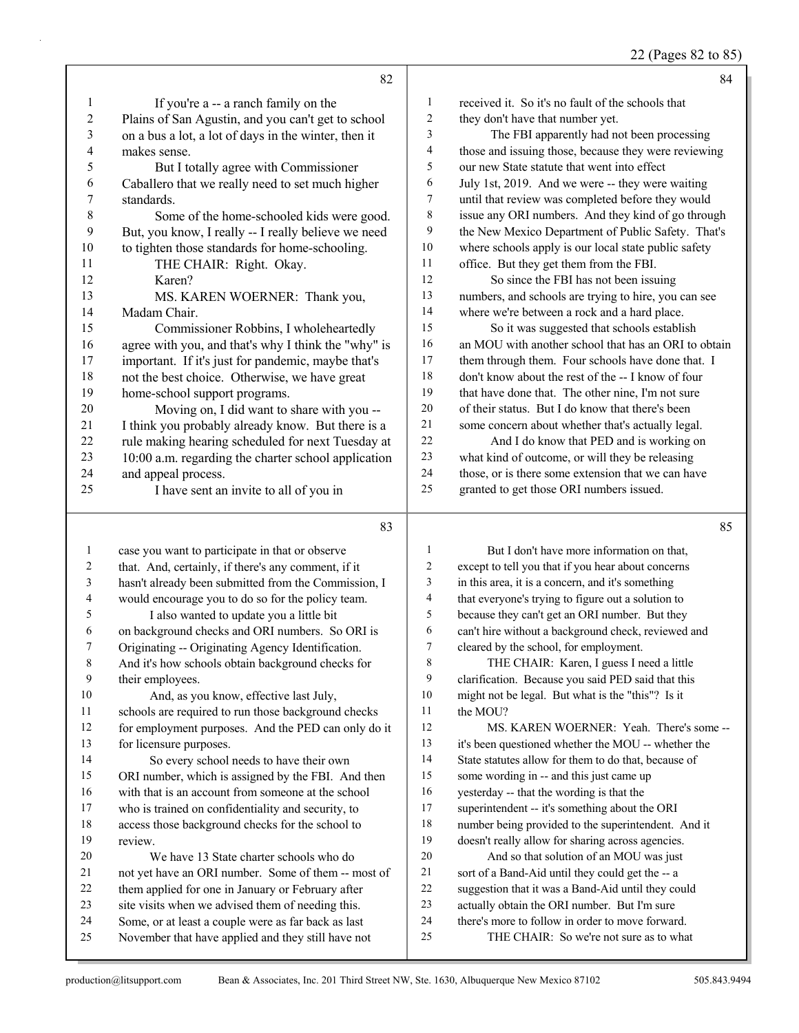If you're a -- a ranch family on the Plains of San Agustin, and you can't get to school on a bus a lot, a lot of days in the winter, then it makes sense.

But I totally agree with Commissioner Caballero that we really need to set much higher standards.

Some of the home-schooled kids were good. But, you know, I really -- I really believe we need to tighten those standards for home-schooling.

THE CHAIR: Right. Okay.

Karen?

MS. KAREN WOERNER: Thank you, Madam Chair.

Commissioner Robbins, I wholeheartedly agree with you, and that's why I think the "why" is important. If it's just for pandemic, maybe that's not the best choice. Otherwise, we have great home-school support programs.

Moving on, I did want to share with you -- I think you probably already know. But there is a rule making hearing scheduled for next Tuesday at 10:00 a.m. regarding the charter school application and appeal process.

I have sent an invite to all of you in case you want to participate in that or observe that. And, certainly, if there's any comment, if it hasn't already been submitted from the Commission, I would encourage you to do so for the policy team.

I also wanted to update you a little bit on background checks and ORI numbers. So ORI is Originating -- Originating Agency Identification. And it's how schools obtain background checks for their employees.

And, as you know, effective last July, schools are required to run those background checks for employment purposes. And the PED can only do it for licensure purposes.

So every school needs to have their own ORI number, which is assigned by the FBI. And then with that is an account from someone at the school who is trained on confidentiality and security, to access those background checks for the school to review.

We have 13 State charter schools who do not yet have an ORI number. Some of them -- most of them applied for one in January or February after site visits when we advised them of needing this. Some, or at least a couple were as far back as last November that have applied and they still have not received it. So it's no fault of the schools that they don't have that number yet.

The FBI apparently had not been processing those and issuing those, because they were reviewing our new State statute that went into effect July 1st, 2019. And we were -- they were waiting until that review was completed before they would issue any ORI numbers. And they kind of go through the New Mexico Department of Public Safety. That's where schools apply is our local state public safety office. But they get them from the FBI.

So since the FBI has not been issuing numbers, and schools are trying to hire, you can see where we're between a rock and a hard place.

So it was suggested that schools establish an MOU with another school that has an ORI to obtain them through them. Four schools have done that. I don't know about the rest of the -- I know of four that have done that. The other nine, I'm not sure of their status. But I do know that there's been some concern about whether that's actually legal.

And I do know that PED and is working on what kind of outcome, or will they be releasing those, or is there some extension that we can have granted to get those ORI numbers issued.

But I don't have more information on that, except to tell you that if you hear about concerns in this area, it is a concern, and it's something that everyone's trying to figure out a solution to because they can't get an ORI number. But they can't hire without a background check, reviewed and cleared by the school, for employment.

THE CHAIR: Karen, I guess I need a little clarification. Because you said PED said that this might not be legal. But what is the "this"? Is it the MOU?

MS. KAREN WOERNER: Yeah. There's some -- it's been questioned whether the MOU -- whether the State statutes allow for them to do that, because of some wording in -- and this just came up yesterday -- that the wording is that the superintendent -- it's something about the ORI number being provided to the superintendent. And it doesn't really allow for sharing across agencies.

And so that solution of an MOU was just sort of a Band-Aid until they could get the -- a suggestion that it was a Band-Aid until they could actually obtain the ORI number. But I'm sure there's more to follow in order to move forward.

THE CHAIR: So we're not sure as to what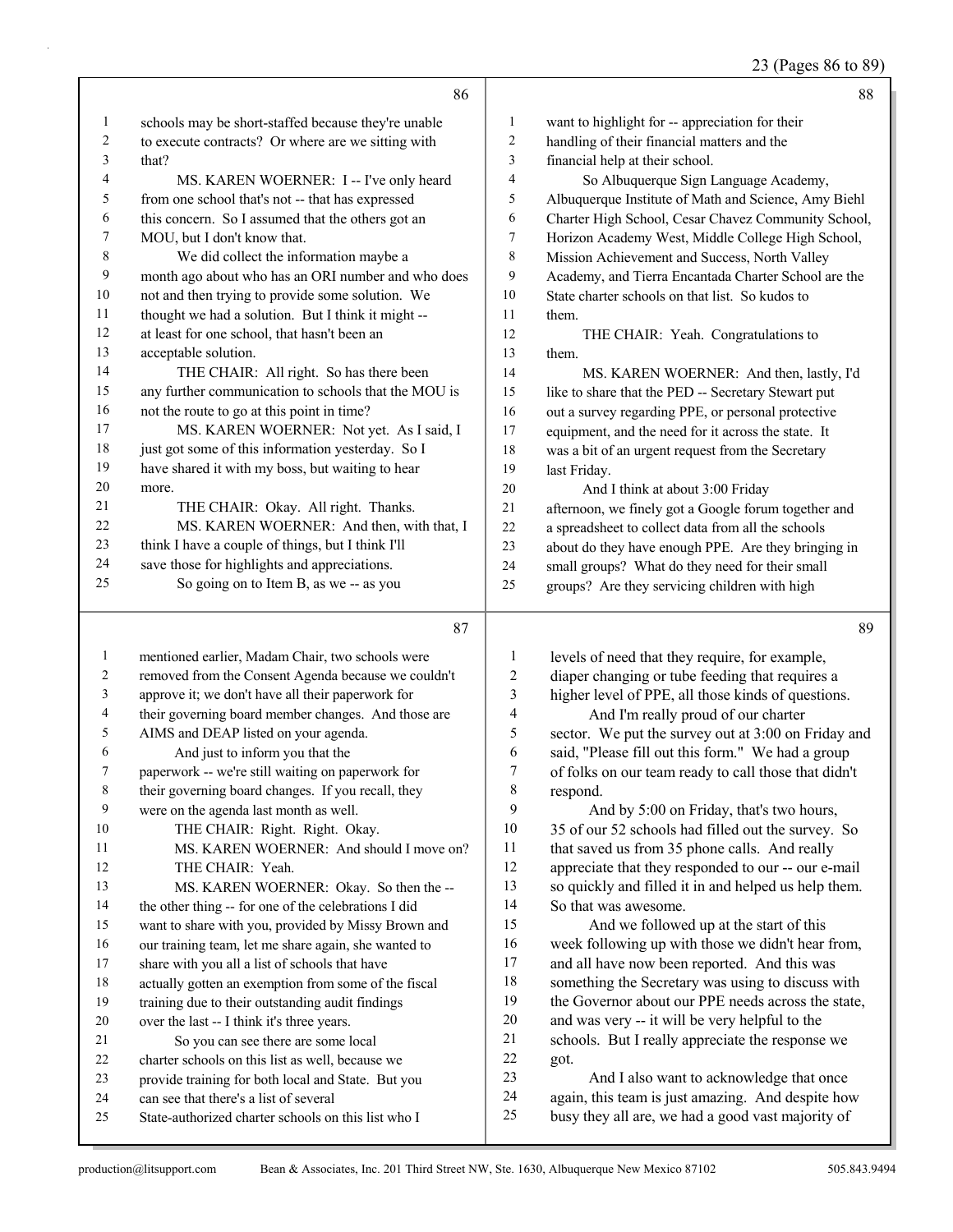23 (Pages 86 to 89)

**Page 86**

1 schools may be short-staffed because they're unable
2 to execute contracts? Or where are we sitting with
3 that?
4 MS. KAREN WOERNER: I -- I've only heard
5 from one school that's not -- that has expressed
6 this concern. So I assumed that the others got an
7 MOU, but I don't know that.
8 We did collect the information maybe a
9 month ago about who has an ORI number and who does
10 not and then trying to provide some solution. We
11 thought we had a solution. But I think it might --
12 at least for one school, that hasn't been an
13 acceptable solution.
14 THE CHAIR: All right. So has there been
15 any further communication to schools that the MOU is
16 not the route to go at this point in time?
17 MS. KAREN WOERNER: Not yet. As I said, I
18 just got some of this information yesterday. So I
19 have shared it with my boss, but waiting to hear
20 more.
21 THE CHAIR: Okay. All right. Thanks.
22 MS. KAREN WOERNER: And then, with that, I
23 think I have a couple of things, but I think I'll
24 save those for highlights and appreciations.
25 So going on to Item B, as we -- as you

**Page 87**

1 mentioned earlier, Madam Chair, two schools were
2 removed from the Consent Agenda because we couldn't
3 approve it; we don't have all their paperwork for
4 their governing board member changes. And those are
5 AIMS and DEAP listed on your agenda.
6 And just to inform you that the
7 paperwork -- we're still waiting on paperwork for
8 their governing board changes. If you recall, they
9 were on the agenda last month as well.
10 THE CHAIR: Right. Right. Okay.
11 MS. KAREN WOERNER: And should I move on?
12 THE CHAIR: Yeah.
13 MS. KAREN WOERNER: Okay. So then the --
14 the other thing -- for one of the celebrations I did
15 want to share with you, provided by Missy Brown and
16 our training team, let me share again, she wanted to
17 share with you all a list of schools that have
18 actually gotten an exemption from some of the fiscal
19 training due to their outstanding audit findings
20 over the last -- I think it's three years.
21 So you can see there are some local
22 charter schools on this list as well, because we
23 provide training for both local and State. But you
24 can see that there's a list of several
25 State-authorized charter schools on this list who I

**Page 88**

1 want to highlight for -- appreciation for their
2 handling of their financial matters and the
3 financial help at their school.
4 So Albuquerque Sign Language Academy,
5 Albuquerque Institute of Math and Science, Amy Biehl
6 Charter High School, Cesar Chavez Community School,
7 Horizon Academy West, Middle College High School,
8 Mission Achievement and Success, North Valley
9 Academy, and Tierra Encantada Charter School are the
10 State charter schools on that list. So kudos to
11 them.
12 THE CHAIR: Yeah. Congratulations to
13 them.
14 MS. KAREN WOERNER: And then, lastly, I'd
15 like to share that the PED -- Secretary Stewart put
16 out a survey regarding PPE, or personal protective
17 equipment, and the need for it across the state. It
18 was a bit of an urgent request from the Secretary
19 last Friday.
20 And I think at about 3:00 Friday
21 afternoon, we finely got a Google forum together and
22 a spreadsheet to collect data from all the schools
23 about do they have enough PPE. Are they bringing in
24 small groups? What do they need for their small
25 groups? Are they servicing children with high

**Page 89**

1 levels of need that they require, for example,
2 diaper changing or tube feeding that requires a
3 higher level of PPE, all those kinds of questions.
4 And I'm really proud of our charter
5 sector. We put the survey out at 3:00 on Friday and
6 said, "Please fill out this form." We had a group
7 of folks on our team ready to call those that didn't
8 respond.
9 And by 5:00 on Friday, that's two hours,
10 35 of our 52 schools had filled out the survey. So
11 that saved us from 35 phone calls. And really
12 appreciate that they responded to our -- our e-mail
13 so quickly and filled it in and helped us help them.
14 So that was awesome.
15 And we followed up at the start of this
16 week following up with those we didn't hear from,
17 and all have now been reported. And this was
18 something the Secretary was using to discuss with
19 the Governor about our PPE needs across the state,
20 and was very -- it will be very helpful to the
21 schools. But I really appreciate the response we
22 got.
23 And I also want to acknowledge that once
24 again, this team is just amazing. And despite how
25 busy they all are, we had a good vast majority of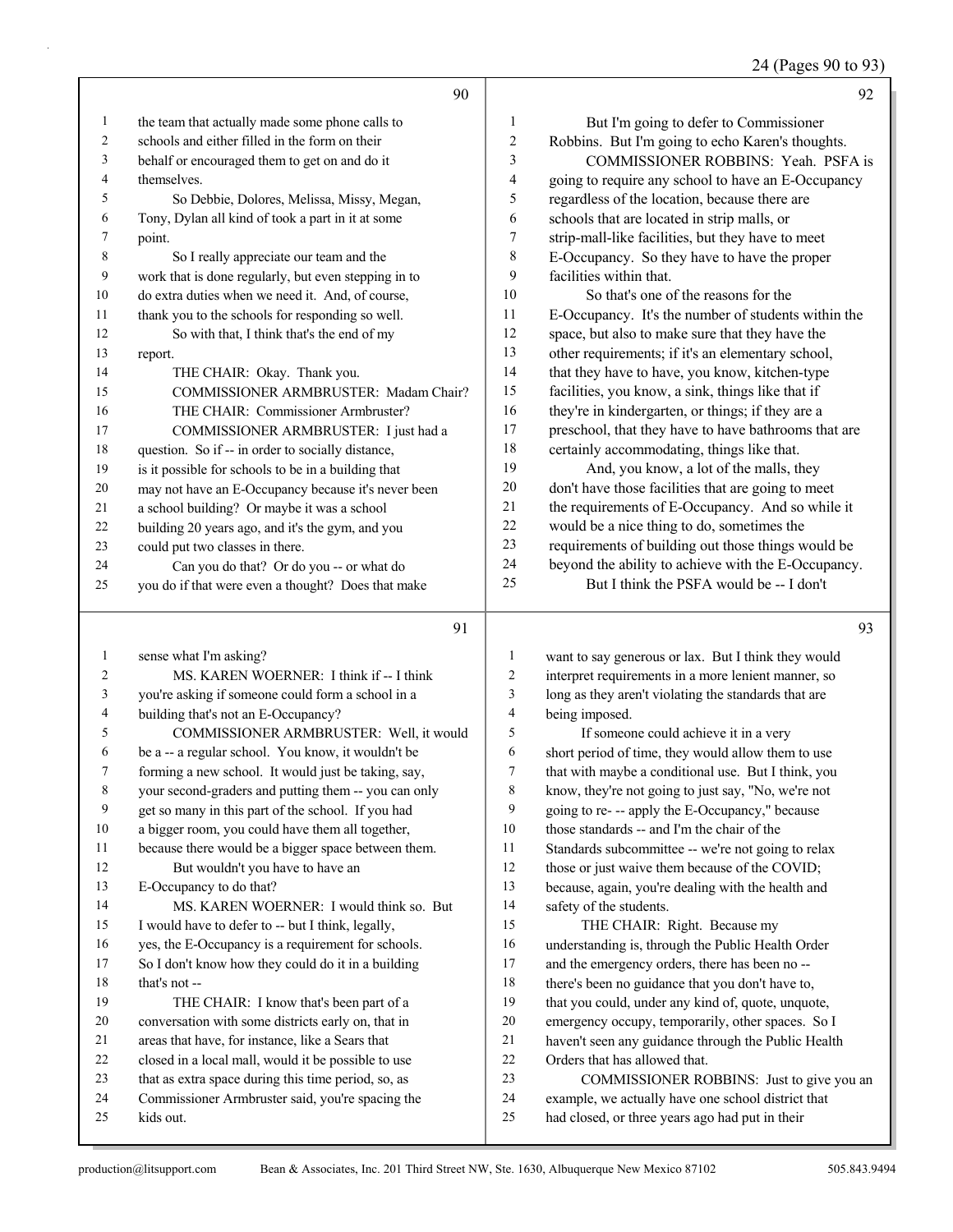**Page 90**

1 the team that actually made some phone calls to
2 schools and either filled in the form on their
3 behalf or encouraged them to get on and do it
4 themselves.
5 So Debbie, Dolores, Melissa, Missy, Megan,
6 Tony, Dylan all kind of took a part in it at some
7 point.
8 So I really appreciate our team and the
9 work that is done regularly, but even stepping in to
10 do extra duties when we need it. And, of course,
11 thank you to the schools for responding so well.
12 So with that, I think that's the end of my
13 report.
14 THE CHAIR: Okay. Thank you.
15 COMMISSIONER ARMBRUSTER: Madam Chair?
16 THE CHAIR: Commissioner Armbruster?
17 COMMISSIONER ARMBRUSTER: I just had a
18 question. So if -- in order to socially distance,
19 is it possible for schools to be in a building that
20 may not have an E-Occupancy because it's never been
21 a school building? Or maybe it was a school
22 building 20 years ago, and it's the gym, and you
23 could put two classes in there.
24 Can you do that? Or do you -- or what do
25 you do if that were even a thought? Does that make

**Page 91**

1 sense what I'm asking?
2 MS. KAREN WOERNER: I think if -- I think
3 you're asking if someone could form a school in a
4 building that's not an E-Occupancy?
5 COMMISSIONER ARMBRUSTER: Well, it would
6 be a -- a regular school. You know, it wouldn't be
7 forming a new school. It would just be taking, say,
8 your second-graders and putting them -- you can only
9 get so many in this part of the school. If you had
10 a bigger room, you could have them all together,
11 because there would be a bigger space between them.
12 But wouldn't you have to have an
13 E-Occupancy to do that?
14 MS. KAREN WOERNER: I would think so. But
15 I would have to defer to -- but I think, legally,
16 yes, the E-Occupancy is a requirement for schools.
17 So I don't know how they could do it in a building
18 that's not --
19 THE CHAIR: I know that's been part of a
20 conversation with some districts early on, that in
21 areas that have, for instance, like a Sears that
22 closed in a local mall, would it be possible to use
23 that as extra space during this time period, so, as
24 Commissioner Armbruster said, you're spacing the
25 kids out.

**Page 92**

1 But I'm going to defer to Commissioner
2 Robbins. But I'm going to echo Karen's thoughts.
3 COMMISSIONER ROBBINS: Yeah. PSFA is
4 going to require any school to have an E-Occupancy
5 regardless of the location, because there are
6 schools that are located in strip malls, or
7 strip-mall-like facilities, but they have to meet
8 E-Occupancy. So they have to have the proper
9 facilities within that.
10 So that's one of the reasons for the
11 E-Occupancy. It's the number of students within the
12 space, but also to make sure that they have the
13 other requirements; if it's an elementary school,
14 that they have to have, you know, kitchen-type
15 facilities, you know, a sink, things like that if
16 they're in kindergarten, or things; if they are a
17 preschool, that they have to have bathrooms that are
18 certainly accommodating, things like that.
19 And, you know, a lot of the malls, they
20 don't have those facilities that are going to meet
21 the requirements of E-Occupancy. And so while it
22 would be a nice thing to do, sometimes the
23 requirements of building out those things would be
24 beyond the ability to achieve with the E-Occupancy.
25 But I think the PSFA would be -- I don't

**Page 93**

1 want to say generous or lax. But I think they would
2 interpret requirements in a more lenient manner, so
3 long as they aren't violating the standards that are
4 being imposed.
5 If someone could achieve it in a very
6 short period of time, they would allow them to use
7 that with maybe a conditional use. But I think, you
8 know, they're not going to just say, "No, we're not
9 going to re- -- apply the E-Occupancy," because
10 those standards -- and I'm the chair of the
11 Standards subcommittee -- we're not going to relax
12 those or just waive them because of the COVID;
13 because, again, you're dealing with the health and
14 safety of the students.
15 THE CHAIR: Right. Because my
16 understanding is, through the Public Health Order
17 and the emergency orders, there has been no --
18 there's been no guidance that you don't have to,
19 that you could, under any kind of, quote, unquote,
20 emergency occupy, temporarily, other spaces. So I
21 haven't seen any guidance through the Public Health
22 Orders that has allowed that.
23 COMMISSIONER ROBBINS: Just to give you an
24 example, we actually have one school district that
25 had closed, or three years ago had put in their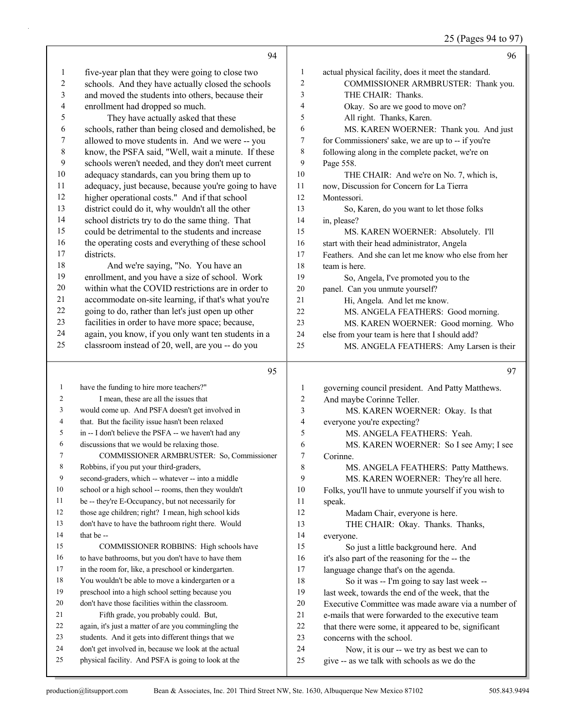**94**

1 five-year plan that they were going to close two
2 schools. And they have actually closed the schools
3 and moved the students into others, because their
4 enrollment had dropped so much.
5 They have actually asked that these
6 schools, rather than being closed and demolished, be
7 allowed to move students in. And we were -- you
8 know, the PSFA said, "Well, wait a minute. If these
9 schools weren't needed, and they don't meet current
10 adequacy standards, can you bring them up to
11 adequacy, just because, because you're going to have
12 higher operational costs." And if that school
13 district could do it, why wouldn't all the other
14 school districts try to do the same thing. That
15 could be detrimental to the students and increase
16 the operating costs and everything of these school
17 districts.
18 And we're saying, "No. You have an
19 enrollment, and you have a size of school. Work
20 within what the COVID restrictions are in order to
21 accommodate on-site learning, if that's what you're
22 going to do, rather than let's just open up other
23 facilities in order to have more space; because,
24 again, you know, if you only want ten students in a
25 classroom instead of 20, well, are you -- do you

**95**

1 have the funding to hire more teachers?"
2 I mean, these are all the issues that
3 would come up. And PSFA doesn't get involved in
4 that. But the facility issue hasn't been relaxed
5 in -- I don't believe the PSFA -- we haven't had any
6 discussions that we would be relaxing those.
7 COMMISSIONER ARMBRUSTER: So, Commissioner
8 Robbins, if you put your third-graders,
9 second-graders, which -- whatever -- into a middle
10 school or a high school -- rooms, then they wouldn't
11 be -- they're E-Occupancy, but not necessarily for
12 those age children; right? I mean, high school kids
13 don't have to have the bathroom right there. Would
14 that be --
15 COMMISSIONER ROBBINS: High schools have
16 to have bathrooms, but you don't have to have them
17 in the room for, like, a preschool or kindergarten.
18 You wouldn't be able to move a kindergarten or a
19 preschool into a high school setting because you
20 don't have those facilities within the classroom.
21 Fifth grade, you probably could. But,
22 again, it's just a matter of are you commingling the
23 students. And it gets into different things that we
24 don't get involved in, because we look at the actual
25 physical facility. And PSFA is going to look at the

**96**

1 actual physical facility, does it meet the standard.
2 COMMISSIONER ARMBRUSTER: Thank you.
3 THE CHAIR: Thanks.
4 Okay. So are we good to move on?
5 All right. Thanks, Karen.
6 MS. KAREN WOERNER: Thank you. And just
7 for Commissioners' sake, we are up to -- if you're
8 following along in the complete packet, we're on
9 Page 558.
10 THE CHAIR: And we're on No. 7, which is,
11 now, Discussion for Concern for La Tierra
12 Montessori.
13 So, Karen, do you want to let those folks
14 in, please?
15 MS. KAREN WOERNER: Absolutely. I'll
16 start with their head administrator, Angela
17 Feathers. And she can let me know who else from her
18 team is here.
19 So, Angela, I've promoted you to the
20 panel. Can you unmute yourself?
21 Hi, Angela. And let me know.
22 MS. ANGELA FEATHERS: Good morning.
23 MS. KAREN WOERNER: Good morning. Who
24 else from your team is here that I should add?
25 MS. ANGELA FEATHERS: Amy Larsen is their

**97**

1 governing council president. And Patty Matthews.
2 And maybe Corinne Teller.
3 MS. KAREN WOERNER: Okay. Is that
4 everyone you're expecting?
5 MS. ANGELA FEATHERS: Yeah.
6 MS. KAREN WOERNER: So I see Amy; I see
7 Corinne.
8 MS. ANGELA FEATHERS: Patty Matthews.
9 MS. KAREN WOERNER: They're all here.
10 Folks, you'll have to unmute yourself if you wish to
11 speak.
12 Madam Chair, everyone is here.
13 THE CHAIR: Okay. Thanks. Thanks,
14 everyone.
15 So just a little background here. And
16 it's also part of the reasoning for the -- the
17 language change that's on the agenda.
18 So it was -- I'm going to say last week --
19 last week, towards the end of the week, that the
20 Executive Committee was made aware via a number of
21 e-mails that were forwarded to the executive team
22 that there were some, it appeared to be, significant
23 concerns with the school.
24 Now, it is our -- we try as best we can to
25 give -- as we talk with schools as we do the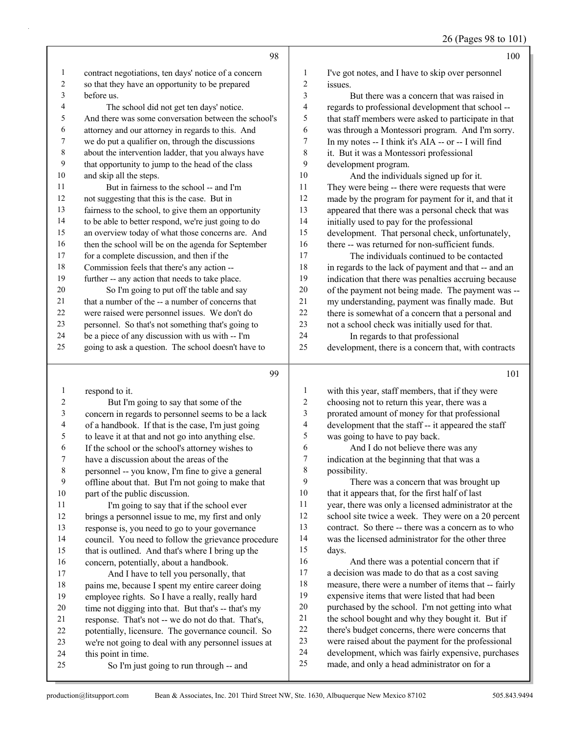contract negotiations, ten days' notice of a concern so that they have an opportunity to be prepared before us.

The school did not get ten days' notice. And there was some conversation between the school's attorney and our attorney in regards to this. And we do put a qualifier on, through the discussions about the intervention ladder, that you always have that opportunity to jump to the head of the class and skip all the steps.

But in fairness to the school -- and I'm not suggesting that this is the case. But in fairness to the school, to give them an opportunity to be able to better respond, we're just going to do an overview today of what those concerns are. And then the school will be on the agenda for September for a complete discussion, and then if the Commission feels that there's any action -- further -- any action that needs to take place.

So I'm going to put off the table and say that a number of the -- a number of concerns that were raised were personnel issues. We don't do personnel. So that's not something that's going to be a piece of any discussion with us with -- I'm going to ask a question. The school doesn't have to respond to it.

But I'm going to say that some of the concern in regards to personnel seems to be a lack of a handbook. If that is the case, I'm just going to leave it at that and not go into anything else. If the school or the school's attorney wishes to have a discussion about the areas of the personnel -- you know, I'm fine to give a general offline about that. But I'm not going to make that part of the public discussion.

I'm going to say that if the school ever brings a personnel issue to me, my first and only response is, you need to go to your governance council. You need to follow the grievance procedure that is outlined. And that's where I bring up the concern, potentially, about a handbook.

And I have to tell you personally, that pains me, because I spent my entire career doing employee rights. So I have a really, really hard time not digging into that. But that's -- that's my response. That's not -- we do not do that. That's, potentially, licensure. The governance council. So we're not going to deal with any personnel issues at this point in time.

So I'm just going to run through -- and I've got notes, and I have to skip over personnel issues.

But there was a concern that was raised in regards to professional development that school -- that staff members were asked to participate in that was through a Montessori program. And I'm sorry. In my notes -- I think it's AIA -- or -- I will find it. But it was a Montessori professional development program.

And the individuals signed up for it. They were being -- there were requests that were made by the program for payment for it, and that it appeared that there was a personal check that was initially used to pay for the professional development. That personal check, unfortunately, there -- was returned for non-sufficient funds.

The individuals continued to be contacted in regards to the lack of payment and that -- and an indication that there was penalties accruing because of the payment not being made. The payment was -- my understanding, payment was finally made. But there is somewhat of a concern that a personal and not a school check was initially used for that.

In regards to that professional development, there is a concern that, with contracts with this year, staff members, that if they were choosing not to return this year, there was a prorated amount of money for that professional development that the staff -- it appeared the staff was going to have to pay back.

And I do not believe there was any indication at the beginning that that was a possibility.

There was a concern that was brought up that it appears that, for the first half of last year, there was only a licensed administrator at the school site twice a week. They were on a 20 percent contract. So there -- there was a concern as to who was the licensed administrator for the other three days.

And there was a potential concern that if a decision was made to do that as a cost saving measure, there were a number of items that -- fairly expensive items that were listed that had been purchased by the school. I'm not getting into what the school bought and why they bought it. But if there's budget concerns, there were concerns that were raised about the payment for the professional development, which was fairly expensive, purchases made, and only a head administrator on for a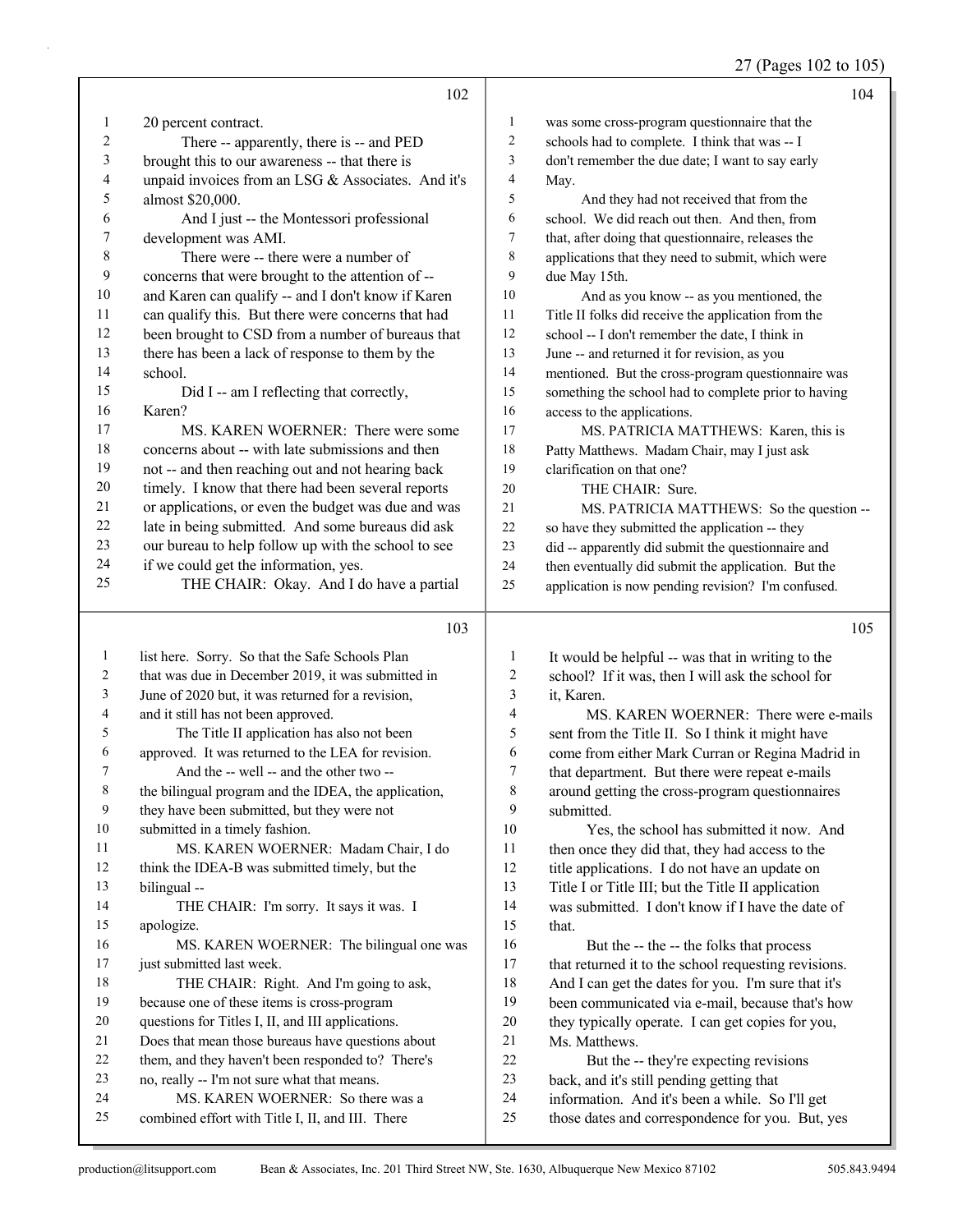**Page 102**

1 20 percent contract.
2 There -- apparently, there is -- and PED
3 brought this to our awareness -- that there is
4 unpaid invoices from an LSG & Associates. And it's
5 almost $20,000.
6 And I just -- the Montessori professional
7 development was AMI.
8 There were -- there were a number of
9 concerns that were brought to the attention of --
10 and Karen can qualify -- and I don't know if Karen
11 can qualify this. But there were concerns that had
12 been brought to CSD from a number of bureaus that
13 there has been a lack of response to them by the
14 school.
15 Did I -- am I reflecting that correctly,
16 Karen?
17 MS. KAREN WOERNER: There were some
18 concerns about -- with late submissions and then
19 not -- and then reaching out and not hearing back
20 timely. I know that there had been several reports
21 or applications, or even the budget was due and was
22 late in being submitted. And some bureaus did ask
23 our bureau to help follow up with the school to see
24 if we could get the information, yes.
25 THE CHAIR: Okay. And I do have a partial

**Page 103**

1 list here. Sorry. So that the Safe Schools Plan
2 that was due in December 2019, it was submitted in
3 June of 2020 but, it was returned for a revision,
4 and it still has not been approved.
5 The Title II application has also not been
6 approved. It was returned to the LEA for revision.
7 And the -- well -- and the other two --
8 the bilingual program and the IDEA, the application,
9 they have been submitted, but they were not
10 submitted in a timely fashion.
11 MS. KAREN WOERNER: Madam Chair, I do
12 think the IDEA-B was submitted timely, but the
13 bilingual --
14 THE CHAIR: I'm sorry. It says it was. I
15 apologize.
16 MS. KAREN WOERNER: The bilingual one was
17 just submitted last week.
18 THE CHAIR: Right. And I'm going to ask,
19 because one of these items is cross-program
20 questions for Titles I, II, and III applications.
21 Does that mean those bureaus have questions about
22 them, and they haven't been responded to? There's
23 no, really -- I'm not sure what that means.
24 MS. KAREN WOERNER: So there was a
25 combined effort with Title I, II, and III. There

**Page 104**

1 was some cross-program questionnaire that the
2 schools had to complete. I think that was -- I
3 don't remember the due date; I want to say early
4 May.
5 And they had not received that from the
6 school. We did reach out then. And then, from
7 that, after doing that questionnaire, releases the
8 applications that they need to submit, which were
9 due May 15th.
10 And as you know -- as you mentioned, the
11 Title II folks did receive the application from the
12 school -- I don't remember the date, I think in
13 June -- and returned it for revision, as you
14 mentioned. But the cross-program questionnaire was
15 something the school had to complete prior to having
16 access to the applications.
17 MS. PATRICIA MATTHEWS: Karen, this is
18 Patty Matthews. Madam Chair, may I just ask
19 clarification on that one?
20 THE CHAIR: Sure.
21 MS. PATRICIA MATTHEWS: So the question --
22 so have they submitted the application -- they
23 did -- apparently did submit the questionnaire and
24 then eventually did submit the application. But the
25 application is now pending revision? I'm confused.

**Page 105**

1 It would be helpful -- was that in writing to the
2 school? If it was, then I will ask the school for
3 it, Karen.
4 MS. KAREN WOERNER: There were e-mails
5 sent from the Title II. So I think it might have
6 come from either Mark Curran or Regina Madrid in
7 that department. But there were repeat e-mails
8 around getting the cross-program questionnaires
9 submitted.
10 Yes, the school has submitted it now. And
11 then once they did that, they had access to the
12 title applications. I do not have an update on
13 Title I or Title III; but the Title II application
14 was submitted. I don't know if I have the date of
15 that.
16 But the -- the -- the folks that process
17 that returned it to the school requesting revisions.
18 And I can get the dates for you. I'm sure that it's
19 been communicated via e-mail, because that's how
20 they typically operate. I can get copies for you,
21 Ms. Matthews.
22 But the -- they're expecting revisions
23 back, and it's still pending getting that
24 information. And it's been a while. So I'll get
25 those dates and correspondence for you. But, yes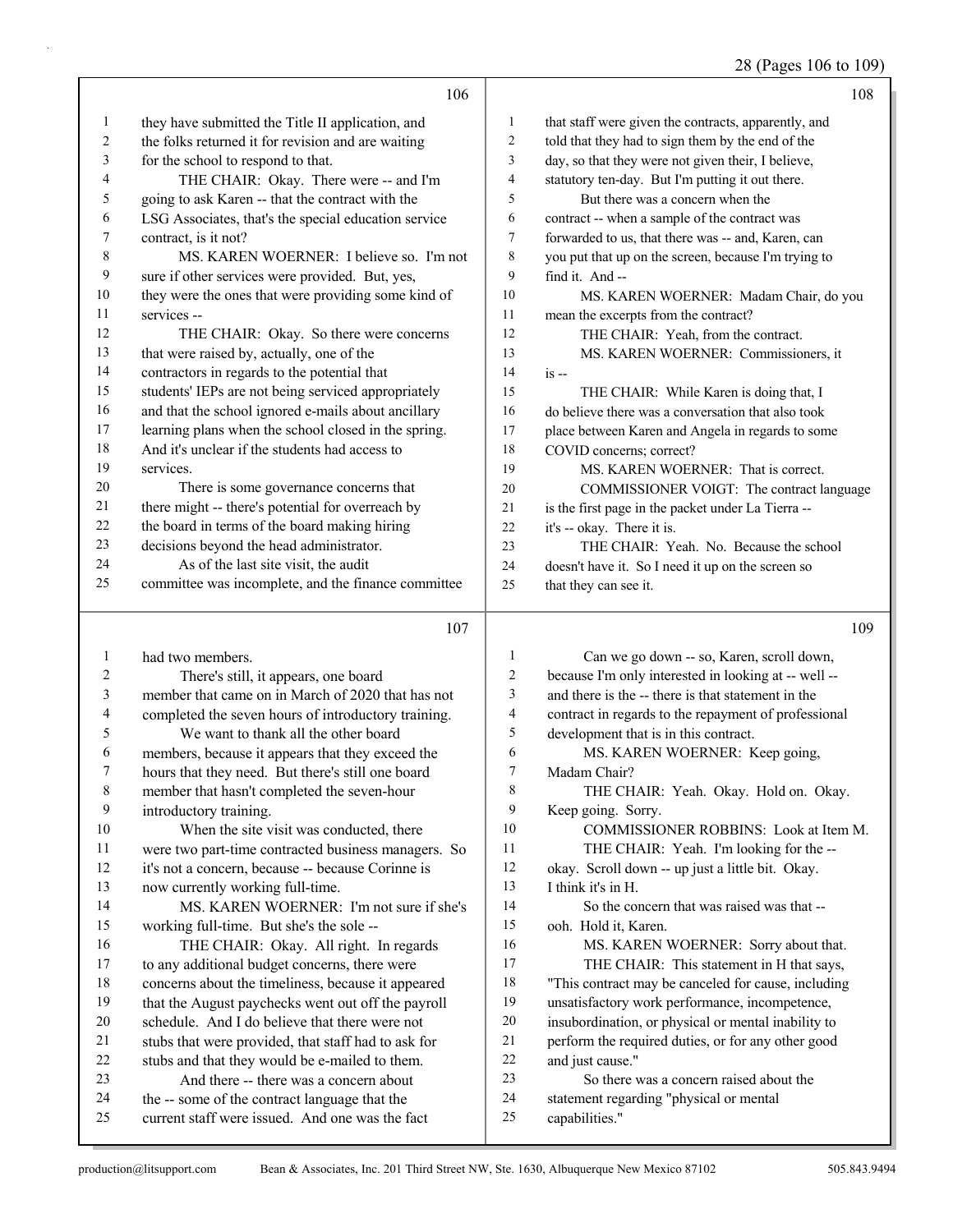**106**

they have submitted the Title II application, and the folks returned it for revision and are waiting for the school to respond to that.

THE CHAIR: Okay. There were -- and I'm going to ask Karen -- that the contract with the LSG Associates, that's the special education service contract, is it not?

MS. KAREN WOERNER: I believe so. I'm not sure if other services were provided. But, yes, they were the ones that were providing some kind of services --

THE CHAIR: Okay. So there were concerns that were raised by, actually, one of the contractors in regards to the potential that students' IEPs are not being serviced appropriately and that the school ignored e-mails about ancillary learning plans when the school closed in the spring. And it's unclear if the students had access to services.

There is some governance concerns that there might -- there's potential for overreach by the board in terms of the board making hiring decisions beyond the head administrator.

As of the last site visit, the audit committee was incomplete, and the finance committee

**107**

had two members.

There's still, it appears, one board member that came on in March of 2020 that has not completed the seven hours of introductory training.

We want to thank all the other board members, because it appears that they exceed the hours that they need. But there's still one board member that hasn't completed the seven-hour introductory training.

When the site visit was conducted, there were two part-time contracted business managers. So it's not a concern, because -- because Corinne is now currently working full-time.

MS. KAREN WOERNER: I'm not sure if she's working full-time. But she's the sole --

THE CHAIR: Okay. All right. In regards to any additional budget concerns, there were concerns about the timeliness, because it appeared that the August paychecks went out off the payroll schedule. And I do believe that there were not stubs that were provided, that staff had to ask for stubs and that they would be e-mailed to them.

And there -- there was a concern about the -- some of the contract language that the current staff were issued. And one was the fact

**108**

that staff were given the contracts, apparently, and told that they had to sign them by the end of the day, so that they were not given their, I believe, statutory ten-day. But I'm putting it out there.

But there was a concern when the contract -- when a sample of the contract was forwarded to us, that there was -- and, Karen, can you put that up on the screen, because I'm trying to find it. And --

MS. KAREN WOERNER: Madam Chair, do you mean the excerpts from the contract?

THE CHAIR: Yeah, from the contract.

MS. KAREN WOERNER: Commissioners, it is --

THE CHAIR: While Karen is doing that, I do believe there was a conversation that also took place between Karen and Angela in regards to some COVID concerns; correct?

MS. KAREN WOERNER: That is correct.

COMMISSIONER VOIGT: The contract language is the first page in the packet under La Tierra -- it's -- okay. There it is.

THE CHAIR: Yeah. No. Because the school doesn't have it. So I need it up on the screen so that they can see it.

**109**

Can we go down -- so, Karen, scroll down, because I'm only interested in looking at -- well -- and there is the -- there is that statement in the contract in regards to the repayment of professional development that is in this contract.

MS. KAREN WOERNER: Keep going, Madam Chair?

THE CHAIR: Yeah. Okay. Hold on. Okay. Keep going. Sorry.

COMMISSIONER ROBBINS: Look at Item M.

THE CHAIR: Yeah. I'm looking for the -- okay. Scroll down -- up just a little bit. Okay. I think it's in H.

So the concern that was raised was that -- ooh. Hold it, Karen.

MS. KAREN WOERNER: Sorry about that.

THE CHAIR: This statement in H that says, "This contract may be canceled for cause, including unsatisfactory work performance, incompetence, insubordination, or physical or mental inability to perform the required duties, or for any other good and just cause."

So there was a concern raised about the statement regarding "physical or mental capabilities."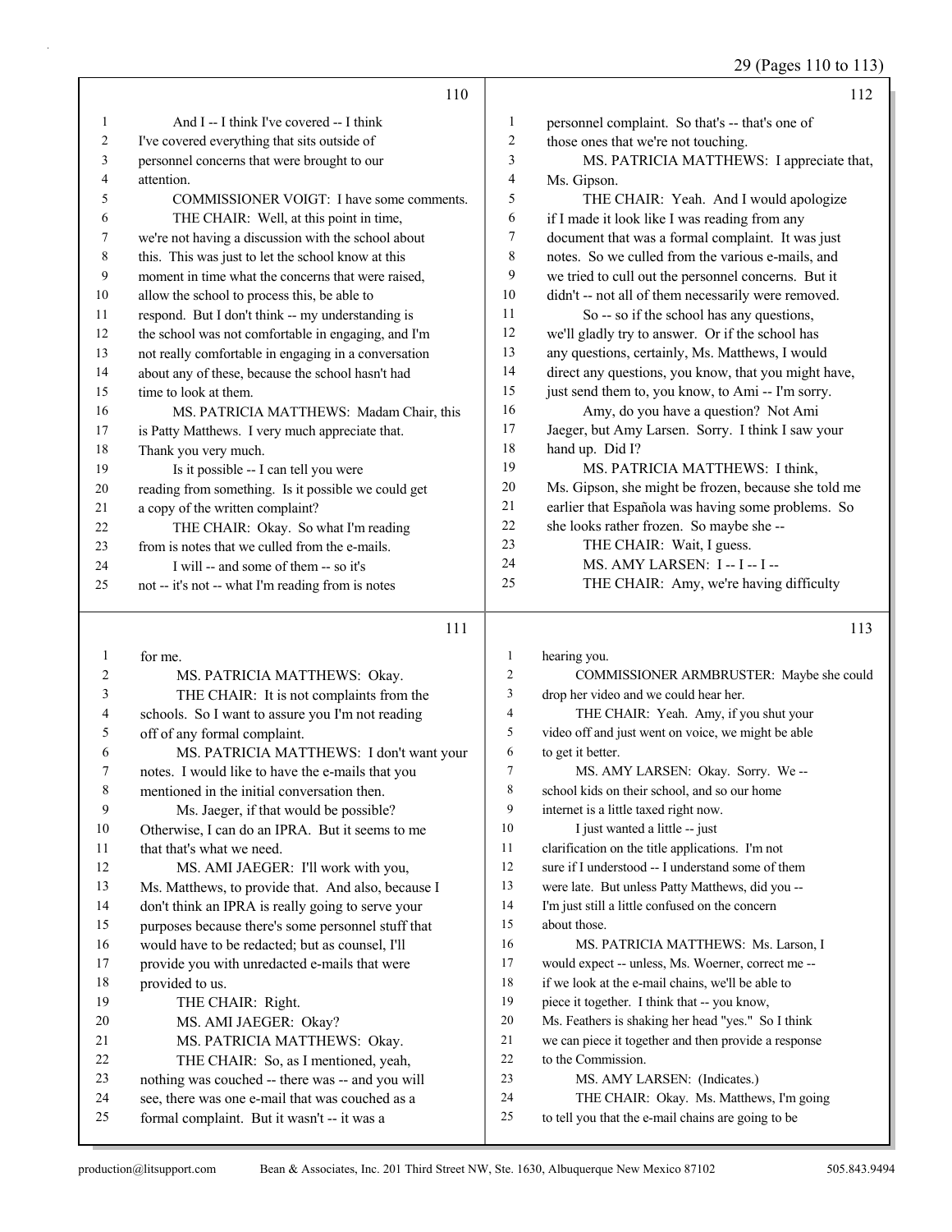**110**

1 And I -- I think I've covered -- I think
2 I've covered everything that sits outside of
3 personnel concerns that were brought to our
4 attention.
5 COMMISSIONER VOIGT: I have some comments.
6 THE CHAIR: Well, at this point in time,
7 we're not having a discussion with the school about
8 this. This was just to let the school know at this
9 moment in time what the concerns that were raised,
10 allow the school to process this, be able to
11 respond. But I don't think -- my understanding is
12 the school was not comfortable in engaging, and I'm
13 not really comfortable in engaging in a conversation
14 about any of these, because the school hasn't had
15 time to look at them.
16 MS. PATRICIA MATTHEWS: Madam Chair, this
17 is Patty Matthews. I very much appreciate that.
18 Thank you very much.
19 Is it possible -- I can tell you were
20 reading from something. Is it possible we could get
21 a copy of the written complaint?
22 THE CHAIR: Okay. So what I'm reading
23 from is notes that we culled from the e-mails.
24 I will -- and some of them -- so it's
25 not -- it's not -- what I'm reading from is notes

**111**

1 for me.
2 MS. PATRICIA MATTHEWS: Okay.
3 THE CHAIR: It is not complaints from the
4 schools. So I want to assure you I'm not reading
5 off of any formal complaint.
6 MS. PATRICIA MATTHEWS: I don't want your
7 notes. I would like to have the e-mails that you
8 mentioned in the initial conversation then.
9 Ms. Jaeger, if that would be possible?
10 Otherwise, I can do an IPRA. But it seems to me
11 that that's what we need.
12 MS. AMI JAEGER: I'll work with you,
13 Ms. Matthews, to provide that. And also, because I
14 don't think an IPRA is really going to serve your
15 purposes because there's some personnel stuff that
16 would have to be redacted; but as counsel, I'll
17 provide you with unredacted e-mails that were
18 provided to us.
19 THE CHAIR: Right.
20 MS. AMI JAEGER: Okay?
21 MS. PATRICIA MATTHEWS: Okay.
22 THE CHAIR: So, as I mentioned, yeah,
23 nothing was couched -- there was -- and you will
24 see, there was one e-mail that was couched as a
25 formal complaint. But it wasn't -- it was a

**112**

1 personnel complaint. So that's -- that's one of
2 those ones that we're not touching.
3 MS. PATRICIA MATTHEWS: I appreciate that,
4 Ms. Gipson.
5 THE CHAIR: Yeah. And I would apologize
6 if I made it look like I was reading from any
7 document that was a formal complaint. It was just
8 notes. So we culled from the various e-mails, and
9 we tried to cull out the personnel concerns. But it
10 didn't -- not all of them necessarily were removed.
11 So -- so if the school has any questions,
12 we'll gladly try to answer. Or if the school has
13 any questions, certainly, Ms. Matthews, I would
14 direct any questions, you know, that you might have,
15 just send them to, you know, to Ami -- I'm sorry.
16 Amy, do you have a question? Not Ami
17 Jaeger, but Amy Larsen. Sorry. I think I saw your
18 hand up. Did I?
19 MS. PATRICIA MATTHEWS: I think,
20 Ms. Gipson, she might be frozen, because she told me
21 earlier that Española was having some problems. So
22 she looks rather frozen. So maybe she --
23 THE CHAIR: Wait, I guess.
24 MS. AMY LARSEN: I -- I -- I --
25 THE CHAIR: Amy, we're having difficulty

**113**

1 hearing you.
2 COMMISSIONER ARMBRUSTER: Maybe she could
3 drop her video and we could hear her.
4 THE CHAIR: Yeah. Amy, if you shut your
5 video off and just went on voice, we might be able
6 to get it better.
7 MS. AMY LARSEN: Okay. Sorry. We --
8 school kids on their school, and so our home
9 internet is a little taxed right now.
10 I just wanted a little -- just
11 clarification on the title applications. I'm not
12 sure if I understood -- I understand some of them
13 were late. But unless Patty Matthews, did you --
14 I'm just still a little confused on the concern
15 about those.
16 MS. PATRICIA MATTHEWS: Ms. Larson, I
17 would expect -- unless, Ms. Woerner, correct me --
18 if we look at the e-mail chains, we'll be able to
19 piece it together. I think that -- you know,
20 Ms. Feathers is shaking her head "yes." So I think
21 we can piece it together and then provide a response
22 to the Commission.
23 MS. AMY LARSEN: (Indicates.)
24 THE CHAIR: Okay. Ms. Matthews, I'm going
25 to tell you that the e-mail chains are going to be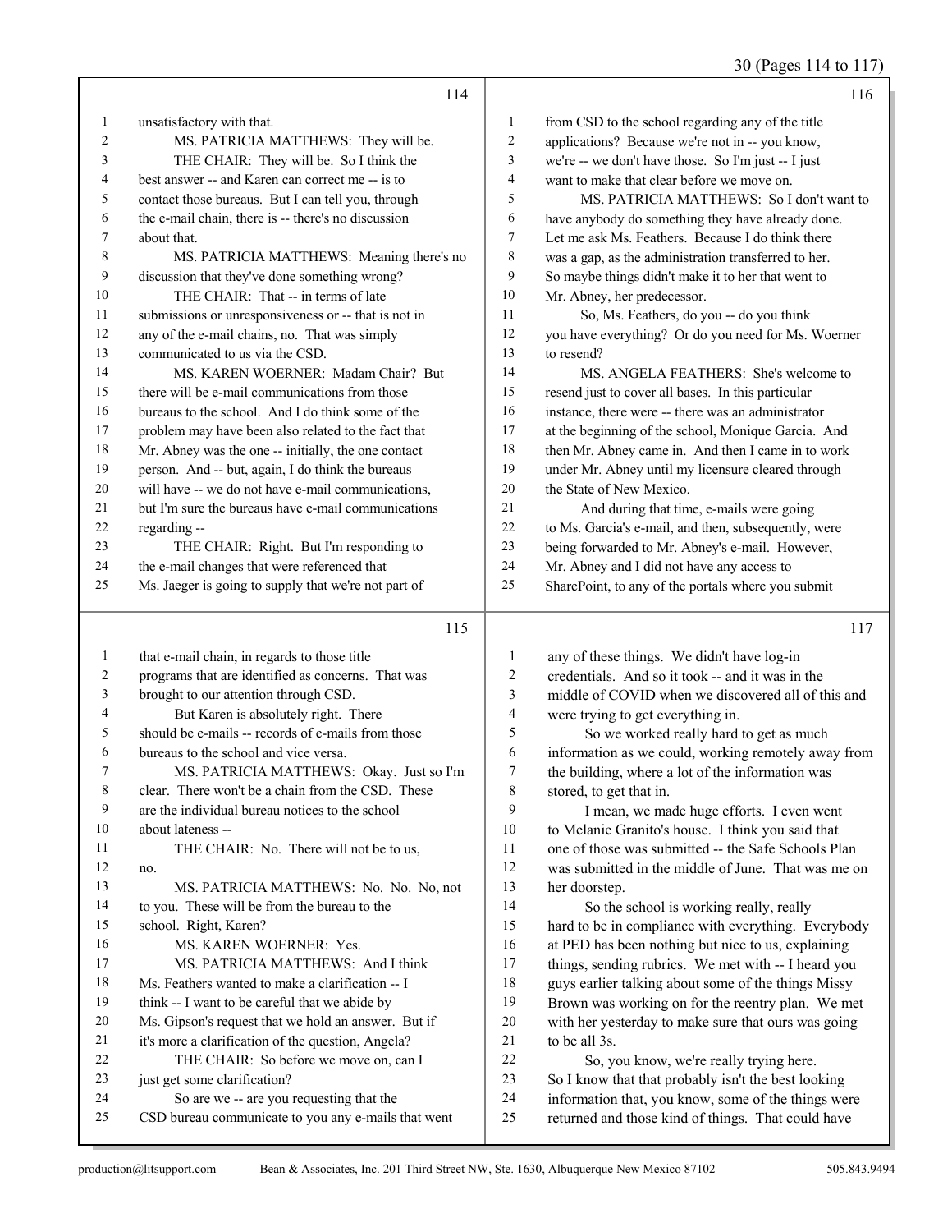114

unsatisfactory with that.

MS. PATRICIA MATTHEWS: They will be.

THE CHAIR: They will be. So I think the best answer -- and Karen can correct me -- is to contact those bureaus. But I can tell you, through the e-mail chain, there is -- there's no discussion about that.

MS. PATRICIA MATTHEWS: Meaning there's no discussion that they've done something wrong?

THE CHAIR: That -- in terms of late submissions or unresponsiveness or -- that is not in any of the e-mail chains, no. That was simply communicated to us via the CSD.

MS. KAREN WOERNER: Madam Chair? But there will be e-mail communications from those bureaus to the school. And I do think some of the problem may have been also related to the fact that Mr. Abney was the one -- initially, the one contact person. And -- but, again, I do think the bureaus will have -- we do not have e-mail communications, but I'm sure the bureaus have e-mail communications regarding --

THE CHAIR: Right. But I'm responding to the e-mail changes that were referenced that Ms. Jaeger is going to supply that we're not part of

115

that e-mail chain, in regards to those title programs that are identified as concerns. That was brought to our attention through CSD.

But Karen is absolutely right. There should be e-mails -- records of e-mails from those bureaus to the school and vice versa.

MS. PATRICIA MATTHEWS: Okay. Just so I'm clear. There won't be a chain from the CSD. These are the individual bureau notices to the school about lateness --

THE CHAIR: No. There will not be to us, no.

MS. PATRICIA MATTHEWS: No. No. No, not to you. These will be from the bureau to the school. Right, Karen?

MS. KAREN WOERNER: Yes.

MS. PATRICIA MATTHEWS: And I think Ms. Feathers wanted to make a clarification -- I think -- I want to be careful that we abide by Ms. Gipson's request that we hold an answer. But if it's more a clarification of the question, Angela?

THE CHAIR: So before we move on, can I just get some clarification?

So are we -- are you requesting that the CSD bureau communicate to you any e-mails that went

116

from CSD to the school regarding any of the title applications? Because we're not in -- you know, we're -- we don't have those. So I'm just -- I just want to make that clear before we move on.

MS. PATRICIA MATTHEWS: So I don't want to have anybody do something they have already done. Let me ask Ms. Feathers. Because I do think there was a gap, as the administration transferred to her. So maybe things didn't make it to her that went to Mr. Abney, her predecessor.

So, Ms. Feathers, do you -- do you think you have everything? Or do you need for Ms. Woerner to resend?

MS. ANGELA FEATHERS: She's welcome to resend just to cover all bases. In this particular instance, there were -- there was an administrator at the beginning of the school, Monique Garcia. And then Mr. Abney came in. And then I came in to work under Mr. Abney until my licensure cleared through the State of New Mexico.

And during that time, e-mails were going to Ms. Garcia's e-mail, and then, subsequently, were being forwarded to Mr. Abney's e-mail. However, Mr. Abney and I did not have any access to SharePoint, to any of the portals where you submit

117

any of these things. We didn't have log-in credentials. And so it took -- and it was in the middle of COVID when we discovered all of this and were trying to get everything in.

So we worked really hard to get as much information as we could, working remotely away from the building, where a lot of the information was stored, to get that in.

I mean, we made huge efforts. I even went to Melanie Granito's house. I think you said that one of those was submitted -- the Safe Schools Plan was submitted in the middle of June. That was me on her doorstep.

So the school is working really, really hard to be in compliance with everything. Everybody at PED has been nothing but nice to us, explaining things, sending rubrics. We met with -- I heard you guys earlier talking about some of the things Missy Brown was working on for the reentry plan. We met with her yesterday to make sure that ours was going to be all 3s.

So, you know, we're really trying here. So I know that that probably isn't the best looking information that, you know, some of the things were returned and those kind of things. That could have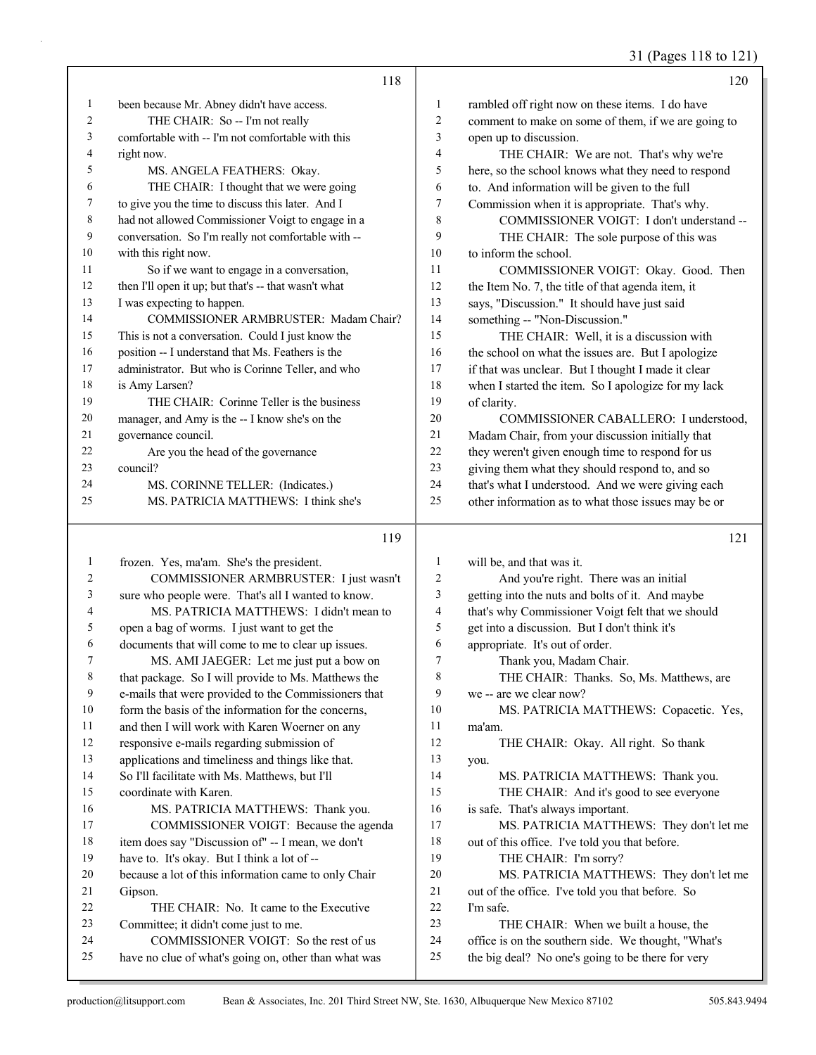**118**

1 been because Mr. Abney didn't have access.
2 THE CHAIR: So -- I'm not really
3 comfortable with -- I'm not comfortable with this
4 right now.
5 MS. ANGELA FEATHERS: Okay.
6 THE CHAIR: I thought that we were going
7 to give you the time to discuss this later. And I
8 had not allowed Commissioner Voigt to engage in a
9 conversation. So I'm really not comfortable with --
10 with this right now.
11 So if we want to engage in a conversation,
12 then I'll open it up; but that's -- that wasn't what
13 I was expecting to happen.
14 COMMISSIONER ARMBRUSTER: Madam Chair?
15 This is not a conversation. Could I just know the
16 position -- I understand that Ms. Feathers is the
17 administrator. But who is Corinne Teller, and who
18 is Amy Larsen?
19 THE CHAIR: Corinne Teller is the business
20 manager, and Amy is the -- I know she's on the
21 governance council.
22 Are you the head of the governance
23 council?
24 MS. CORINNE TELLER: (Indicates.)
25 MS. PATRICIA MATTHEWS: I think she's

**119**

1 frozen. Yes, ma'am. She's the president.
2 COMMISSIONER ARMBRUSTER: I just wasn't
3 sure who people were. That's all I wanted to know.
4 MS. PATRICIA MATTHEWS: I didn't mean to
5 open a bag of worms. I just want to get the
6 documents that will come to me to clear up issues.
7 MS. AMI JAEGER: Let me just put a bow on
8 that package. So I will provide to Ms. Matthews the
9 e-mails that were provided to the Commissioners that
10 form the basis of the information for the concerns,
11 and then I will work with Karen Woerner on any
12 responsive e-mails regarding submission of
13 applications and timeliness and things like that.
14 So I'll facilitate with Ms. Matthews, but I'll
15 coordinate with Karen.
16 MS. PATRICIA MATTHEWS: Thank you.
17 COMMISSIONER VOIGT: Because the agenda
18 item does say "Discussion of" -- I mean, we don't
19 have to. It's okay. But I think a lot of --
20 because a lot of this information came to only Chair
21 Gipson.
22 THE CHAIR: No. It came to the Executive
23 Committee; it didn't come just to me.
24 COMMISSIONER VOIGT: So the rest of us
25 have no clue of what's going on, other than what was

**120**

1 rambled off right now on these items. I do have
2 comment to make on some of them, if we are going to
3 open up to discussion.
4 THE CHAIR: We are not. That's why we're
5 here, so the school knows what they need to respond
6 to. And information will be given to the full
7 Commission when it is appropriate. That's why.
8 COMMISSIONER VOIGT: I don't understand --
9 THE CHAIR: The sole purpose of this was
10 to inform the school.
11 COMMISSIONER VOIGT: Okay. Good. Then
12 the Item No. 7, the title of that agenda item, it
13 says, "Discussion." It should have just said
14 something -- "Non-Discussion."
15 THE CHAIR: Well, it is a discussion with
16 the school on what the issues are. But I apologize
17 if that was unclear. But I thought I made it clear
18 when I started the item. So I apologize for my lack
19 of clarity.
20 COMMISSIONER CABALLERO: I understood,
21 Madam Chair, from your discussion initially that
22 they weren't given enough time to respond for us
23 giving them what they should respond to, and so
24 that's what I understood. And we were giving each
25 other information as to what those issues may be or

**121**

1 will be, and that was it.
2 And you're right. There was an initial
3 getting into the nuts and bolts of it. And maybe
4 that's why Commissioner Voigt felt that we should
5 get into a discussion. But I don't think it's
6 appropriate. It's out of order.
7 Thank you, Madam Chair.
8 THE CHAIR: Thanks. So, Ms. Matthews, are
9 we -- are we clear now?
10 MS. PATRICIA MATTHEWS: Copacetic. Yes,
11 ma'am.
12 THE CHAIR: Okay. All right. So thank
13 you.
14 MS. PATRICIA MATTHEWS: Thank you.
15 THE CHAIR: And it's good to see everyone
16 is safe. That's always important.
17 MS. PATRICIA MATTHEWS: They don't let me
18 out of this office. I've told you that before.
19 THE CHAIR: I'm sorry?
20 MS. PATRICIA MATTHEWS: They don't let me
21 out of the office. I've told you that before. So
22 I'm safe.
23 THE CHAIR: When we built a house, the
24 office is on the southern side. We thought, "What's
25 the big deal? No one's going to be there for very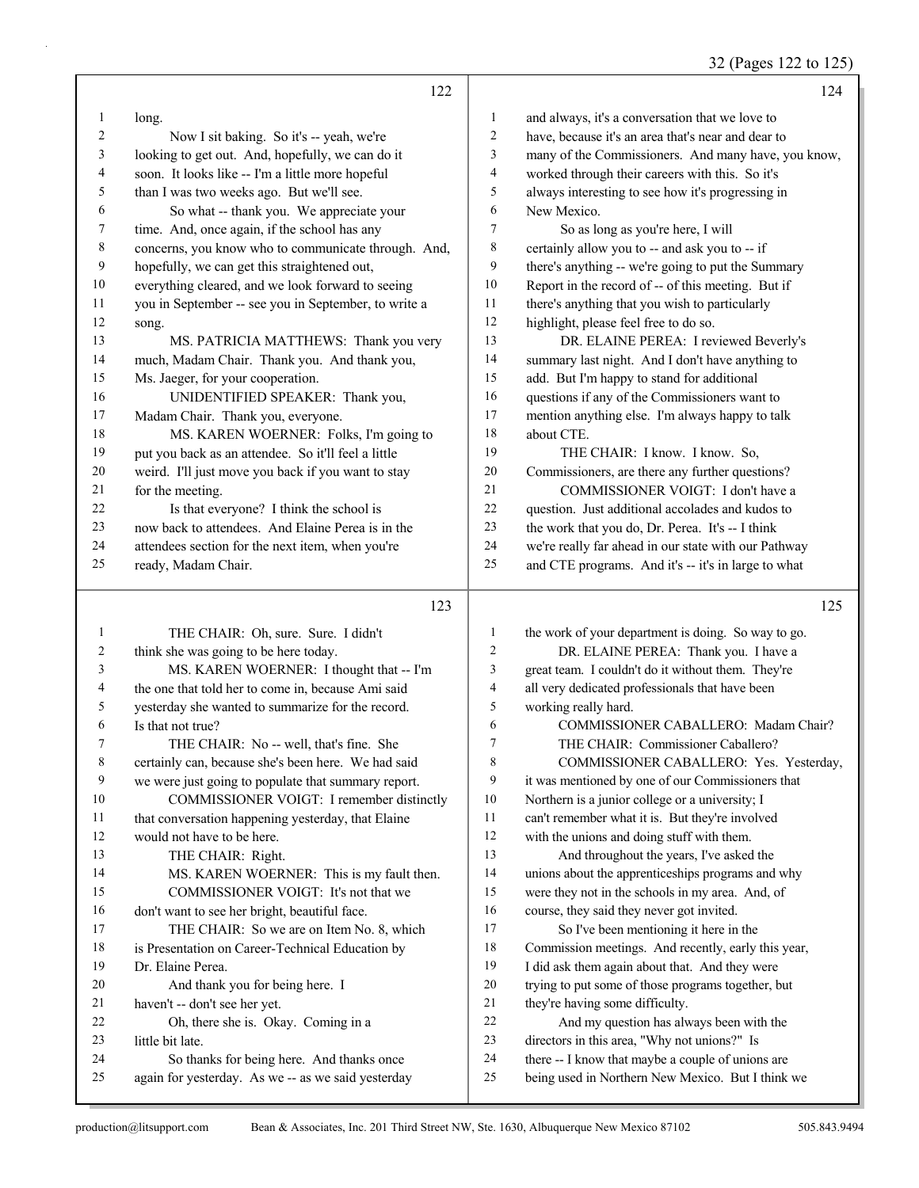**122**

1 long.
2 Now I sit baking. So it's -- yeah, we're
3 looking to get out. And, hopefully, we can do it
4 soon. It looks like -- I'm a little more hopeful
5 than I was two weeks ago. But we'll see.
6 So what -- thank you. We appreciate your
7 time. And, once again, if the school has any
8 concerns, you know who to communicate through. And,
9 hopefully, we can get this straightened out,
10 everything cleared, and we look forward to seeing
11 you in September -- see you in September, to write a
12 song.
13 MS. PATRICIA MATTHEWS: Thank you very
14 much, Madam Chair. Thank you. And thank you,
15 Ms. Jaeger, for your cooperation.
16 UNIDENTIFIED SPEAKER: Thank you,
17 Madam Chair. Thank you, everyone.
18 MS. KAREN WOERNER: Folks, I'm going to
19 put you back as an attendee. So it'll feel a little
20 weird. I'll just move you back if you want to stay
21 for the meeting.
22 Is that everyone? I think the school is
23 now back to attendees. And Elaine Perea is in the
24 attendees section for the next item, when you're
25 ready, Madam Chair.

**123**

1 THE CHAIR: Oh, sure. Sure. I didn't
2 think she was going to be here today.
3 MS. KAREN WOERNER: I thought that -- I'm
4 the one that told her to come in, because Ami said
5 yesterday she wanted to summarize for the record.
6 Is that not true?
7 THE CHAIR: No -- well, that's fine. She
8 certainly can, because she's been here. We had said
9 we were just going to populate that summary report.
10 COMMISSIONER VOIGT: I remember distinctly
11 that conversation happening yesterday, that Elaine
12 would not have to be here.
13 THE CHAIR: Right.
14 MS. KAREN WOERNER: This is my fault then.
15 COMMISSIONER VOIGT: It's not that we
16 don't want to see her bright, beautiful face.
17 THE CHAIR: So we are on Item No. 8, which
18 is Presentation on Career-Technical Education by
19 Dr. Elaine Perea.
20 And thank you for being here. I
21 haven't -- don't see her yet.
22 Oh, there she is. Okay. Coming in a
23 little bit late.
24 So thanks for being here. And thanks once
25 again for yesterday. As we -- as we said yesterday

**124**

1 and always, it's a conversation that we love to
2 have, because it's an area that's near and dear to
3 many of the Commissioners. And many have, you know,
4 worked through their careers with this. So it's
5 always interesting to see how it's progressing in
6 New Mexico.
7 So as long as you're here, I will
8 certainly allow you to -- and ask you to -- if
9 there's anything -- we're going to put the Summary
10 Report in the record of -- of this meeting. But if
11 there's anything that you wish to particularly
12 highlight, please feel free to do so.
13 DR. ELAINE PEREA: I reviewed Beverly's
14 summary last night. And I don't have anything to
15 add. But I'm happy to stand for additional
16 questions if any of the Commissioners want to
17 mention anything else. I'm always happy to talk
18 about CTE.
19 THE CHAIR: I know. I know. So,
20 Commissioners, are there any further questions?
21 COMMISSIONER VOIGT: I don't have a
22 question. Just additional accolades and kudos to
23 the work that you do, Dr. Perea. It's -- I think
24 we're really far ahead in our state with our Pathway
25 and CTE programs. And it's -- it's in large to what

**125**

1 the work of your department is doing. So way to go.
2 DR. ELAINE PEREA: Thank you. I have a
3 great team. I couldn't do it without them. They're
4 all very dedicated professionals that have been
5 working really hard.
6 COMMISSIONER CABALLERO: Madam Chair?
7 THE CHAIR: Commissioner Caballero?
8 COMMISSIONER CABALLERO: Yes. Yesterday,
9 it was mentioned by one of our Commissioners that
10 Northern is a junior college or a university; I
11 can't remember what it is. But they're involved
12 with the unions and doing stuff with them.
13 And throughout the years, I've asked the
14 unions about the apprenticeships programs and why
15 were they not in the schools in my area. And, of
16 course, they said they never got invited.
17 So I've been mentioning it here in the
18 Commission meetings. And recently, early this year,
19 I did ask them again about that. And they were
20 trying to put some of those programs together, but
21 they're having some difficulty.
22 And my question has always been with the
23 directors in this area, "Why not unions?" Is
24 there -- I know that maybe a couple of unions are
25 being used in Northern New Mexico. But I think we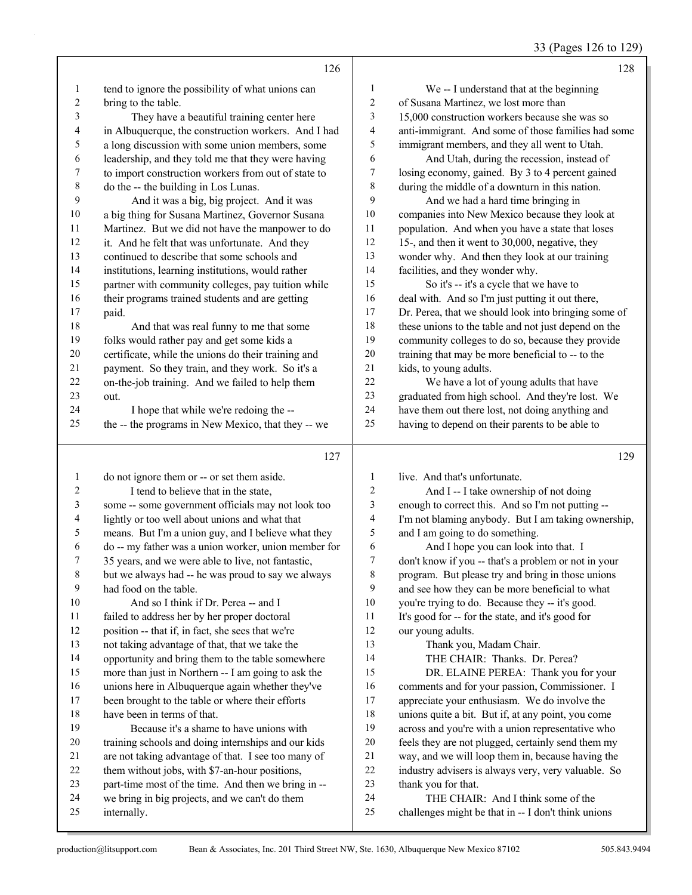tend to ignore the possibility of what unions can bring to the table.

They have a beautiful training center here in Albuquerque, the construction workers. And I had a long discussion with some union members, some leadership, and they told me that they were having to import construction workers from out of state to do the -- the building in Los Lunas.

And it was a big, big project. And it was a big thing for Susana Martinez, Governor Susana Martinez. But we did not have the manpower to do it. And he felt that was unfortunate. And they continued to describe that some schools and institutions, learning institutions, would rather partner with community colleges, pay tuition while their programs trained students and are getting paid.

And that was real funny to me that some folks would rather pay and get some kids a certificate, while the unions do their training and payment. So they train, and they work. So it's a on-the-job training. And we failed to help them out.

I hope that while we're redoing the -- the -- the programs in New Mexico, that they -- we do not ignore them or -- or set them aside.

I tend to believe that in the state, some -- some government officials may not look too lightly or too well about unions and what that means. But I'm a union guy, and I believe what they do -- my father was a union worker, union member for 35 years, and we were able to live, not fantastic, but we always had -- he was proud to say we always had food on the table.

And so I think if Dr. Perea -- and I failed to address her by her proper doctoral position -- that if, in fact, she sees that we're not taking advantage of that, that we take the opportunity and bring them to the table somewhere more than just in Northern -- I am going to ask the unions here in Albuquerque again whether they've been brought to the table or where their efforts have been in terms of that.

Because it's a shame to have unions with training schools and doing internships and our kids are not taking advantage of that. I see too many of them without jobs, with $7-an-hour positions, part-time most of the time. And then we bring in -- we bring in big projects, and we can't do them internally.

We -- I understand that at the beginning of Susana Martinez, we lost more than 15,000 construction workers because she was so anti-immigrant. And some of those families had some immigrant members, and they all went to Utah.

And Utah, during the recession, instead of losing economy, gained. By 3 to 4 percent gained during the middle of a downturn in this nation.

And we had a hard time bringing in companies into New Mexico because they look at population. And when you have a state that loses 15-, and then it went to 30,000, negative, they wonder why. And then they look at our training facilities, and they wonder why.

So it's -- it's a cycle that we have to deal with. And so I'm just putting it out there, Dr. Perea, that we should look into bringing some of these unions to the table and not just depend on the community colleges to do so, because they provide training that may be more beneficial to -- to the kids, to young adults.

We have a lot of young adults that have graduated from high school. And they're lost. We have them out there lost, not doing anything and having to depend on their parents to be able to live. And that's unfortunate.

And I -- I take ownership of not doing enough to correct this. And so I'm not putting -- I'm not blaming anybody. But I am taking ownership, and I am going to do something.

And I hope you can look into that. I don't know if you -- that's a problem or not in your program. But please try and bring in those unions and see how they can be more beneficial to what you're trying to do. Because they -- it's good. It's good for -- for the state, and it's good for our young adults.

Thank you, Madam Chair.

THE CHAIR: Thanks. Dr. Perea?

DR. ELAINE PEREA: Thank you for your comments and for your passion, Commissioner. I appreciate your enthusiasm. We do involve the unions quite a bit. But if, at any point, you come across and you're with a union representative who feels they are not plugged, certainly send them my way, and we will loop them in, because having the industry advisers is always very, very valuable. So thank you for that.

THE CHAIR: And I think some of the challenges might be that in -- I don't think unions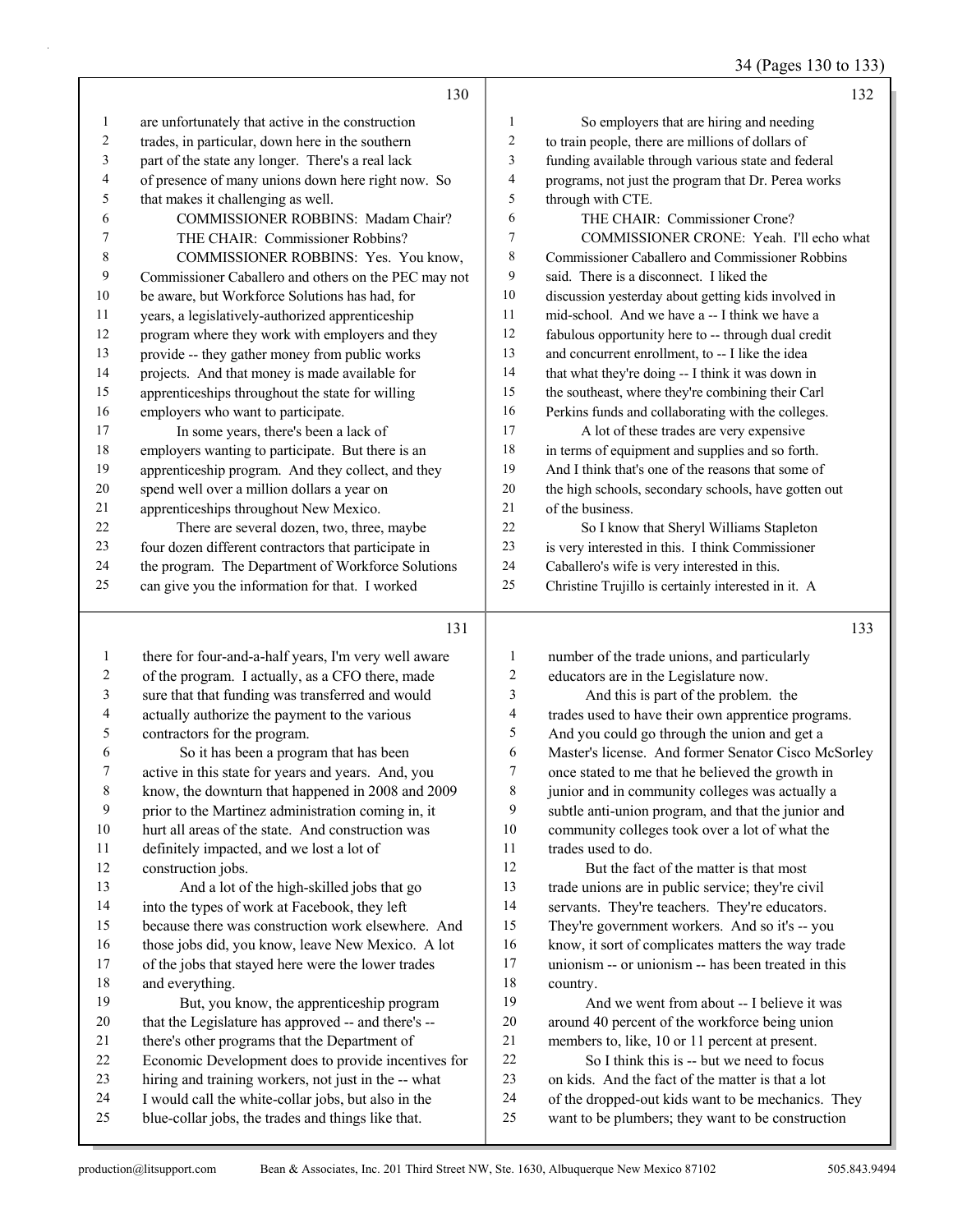are unfortunately that active in the construction trades, in particular, down here in the southern part of the state any longer. There's a real lack of presence of many unions down here right now. So that makes it challenging as well.

COMMISSIONER ROBBINS: Madam Chair?

THE CHAIR: Commissioner Robbins?

COMMISSIONER ROBBINS: Yes. You know, Commissioner Caballero and others on the PEC may not be aware, but Workforce Solutions has had, for years, a legislatively-authorized apprenticeship program where they work with employers and they provide -- they gather money from public works projects. And that money is made available for apprenticeships throughout the state for willing employers who want to participate.

In some years, there's been a lack of employers wanting to participate. But there is an apprenticeship program. And they collect, and they spend well over a million dollars a year on apprenticeships throughout New Mexico.

There are several dozen, two, three, maybe four dozen different contractors that participate in the program. The Department of Workforce Solutions can give you the information for that. I worked there for four-and-a-half years, I'm very well aware of the program. I actually, as a CFO there, made sure that that funding was transferred and would actually authorize the payment to the various contractors for the program.

So it has been a program that has been active in this state for years and years. And, you know, the downturn that happened in 2008 and 2009 prior to the Martinez administration coming in, it hurt all areas of the state. And construction was definitely impacted, and we lost a lot of construction jobs.

And a lot of the high-skilled jobs that go into the types of work at Facebook, they left because there was construction work elsewhere. And those jobs did, you know, leave New Mexico. A lot of the jobs that stayed here were the lower trades and everything.

But, you know, the apprenticeship program that the Legislature has approved -- and there's -- there's other programs that the Department of Economic Development does to provide incentives for hiring and training workers, not just in the -- what I would call the white-collar jobs, but also in the blue-collar jobs, the trades and things like that.

So employers that are hiring and needing to train people, there are millions of dollars of funding available through various state and federal programs, not just the program that Dr. Perea works through with CTE.

THE CHAIR: Commissioner Crone?

COMMISSIONER CRONE: Yeah. I'll echo what Commissioner Caballero and Commissioner Robbins said. There is a disconnect. I liked the discussion yesterday about getting kids involved in mid-school. And we have a -- I think we have a fabulous opportunity here to -- through dual credit and concurrent enrollment, to -- I like the idea that what they're doing -- I think it was down in the southeast, where they're combining their Carl Perkins funds and collaborating with the colleges.

A lot of these trades are very expensive in terms of equipment and supplies and so forth. And I think that's one of the reasons that some of the high schools, secondary schools, have gotten out of the business.

So I know that Sheryl Williams Stapleton is very interested in this. I think Commissioner Caballero's wife is very interested in this. Christine Trujillo is certainly interested in it. A number of the trade unions, and particularly educators are in the Legislature now.

And this is part of the problem. the trades used to have their own apprentice programs. And you could go through the union and get a Master's license. And former Senator Cisco McSorley once stated to me that he believed the growth in junior and in community colleges was actually a subtle anti-union program, and that the junior and community colleges took over a lot of what the trades used to do.

But the fact of the matter is that most trade unions are in public service; they're civil servants. They're teachers. They're educators. They're government workers. And so it's -- you know, it sort of complicates matters the way trade unionism -- or unionism -- has been treated in this country.

And we went from about -- I believe it was around 40 percent of the workforce being union members to, like, 10 or 11 percent at present.

So I think this is -- but we need to focus on kids. And the fact of the matter is that a lot of the dropped-out kids want to be mechanics. They want to be plumbers; they want to be construction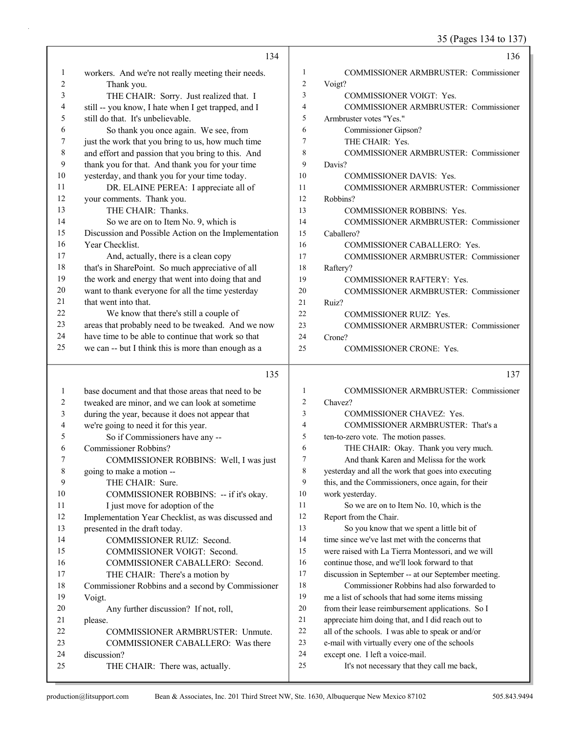workers. And we're not really meeting their needs.

Thank you.

THE CHAIR: Sorry. Just realized that. I still -- you know, I hate when I get trapped, and I still do that. It's unbelievable.

So thank you once again. We see, from just the work that you bring to us, how much time and effort and passion that you bring to this. And thank you for that. And thank you for your time yesterday, and thank you for your time today.

DR. ELAINE PEREA: I appreciate all of your comments. Thank you.

THE CHAIR: Thanks.

So we are on to Item No. 9, which is Discussion and Possible Action on the Implementation Year Checklist.

And, actually, there is a clean copy that's in SharePoint. So much appreciative of all the work and energy that went into doing that and want to thank everyone for all the time yesterday that went into that.

We know that there's still a couple of areas that probably need to be tweaked. And we now have time to be able to continue that work so that we can -- but I think this is more than enough as a base document and that those areas that need to be tweaked are minor, and we can look at sometime during the year, because it does not appear that we're going to need it for this year.

So if Commissioners have any -- Commissioner Robbins?

COMMISSIONER ROBBINS: Well, I was just going to make a motion --

THE CHAIR: Sure.

COMMISSIONER ROBBINS: -- if it's okay.

I just move for adoption of the Implementation Year Checklist, as was discussed and presented in the draft today.

COMMISSIONER RUIZ: Second.

COMMISSIONER VOIGT: Second.

COMMISSIONER CABALLERO: Second.

THE CHAIR: There's a motion by Commissioner Robbins and a second by Commissioner Voigt.

Any further discussion? If not, roll, please.

COMMISSIONER ARMBRUSTER: Unmute.

COMMISSIONER CABALLERO: Was there discussion?

THE CHAIR: There was, actually.

COMMISSIONER ARMBRUSTER: Commissioner Voigt?

COMMISSIONER VOIGT: Yes.

COMMISSIONER ARMBRUSTER: Commissioner Armbruster votes "Yes."

Commissioner Gipson?

THE CHAIR: Yes.

COMMISSIONER ARMBRUSTER: Commissioner Davis?

COMMISSIONER DAVIS: Yes.

COMMISSIONER ARMBRUSTER: Commissioner Robbins?

COMMISSIONER ROBBINS: Yes.

COMMISSIONER ARMBRUSTER: Commissioner Caballero?

COMMISSIONER CABALLERO: Yes.

COMMISSIONER ARMBRUSTER: Commissioner Raftery?

COMMISSIONER RAFTERY: Yes.

COMMISSIONER ARMBRUSTER: Commissioner Ruiz?

COMMISSIONER RUIZ: Yes.

COMMISSIONER ARMBRUSTER: Commissioner Crone?

COMMISSIONER CRONE: Yes.

COMMISSIONER ARMBRUSTER: Commissioner Chavez?

COMMISSIONER CHAVEZ: Yes.

COMMISSIONER ARMBRUSTER: That's a ten-to-zero vote. The motion passes.

THE CHAIR: Okay. Thank you very much.

And thank Karen and Melissa for the work yesterday and all the work that goes into executing this, and the Commissioners, once again, for their work yesterday.

So we are on to Item No. 10, which is the Report from the Chair.

So you know that we spent a little bit of time since we've last met with the concerns that were raised with La Tierra Montessori, and we will continue those, and we'll look forward to that discussion in September -- at our September meeting.

Commissioner Robbins had also forwarded to me a list of schools that had some items missing from their lease reimbursement applications. So I appreciate him doing that, and I did reach out to all of the schools. I was able to speak or and/or e-mail with virtually every one of the schools except one. I left a voice-mail.

It's not necessary that they call me back,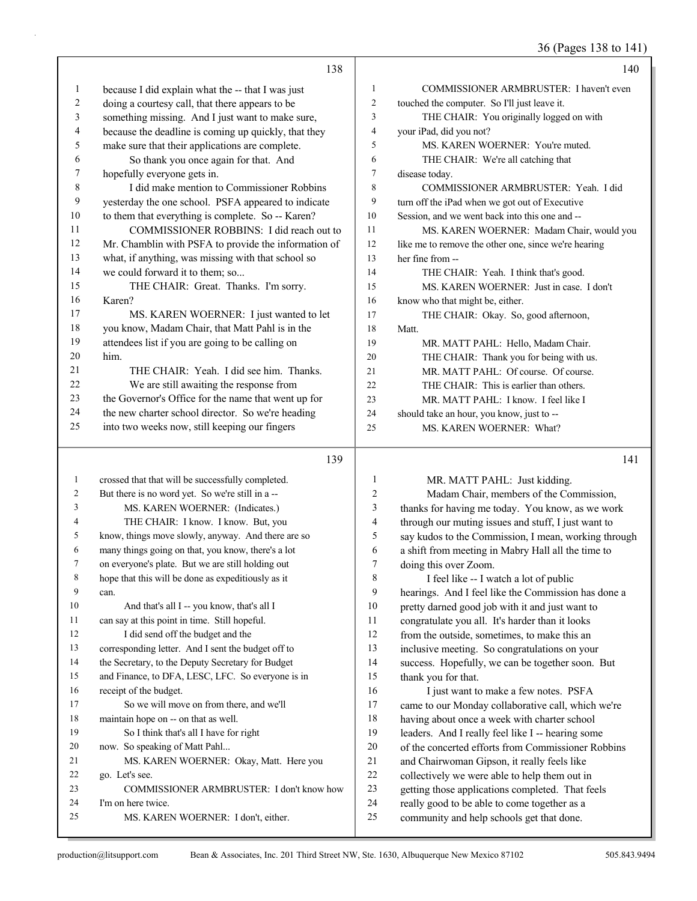**138**

because I did explain what the -- that I was just doing a courtesy call, that there appears to be something missing. And I just want to make sure, because the deadline is coming up quickly, that they make sure that their applications are complete.

So thank you once again for that. And hopefully everyone gets in.

I did make mention to Commissioner Robbins yesterday the one school. PSFA appeared to indicate to them that everything is complete. So -- Karen?

COMMISSIONER ROBBINS: I did reach out to Mr. Chamblin with PSFA to provide the information of what, if anything, was missing with that school so we could forward it to them; so...

THE CHAIR: Great. Thanks. I'm sorry. Karen?

MS. KAREN WOERNER: I just wanted to let you know, Madam Chair, that Matt Pahl is in the attendees list if you are going to be calling on him.

THE CHAIR: Yeah. I did see him. Thanks.

We are still awaiting the response from the Governor's Office for the name that went up for the new charter school director. So we're heading into two weeks now, still keeping our fingers

**139**

crossed that that will be successfully completed. But there is no word yet. So we're still in a --

MS. KAREN WOERNER: (Indicates.)

THE CHAIR: I know. I know. But, you know, things move slowly, anyway. And there are so many things going on that, you know, there's a lot on everyone's plate. But we are still holding out hope that this will be done as expeditiously as it can.

And that's all I -- you know, that's all I can say at this point in time. Still hopeful.

I did send off the budget and the corresponding letter. And I sent the budget off to the Secretary, to the Deputy Secretary for Budget and Finance, to DFA, LESC, LFC. So everyone is in receipt of the budget.

So we will move on from there, and we'll maintain hope on -- on that as well.

So I think that's all I have for right now. So speaking of Matt Pahl...

MS. KAREN WOERNER: Okay, Matt. Here you go. Let's see.

COMMISSIONER ARMBRUSTER: I don't know how I'm on here twice.

MS. KAREN WOERNER: I don't, either.

**140**

COMMISSIONER ARMBRUSTER: I haven't even touched the computer. So I'll just leave it.

THE CHAIR: You originally logged on with your iPad, did you not?

MS. KAREN WOERNER: You're muted.

THE CHAIR: We're all catching that disease today.

COMMISSIONER ARMBRUSTER: Yeah. I did turn off the iPad when we got out of Executive Session, and we went back into this one and --

MS. KAREN WOERNER: Madam Chair, would you like me to remove the other one, since we're hearing her fine from --

THE CHAIR: Yeah. I think that's good.

MS. KAREN WOERNER: Just in case. I don't know who that might be, either.

THE CHAIR: Okay. So, good afternoon, Matt.

MR. MATT PAHL: Hello, Madam Chair.

THE CHAIR: Thank you for being with us.

MR. MATT PAHL: Of course. Of course.

THE CHAIR: This is earlier than others.

MR. MATT PAHL: I know. I feel like I should take an hour, you know, just to --

MS. KAREN WOERNER: What?

**141**

MR. MATT PAHL: Just kidding.

Madam Chair, members of the Commission, thanks for having me today. You know, as we work through our muting issues and stuff, I just want to say kudos to the Commission, I mean, working through a shift from meeting in Mabry Hall all the time to doing this over Zoom.

I feel like -- I watch a lot of public hearings. And I feel like the Commission has done a pretty darned good job with it and just want to congratulate you all. It's harder than it looks from the outside, sometimes, to make this an inclusive meeting. So congratulations on your success. Hopefully, we can be together soon. But thank you for that.

I just want to make a few notes. PSFA came to our Monday collaborative call, which we're having about once a week with charter school leaders. And I really feel like I -- hearing some of the concerted efforts from Commissioner Robbins and Chairwoman Gipson, it really feels like collectively we were able to help them out in getting those applications completed. That feels really good to be able to come together as a community and help schools get that done.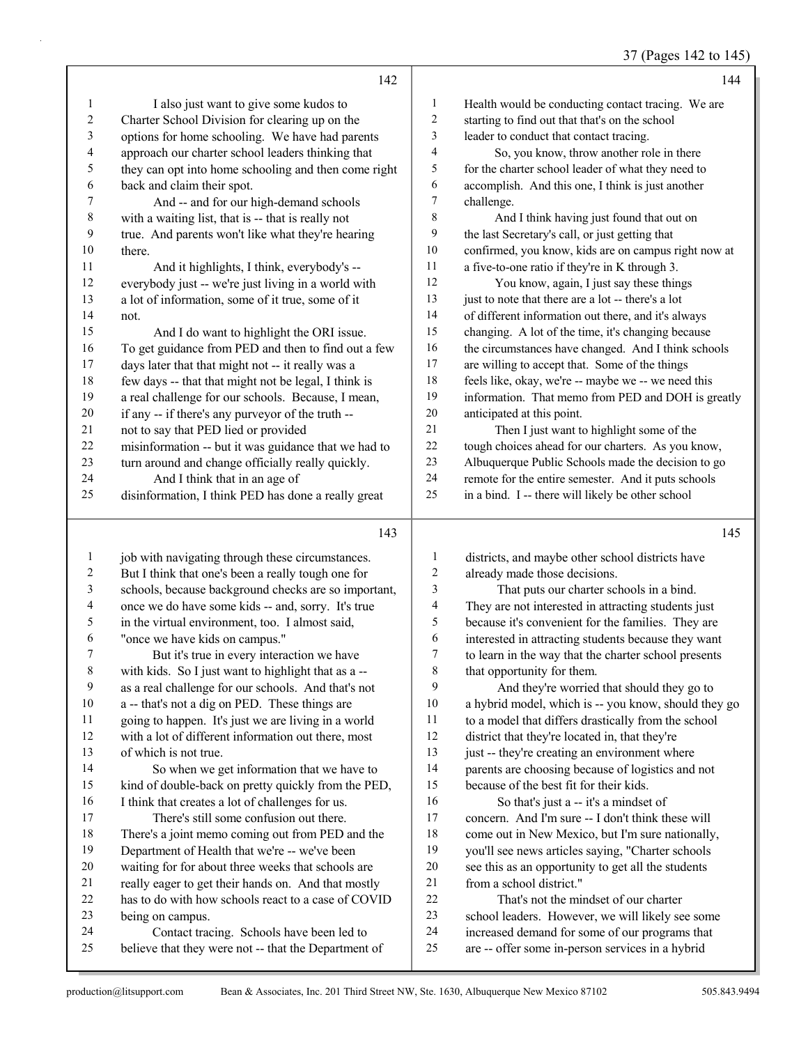I also just want to give some kudos to Charter School Division for clearing up on the options for home schooling. We have had parents approach our charter school leaders thinking that they can opt into home schooling and then come right back and claim their spot.

And -- and for our high-demand schools with a waiting list, that is -- that is really not true. And parents won't like what they're hearing there.

And it highlights, I think, everybody's -- everybody just -- we're just living in a world with a lot of information, some of it true, some of it not.

And I do want to highlight the ORI issue. To get guidance from PED and then to find out a few days later that that might not -- it really was a few days -- that that might not be legal, I think is a real challenge for our schools. Because, I mean, if any -- if there's any purveyor of the truth -- not to say that PED lied or provided misinformation -- but it was guidance that we had to turn around and change officially really quickly.

And I think that in an age of disinformation, I think PED has done a really great job with navigating through these circumstances. But I think that one's been a really tough one for schools, because background checks are so important, once we do have some kids -- and, sorry. It's true in the virtual environment, too. I almost said, "once we have kids on campus."

But it's true in every interaction we have with kids. So I just want to highlight that as a -- as a real challenge for our schools. And that's not a -- that's not a dig on PED. These things are going to happen. It's just we are living in a world with a lot of different information out there, most of which is not true.

So when we get information that we have to kind of double-back on pretty quickly from the PED, I think that creates a lot of challenges for us.

There's still some confusion out there. There's a joint memo coming out from PED and the Department of Health that we're -- we've been waiting for for about three weeks that schools are really eager to get their hands on. And that mostly has to do with how schools react to a case of COVID being on campus.

Contact tracing. Schools have been led to believe that they were not -- that the Department of Health would be conducting contact tracing. We are starting to find out that that's on the school leader to conduct that contact tracing.

So, you know, throw another role in there for the charter school leader of what they need to accomplish. And this one, I think is just another challenge.

And I think having just found that out on the last Secretary's call, or just getting that confirmed, you know, kids are on campus right now at a five-to-one ratio if they're in K through 3.

You know, again, I just say these things just to note that there are a lot -- there's a lot of different information out there, and it's always changing. A lot of the time, it's changing because the circumstances have changed. And I think schools are willing to accept that. Some of the things feels like, okay, we're -- maybe we -- we need this information. That memo from PED and DOH is greatly anticipated at this point.

Then I just want to highlight some of the tough choices ahead for our charters. As you know, Albuquerque Public Schools made the decision to go remote for the entire semester. And it puts schools in a bind. I -- there will likely be other school districts, and maybe other school districts have already made those decisions.

That puts our charter schools in a bind. They are not interested in attracting students just because it's convenient for the families. They are interested in attracting students because they want to learn in the way that the charter school presents that opportunity for them.

And they're worried that should they go to a hybrid model, which is -- you know, should they go to a model that differs drastically from the school district that they're located in, that they're just -- they're creating an environment where parents are choosing because of logistics and not because of the best fit for their kids.

So that's just a -- it's a mindset of concern. And I'm sure -- I don't think these will come out in New Mexico, but I'm sure nationally, you'll see news articles saying, "Charter schools see this as an opportunity to get all the students from a school district."

That's not the mindset of our charter school leaders. However, we will likely see some increased demand for some of our programs that are -- offer some in-person services in a hybrid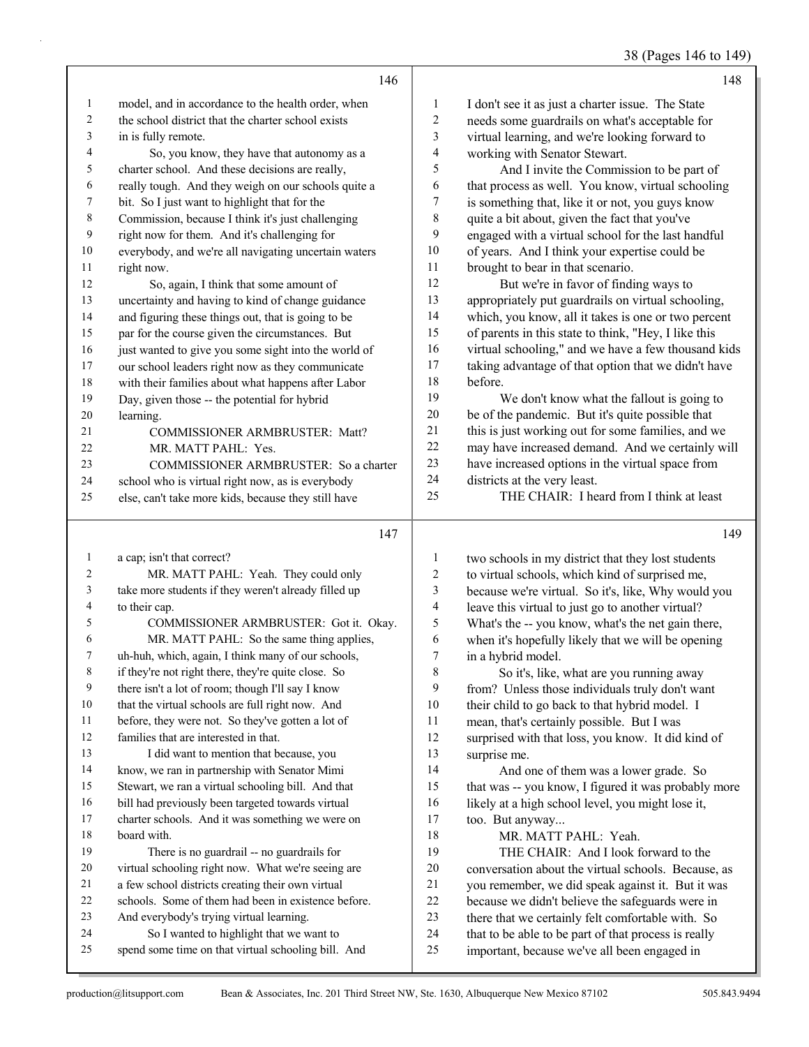model, and in accordance to the health order, when the school district that the charter school exists in is fully remote.

So, you know, they have that autonomy as a charter school. And these decisions are really, really tough. And they weigh on our schools quite a bit. So I just want to highlight that for the Commission, because I think it's just challenging right now for them. And it's challenging for everybody, and we're all navigating uncertain waters right now.

So, again, I think that some amount of uncertainty and having to kind of change guidance and figuring these things out, that is going to be par for the course given the circumstances. But just wanted to give you some sight into the world of our school leaders right now as they communicate with their families about what happens after Labor Day, given those -- the potential for hybrid learning.

COMMISSIONER ARMBRUSTER: Matt?

MR. MATT PAHL: Yes.

COMMISSIONER ARMBRUSTER: So a charter school who is virtual right now, as is everybody else, can't take more kids, because they still have a cap; isn't that correct?

MR. MATT PAHL: Yeah. They could only take more students if they weren't already filled up to their cap.

COMMISSIONER ARMBRUSTER: Got it. Okay.

MR. MATT PAHL: So the same thing applies, uh-huh, which, again, I think many of our schools, if they're not right there, they're quite close. So there isn't a lot of room; though I'll say I know that the virtual schools are full right now. And before, they were not. So they've gotten a lot of families that are interested in that.

I did want to mention that because, you know, we ran in partnership with Senator Mimi Stewart, we ran a virtual schooling bill. And that bill had previously been targeted towards virtual charter schools. And it was something we were on board with.

There is no guardrail -- no guardrails for virtual schooling right now. What we're seeing are a few school districts creating their own virtual schools. Some of them had been in existence before. And everybody's trying virtual learning.

So I wanted to highlight that we want to spend some time on that virtual schooling bill. And I don't see it as just a charter issue. The State needs some guardrails on what's acceptable for virtual learning, and we're looking forward to working with Senator Stewart.

And I invite the Commission to be part of that process as well. You know, virtual schooling is something that, like it or not, you guys know quite a bit about, given the fact that you've engaged with a virtual school for the last handful of years. And I think your expertise could be brought to bear in that scenario.

But we're in favor of finding ways to appropriately put guardrails on virtual schooling, which, you know, all it takes is one or two percent of parents in this state to think, "Hey, I like this virtual schooling," and we have a few thousand kids taking advantage of that option that we didn't have before.

We don't know what the fallout is going to be of the pandemic. But it's quite possible that this is just working out for some families, and we may have increased demand. And we certainly will have increased options in the virtual space from districts at the very least.

THE CHAIR: I heard from I think at least two schools in my district that they lost students to virtual schools, which kind of surprised me, because we're virtual. So it's, like, Why would you leave this virtual to just go to another virtual? What's the -- you know, what's the net gain there, when it's hopefully likely that we will be opening in a hybrid model.

So it's, like, what are you running away from? Unless those individuals truly don't want their child to go back to that hybrid model. I mean, that's certainly possible. But I was surprised with that loss, you know. It did kind of surprise me.

And one of them was a lower grade. So that was -- you know, I figured it was probably more likely at a high school level, you might lose it, too. But anyway...

MR. MATT PAHL: Yeah.

THE CHAIR: And I look forward to the conversation about the virtual schools. Because, as you remember, we did speak against it. But it was because we didn't believe the safeguards were in there that we certainly felt comfortable with. So that to be able to be part of that process is really important, because we've all been engaged in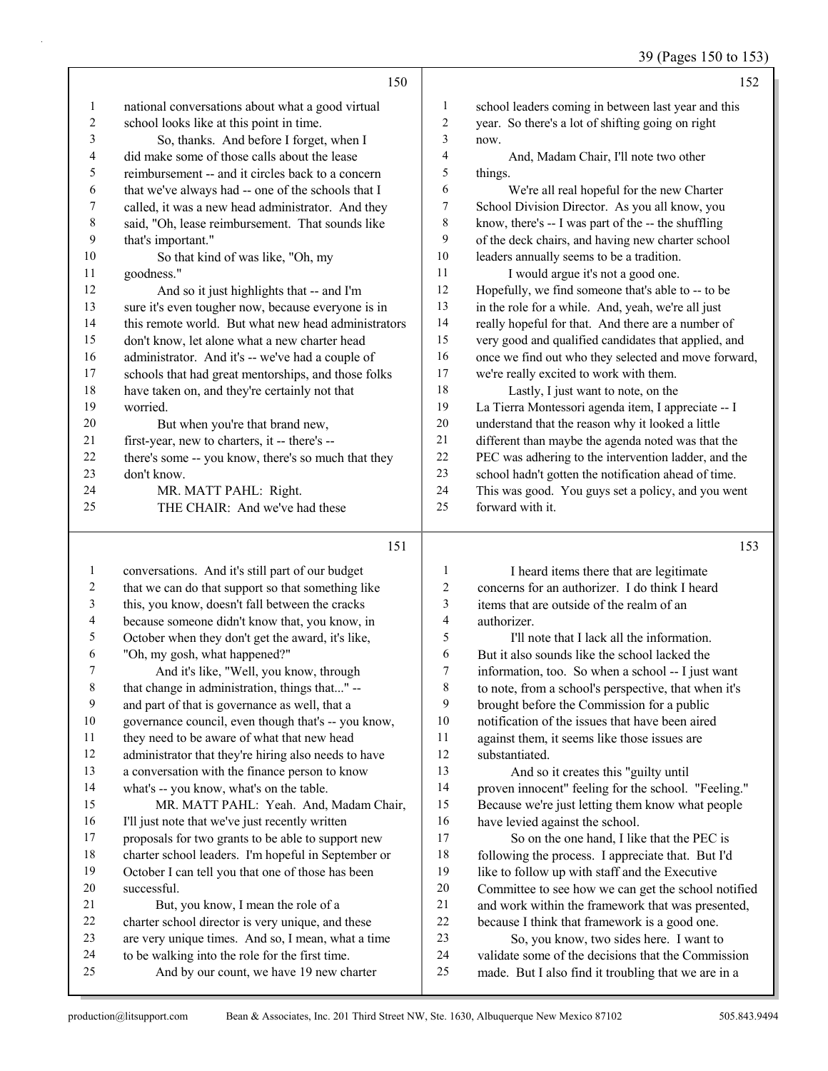national conversations about what a good virtual school looks like at this point in time.

So, thanks. And before I forget, when I did make some of those calls about the lease reimbursement -- and it circles back to a concern that we've always had -- one of the schools that I called, it was a new head administrator. And they said, "Oh, lease reimbursement. That sounds like that's important."

So that kind of was like, "Oh, my goodness."

And so it just highlights that -- and I'm sure it's even tougher now, because everyone is in this remote world. But what new head administrators don't know, let alone what a new charter head administrator. And it's -- we've had a couple of schools that had great mentorships, and those folks have taken on, and they're certainly not that worried.

But when you're that brand new, first-year, new to charters, it -- there's -- there's some -- you know, there's so much that they don't know.

MR. MATT PAHL: Right.

THE CHAIR: And we've had these conversations. And it's still part of our budget that we can do that support so that something like this, you know, doesn't fall between the cracks because someone didn't know that, you know, in October when they don't get the award, it's like, "Oh, my gosh, what happened?"

And it's like, "Well, you know, through that change in administration, things that..." -- and part of that is governance as well, that a governance council, even though that's -- you know, they need to be aware of what that new head administrator that they're hiring also needs to have a conversation with the finance person to know what's -- you know, what's on the table.

MR. MATT PAHL: Yeah. And, Madam Chair, I'll just note that we've just recently written proposals for two grants to be able to support new charter school leaders. I'm hopeful in September or October I can tell you that one of those has been successful.

But, you know, I mean the role of a charter school director is very unique, and these are very unique times. And so, I mean, what a time to be walking into the role for the first time.

And by our count, we have 19 new charter school leaders coming in between last year and this year. So there's a lot of shifting going on right now.

And, Madam Chair, I'll note two other things.

We're all real hopeful for the new Charter School Division Director. As you all know, you know, there's -- I was part of the -- the shuffling of the deck chairs, and having new charter school leaders annually seems to be a tradition.

I would argue it's not a good one. Hopefully, we find someone that's able to -- to be in the role for a while. And, yeah, we're all just really hopeful for that. And there are a number of very good and qualified candidates that applied, and once we find out who they selected and move forward, we're really excited to work with them.

Lastly, I just want to note, on the La Tierra Montessori agenda item, I appreciate -- I understand that the reason why it looked a little different than maybe the agenda noted was that the PEC was adhering to the intervention ladder, and the school hadn't gotten the notification ahead of time. This was good. You guys set a policy, and you went forward with it.

I heard items there that are legitimate concerns for an authorizer. I do think I heard items that are outside of the realm of an authorizer.

I'll note that I lack all the information. But it also sounds like the school lacked the information, too. So when a school -- I just want to note, from a school's perspective, that when it's brought before the Commission for a public notification of the issues that have been aired against them, it seems like those issues are substantiated.

And so it creates this "guilty until proven innocent" feeling for the school. "Feeling." Because we're just letting them know what people have levied against the school.

So on the one hand, I like that the PEC is following the process. I appreciate that. But I'd like to follow up with staff and the Executive Committee to see how we can get the school notified and work within the framework that was presented, because I think that framework is a good one.

So, you know, two sides here. I want to validate some of the decisions that the Commission made. But I also find it troubling that we are in a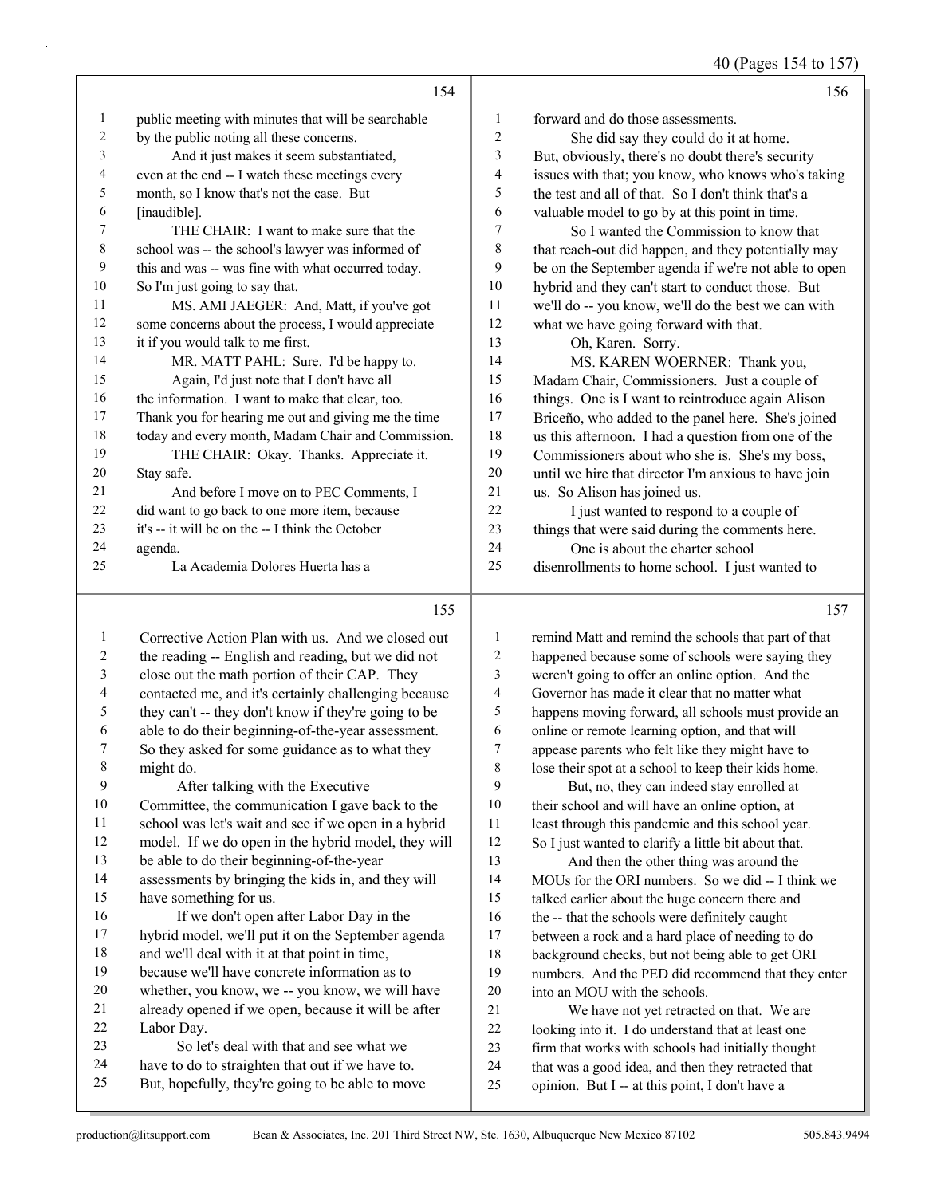public meeting with minutes that will be searchable by the public noting all these concerns.

And it just makes it seem substantiated, even at the end -- I watch these meetings every month, so I know that's not the case. But [inaudible].

THE CHAIR: I want to make sure that the school was -- the school's lawyer was informed of this and was -- was fine with what occurred today. So I'm just going to say that.

MS. AMI JAEGER: And, Matt, if you've got some concerns about the process, I would appreciate it if you would talk to me first.

MR. MATT PAHL: Sure. I'd be happy to. Again, I'd just note that I don't have all the information. I want to make that clear, too. Thank you for hearing me out and giving me the time today and every month, Madam Chair and Commission.

THE CHAIR: Okay. Thanks. Appreciate it. Stay safe.

And before I move on to PEC Comments, I did want to go back to one more item, because it's -- it will be on the -- I think the October agenda.

La Academia Dolores Huerta has a Corrective Action Plan with us. And we closed out the reading -- English and reading, but we did not close out the math portion of their CAP. They contacted me, and it's certainly challenging because they can't -- they don't know if they're going to be able to do their beginning-of-the-year assessment. So they asked for some guidance as to what they might do.

After talking with the Executive Committee, the communication I gave back to the school was let's wait and see if we open in a hybrid model. If we do open in the hybrid model, they will be able to do their beginning-of-the-year assessments by bringing the kids in, and they will have something for us.

If we don't open after Labor Day in the hybrid model, we'll put it on the September agenda and we'll deal with it at that point in time, because we'll have concrete information as to whether, you know, we -- you know, we will have already opened if we open, because it will be after Labor Day.

So let's deal with that and see what we have to do to straighten that out if we have to. But, hopefully, they're going to be able to move forward and do those assessments.

She did say they could do it at home. But, obviously, there's no doubt there's security issues with that; you know, who knows who's taking the test and all of that. So I don't think that's a valuable model to go by at this point in time.

So I wanted the Commission to know that that reach-out did happen, and they potentially may be on the September agenda if we're not able to open hybrid and they can't start to conduct those. But we'll do -- you know, we'll do the best we can with what we have going forward with that.

Oh, Karen. Sorry.

MS. KAREN WOERNER: Thank you, Madam Chair, Commissioners. Just a couple of things. One is I want to reintroduce again Alison Briceño, who added to the panel here. She's joined us this afternoon. I had a question from one of the Commissioners about who she is. She's my boss, until we hire that director I'm anxious to have join us. So Alison has joined us.

I just wanted to respond to a couple of things that were said during the comments here.

One is about the charter school disenrollments to home school. I just wanted to remind Matt and remind the schools that part of that happened because some of schools were saying they weren't going to offer an online option. And the Governor has made it clear that no matter what happens moving forward, all schools must provide an online or remote learning option, and that will appease parents who felt like they might have to lose their spot at a school to keep their kids home.

But, no, they can indeed stay enrolled at their school and will have an online option, at least through this pandemic and this school year. So I just wanted to clarify a little bit about that.

And then the other thing was around the MOUs for the ORI numbers. So we did -- I think we talked earlier about the huge concern there and the -- that the schools were definitely caught between a rock and a hard place of needing to do background checks, but not being able to get ORI numbers. And the PED did recommend that they enter into an MOU with the schools.

We have not yet retracted on that. We are looking into it. I do understand that at least one firm that works with schools had initially thought that was a good idea, and then they retracted that opinion. But I -- at this point, I don't have a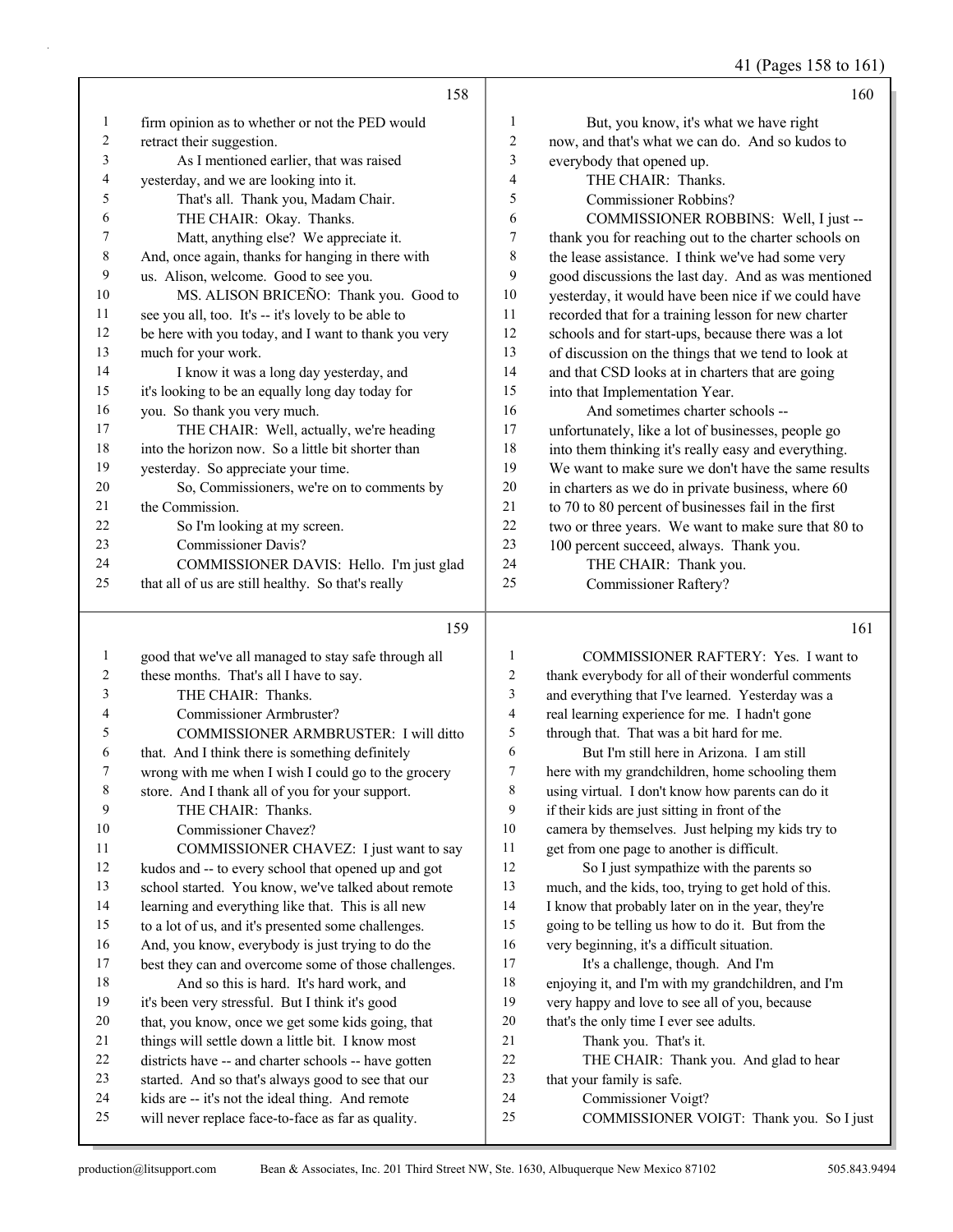**Page 158**

1 firm opinion as to whether or not the PED would
2 retract their suggestion.
3 As I mentioned earlier, that was raised
4 yesterday, and we are looking into it.
5 That's all. Thank you, Madam Chair.
6 THE CHAIR: Okay. Thanks.
7 Matt, anything else? We appreciate it.
8 And, once again, thanks for hanging in there with
9 us. Alison, welcome. Good to see you.
10 MS. ALISON BRICEÑO: Thank you. Good to
11 see you all, too. It's -- it's lovely to be able to
12 be here with you today, and I want to thank you very
13 much for your work.
14 I know it was a long day yesterday, and
15 it's looking to be an equally long day today for
16 you. So thank you very much.
17 THE CHAIR: Well, actually, we're heading
18 into the horizon now. So a little bit shorter than
19 yesterday. So appreciate your time.
20 So, Commissioners, we're on to comments by
21 the Commission.
22 So I'm looking at my screen.
23 Commissioner Davis?
24 COMMISSIONER DAVIS: Hello. I'm just glad
25 that all of us are still healthy. So that's really

**Page 159**

1 good that we've all managed to stay safe through all
2 these months. That's all I have to say.
3 THE CHAIR: Thanks.
4 Commissioner Armbruster?
5 COMMISSIONER ARMBRUSTER: I will ditto
6 that. And I think there is something definitely
7 wrong with me when I wish I could go to the grocery
8 store. And I thank all of you for your support.
9 THE CHAIR: Thanks.
10 Commissioner Chavez?
11 COMMISSIONER CHAVEZ: I just want to say
12 kudos and -- to every school that opened up and got
13 school started. You know, we've talked about remote
14 learning and everything like that. This is all new
15 to a lot of us, and it's presented some challenges.
16 And, you know, everybody is just trying to do the
17 best they can and overcome some of those challenges.
18 And so this is hard. It's hard work, and
19 it's been very stressful. But I think it's good
20 that, you know, once we get some kids going, that
21 things will settle down a little bit. I know most
22 districts have -- and charter schools -- have gotten
23 started. And so that's always good to see that our
24 kids are -- it's not the ideal thing. And remote
25 will never replace face-to-face as far as quality.

**Page 160**

1 But, you know, it's what we have right
2 now, and that's what we can do. And so kudos to
3 everybody that opened up.
4 THE CHAIR: Thanks.
5 Commissioner Robbins?
6 COMMISSIONER ROBBINS: Well, I just --
7 thank you for reaching out to the charter schools on
8 the lease assistance. I think we've had some very
9 good discussions the last day. And as was mentioned
10 yesterday, it would have been nice if we could have
11 recorded that for a training lesson for new charter
12 schools and for start-ups, because there was a lot
13 of discussion on the things that we tend to look at
14 and that CSD looks at in charters that are going
15 into that Implementation Year.
16 And sometimes charter schools --
17 unfortunately, like a lot of businesses, people go
18 into them thinking it's really easy and everything.
19 We want to make sure we don't have the same results
20 in charters as we do in private business, where 60
21 to 70 to 80 percent of businesses fail in the first
22 two or three years. We want to make sure that 80 to
23 100 percent succeed, always. Thank you.
24 THE CHAIR: Thank you.
25 Commissioner Raftery?

**Page 161**

1 COMMISSIONER RAFTERY: Yes. I want to
2 thank everybody for all of their wonderful comments
3 and everything that I've learned. Yesterday was a
4 real learning experience for me. I hadn't gone
5 through that. That was a bit hard for me.
6 But I'm still here in Arizona. I am still
7 here with my grandchildren, home schooling them
8 using virtual. I don't know how parents can do it
9 if their kids are just sitting in front of the
10 camera by themselves. Just helping my kids try to
11 get from one page to another is difficult.
12 So I just sympathize with the parents so
13 much, and the kids, too, trying to get hold of this.
14 I know that probably later on in the year, they're
15 going to be telling us how to do it. But from the
16 very beginning, it's a difficult situation.
17 It's a challenge, though. And I'm
18 enjoying it, and I'm with my grandchildren, and I'm
19 very happy and love to see all of you, because
20 that's the only time I ever see adults.
21 Thank you. That's it.
22 THE CHAIR: Thank you. And glad to hear
23 that your family is safe.
24 Commissioner Voigt?
25 COMMISSIONER VOIGT: Thank you. So I just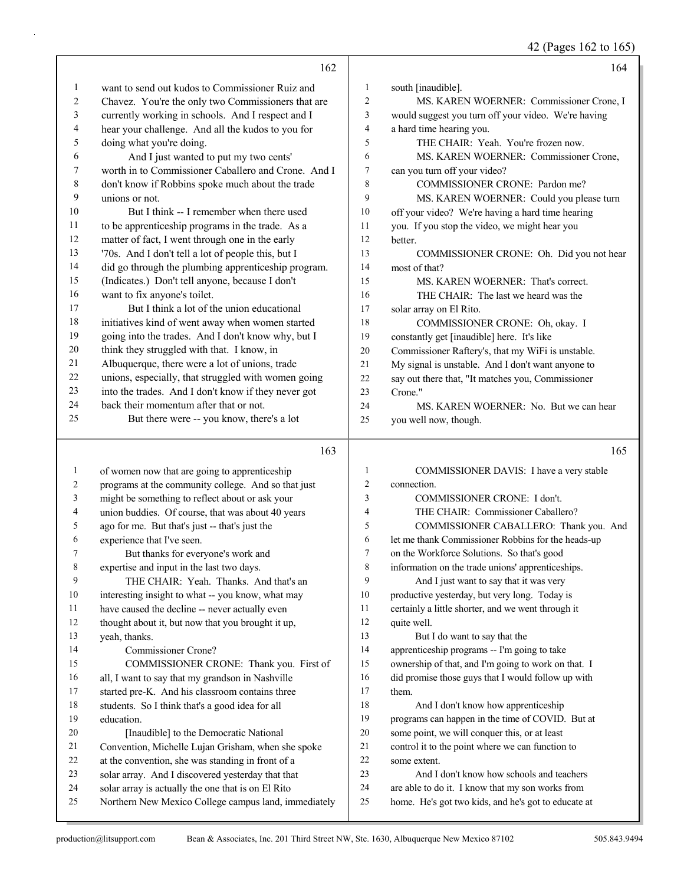want to send out kudos to Commissioner Ruiz and Chavez. You're the only two Commissioners that are currently working in schools. And I respect and I hear your challenge. And all the kudos to you for doing what you're doing.

And I just wanted to put my two cents' worth in to Commissioner Caballero and Crone. And I don't know if Robbins spoke much about the trade unions or not.

But I think -- I remember when there used to be apprenticeship programs in the trade. As a matter of fact, I went through one in the early '70s. And I don't tell a lot of people this, but I did go through the plumbing apprenticeship program. (Indicates.) Don't tell anyone, because I don't want to fix anyone's toilet.

But I think a lot of the union educational initiatives kind of went away when women started going into the trades. And I don't know why, but I think they struggled with that. I know, in Albuquerque, there were a lot of unions, trade unions, especially, that struggled with women going into the trades. And I don't know if they never got back their momentum after that or not.

But there were -- you know, there's a lot of women now that are going to apprenticeship programs at the community college. And so that just might be something to reflect about or ask your union buddies. Of course, that was about 40 years ago for me. But that's just -- that's just the experience that I've seen.

But thanks for everyone's work and expertise and input in the last two days.

THE CHAIR: Yeah. Thanks. And that's an interesting insight to what -- you know, what may have caused the decline -- never actually even thought about it, but now that you brought it up, yeah, thanks.

Commissioner Crone?

COMMISSIONER CRONE: Thank you. First of all, I want to say that my grandson in Nashville started pre-K. And his classroom contains three students. So I think that's a good idea for all education.

[Inaudible] to the Democratic National Convention, Michelle Lujan Grisham, when she spoke at the convention, she was standing in front of a solar array. And I discovered yesterday that that solar array is actually the one that is on El Rito Northern New Mexico College campus land, immediately south [inaudible].

MS. KAREN WOERNER: Commissioner Crone, I would suggest you turn off your video. We're having a hard time hearing you.

THE CHAIR: Yeah. You're frozen now.

MS. KAREN WOERNER: Commissioner Crone, can you turn off your video?

COMMISSIONER CRONE: Pardon me?

MS. KAREN WOERNER: Could you please turn off your video? We're having a hard time hearing you. If you stop the video, we might hear you better.

COMMISSIONER CRONE: Oh. Did you not hear most of that?

MS. KAREN WOERNER: That's correct.

THE CHAIR: The last we heard was the solar array on El Rito.

COMMISSIONER CRONE: Oh, okay. I constantly get [inaudible] here. It's like Commissioner Raftery's, that my WiFi is unstable. My signal is unstable. And I don't want anyone to say out there that, "It matches you, Commissioner Crone."

MS. KAREN WOERNER: No. But we can hear you well now, though.

COMMISSIONER DAVIS: I have a very stable connection.

COMMISSIONER CRONE: I don't.

THE CHAIR: Commissioner Caballero?

COMMISSIONER CABALLERO: Thank you. And let me thank Commissioner Robbins for the heads-up on the Workforce Solutions. So that's good information on the trade unions' apprenticeships.

And I just want to say that it was very productive yesterday, but very long. Today is certainly a little shorter, and we went through it quite well.

But I do want to say that the apprenticeship programs -- I'm going to take ownership of that, and I'm going to work on that. I did promise those guys that I would follow up with them.

And I don't know how apprenticeship programs can happen in the time of COVID. But at some point, we will conquer this, or at least control it to the point where we can function to some extent.

And I don't know how schools and teachers are able to do it. I know that my son works from home. He's got two kids, and he's got to educate at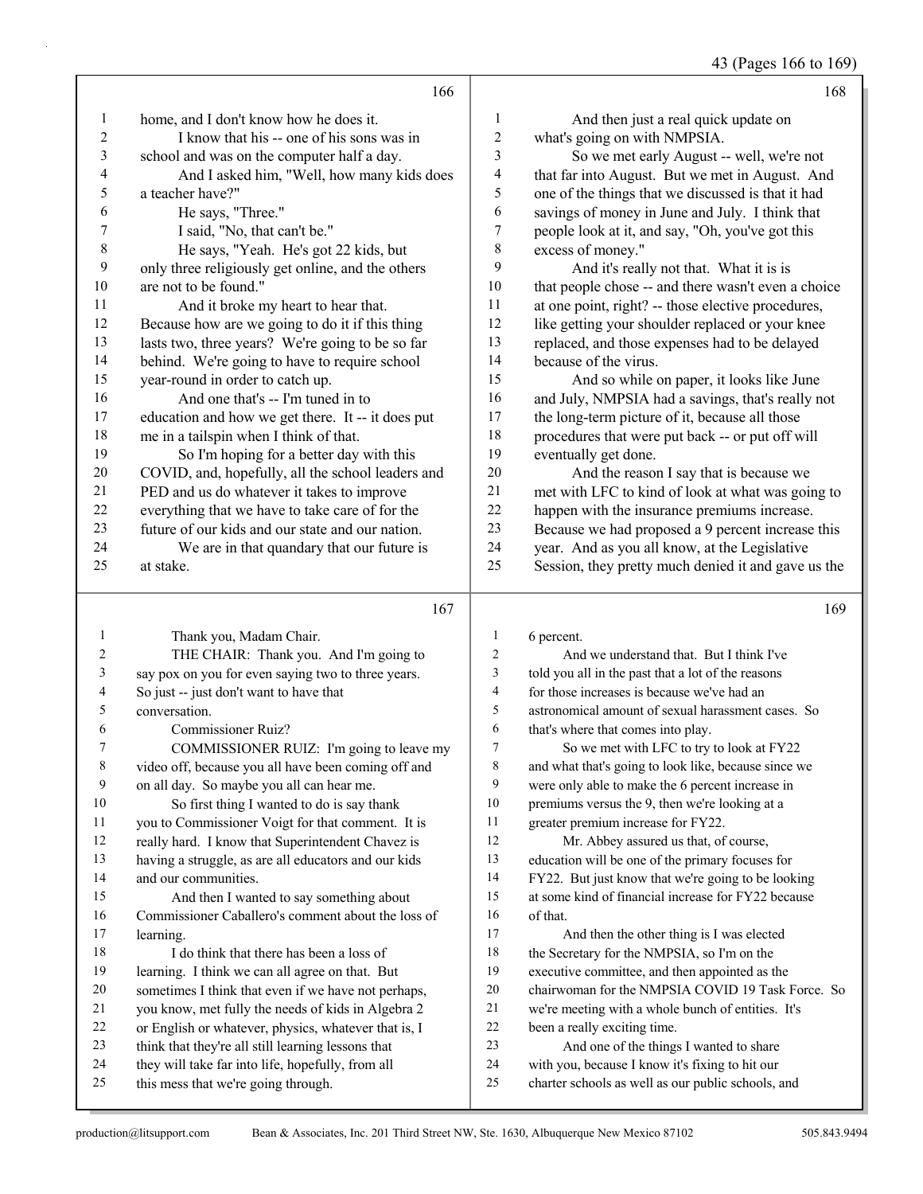166

1 home, and I don't know how he does it.
2 I know that his -- one of his sons was in
3 school and was on the computer half a day.
4 And I asked him, "Well, how many kids does
5 a teacher have?"
6 He says, "Three."
7 I said, "No, that can't be."
8 He says, "Yeah. He's got 22 kids, but
9 only three religiously get online, and the others
10 are not to be found."
11 And it broke my heart to hear that.
12 Because how are we going to do it if this thing
13 lasts two, three years? We're going to be so far
14 behind. We're going to have to require school
15 year-round in order to catch up.
16 And one that's -- I'm tuned in to
17 education and how we get there. It -- it does put
18 me in a tailspin when I think of that.
19 So I'm hoping for a better day with this
20 COVID, and, hopefully, all the school leaders and
21 PED and us do whatever it takes to improve
22 everything that we have to take care of for the
23 future of our kids and our state and our nation.
24 We are in that quandary that our future is
25 at stake.

167

1 Thank you, Madam Chair.
2 THE CHAIR: Thank you. And I'm going to
3 say pox on you for even saying two to three years.
4 So just -- just don't want to have that
5 conversation.
6 Commissioner Ruiz?
7 COMMISSIONER RUIZ: I'm going to leave my
8 video off, because you all have been coming off and
9 on all day. So maybe you all can hear me.
10 So first thing I wanted to do is say thank
11 you to Commissioner Voigt for that comment. It is
12 really hard. I know that Superintendent Chavez is
13 having a struggle, as are all educators and our kids
14 and our communities.
15 And then I wanted to say something about
16 Commissioner Caballero's comment about the loss of
17 learning.
18 I do think that there has been a loss of
19 learning. I think we can all agree on that. But
20 sometimes I think that even if we have not perhaps,
21 you know, met fully the needs of kids in Algebra 2
22 or English or whatever, physics, whatever that is, I
23 think that they're all still learning lessons that
24 they will take far into life, hopefully, from all
25 this mess that we're going through.

168

1 And then just a real quick update on
2 what's going on with NMPSIA.
3 So we met early August -- well, we're not
4 that far into August. But we met in August. And
5 one of the things that we discussed is that it had
6 savings of money in June and July. I think that
7 people look at it, and say, "Oh, you've got this
8 excess of money."
9 And it's really not that. What it is is
10 that people chose -- and there wasn't even a choice
11 at one point, right? -- those elective procedures,
12 like getting your shoulder replaced or your knee
13 replaced, and those expenses had to be delayed
14 because of the virus.
15 And so while on paper, it looks like June
16 and July, NMPSIA had a savings, that's really not
17 the long-term picture of it, because all those
18 procedures that were put back -- or put off will
19 eventually get done.
20 And the reason I say that is because we
21 met with LFC to kind of look at what was going to
22 happen with the insurance premiums increase.
23 Because we had proposed a 9 percent increase this
24 year. And as you all know, at the Legislative
25 Session, they pretty much denied it and gave us the

169

1 6 percent.
2 And we understand that. But I think I've
3 told you all in the past that a lot of the reasons
4 for those increases is because we've had an
5 astronomical amount of sexual harassment cases. So
6 that's where that comes into play.
7 So we met with LFC to try to look at FY22
8 and what that's going to look like, because since we
9 were only able to make the 6 percent increase in
10 premiums versus the 9, then we're looking at a
11 greater premium increase for FY22.
12 Mr. Abbey assured us that, of course,
13 education will be one of the primary focuses for
14 FY22. But just know that we're going to be looking
15 at some kind of financial increase for FY22 because
16 of that.
17 And then the other thing is I was elected
18 the Secretary for the NMPSIA, so I'm on the
19 executive committee, and then appointed as the
20 chairwoman for the NMPSIA COVID 19 Task Force. So
21 we're meeting with a whole bunch of entities. It's
22 been a really exciting time.
23 And one of the things I wanted to share
24 with you, because I know it's fixing to hit our
25 charter schools as well as our public schools, and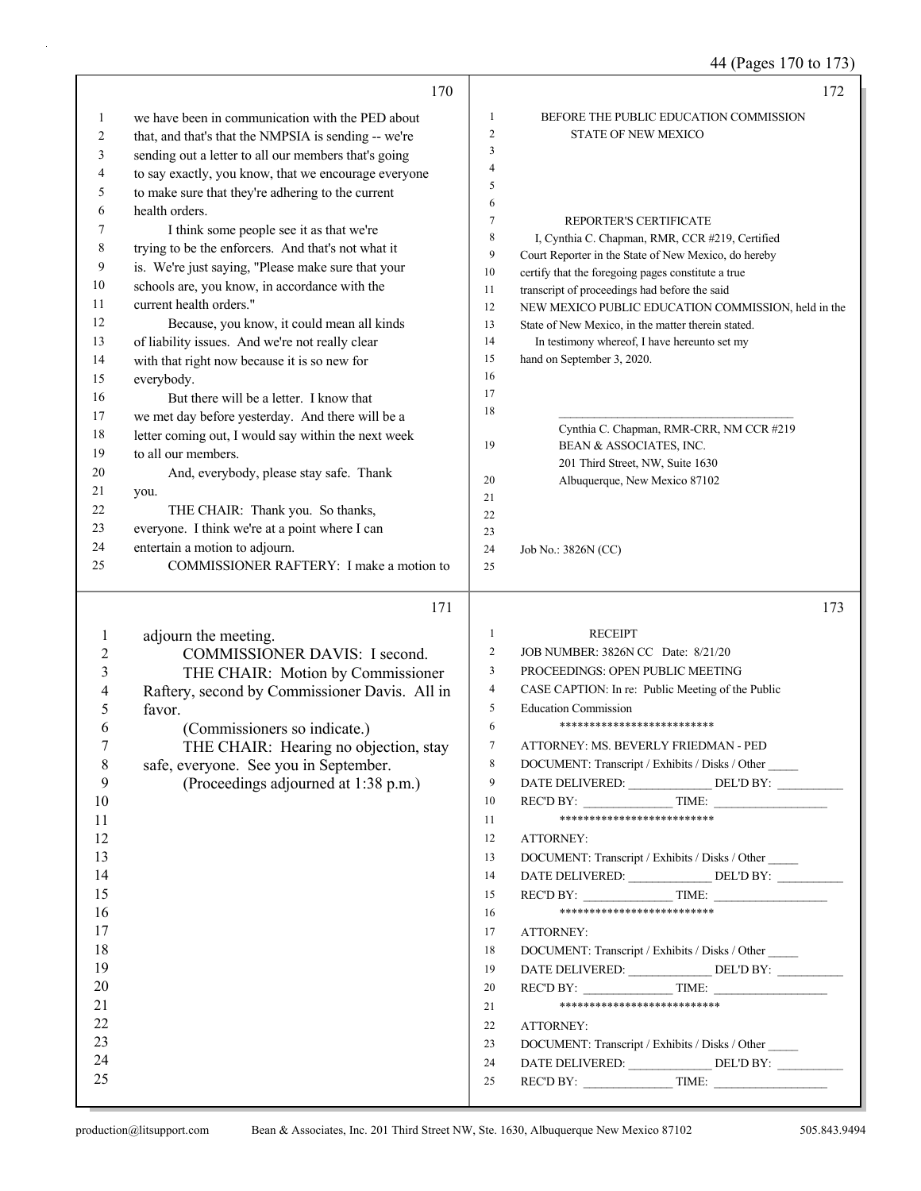we have been in communication with the PED about that, and that's that the NMPSIA is sending -- we're sending out a letter to all our members that's going to say exactly, you know, that we encourage everyone to make sure that they're adhering to the current health orders.

I think some people see it as that we're trying to be the enforcers. And that's not what it is. We're just saying, "Please make sure that your schools are, you know, in accordance with the current health orders."

Because, you know, it could mean all kinds of liability issues. And we're not really clear with that right now because it is so new for everybody.

But there will be a letter. I know that we met day before yesterday. And there will be a letter coming out, I would say within the next week to all our members.

And, everybody, please stay safe. Thank you.

THE CHAIR: Thank you. So thanks, everyone. I think we're at a point where I can entertain a motion to adjourn.

COMMISSIONER RAFTERY: I make a motion to adjourn the meeting.

COMMISSIONER DAVIS: I second.

THE CHAIR: Motion by Commissioner Raftery, second by Commissioner Davis. All in favor.

(Commissioners so indicate.)

THE CHAIR: Hearing no objection, stay safe, everyone. See you in September.

(Proceedings adjourned at 1:38 p.m.)

BEFORE THE PUBLIC EDUCATION COMMISSION
STATE OF NEW MEXICO

REPORTER'S CERTIFICATE

I, Cynthia C. Chapman, RMR, CCR #219, Certified Court Reporter in the State of New Mexico, do hereby certify that the foregoing pages constitute a true transcript of proceedings had before the said NEW MEXICO PUBLIC EDUCATION COMMISSION, held in the State of New Mexico, in the matter therein stated.

In testimony whereof, I have hereunto set my hand on September 3, 2020.

\_\_\_\_\_\_\_\_\_\_\_\_\_\_\_\_\_\_\_\_\_\_\_\_\_\_\_\_\_\_\_\_\_\_\_\_\_\_
Cynthia C. Chapman, RMR-CRR, NM CCR #219
BEAN & ASSOCIATES, INC.
201 Third Street, NW, Suite 1630
Albuquerque, New Mexico 87102

Job No.: 3826N (CC)

RECEIPT

JOB NUMBER: 3826N CC Date: 8/21/20
PROCEEDINGS: OPEN PUBLIC MEETING
CASE CAPTION: In re: Public Meeting of the Public Education Commission

**************************

ATTORNEY: MS. BEVERLY FRIEDMAN - PED
DOCUMENT: Transcript / Exhibits / Disks / Other _____
DATE DELIVERED: _____________ DEL'D BY: __________
REC'D BY: ______________ TIME: __________________

**************************

ATTORNEY:
DOCUMENT: Transcript / Exhibits / Disks / Other _____
DATE DELIVERED: _____________ DEL'D BY: __________
REC'D BY: ______________ TIME: __________________

**************************

ATTORNEY:
DOCUMENT: Transcript / Exhibits / Disks / Other _____
DATE DELIVERED: _____________ DEL'D BY: __________
REC'D BY: ______________ TIME: __________________

***************************

ATTORNEY:
DOCUMENT: Transcript / Exhibits / Disks / Other _____
DATE DELIVERED: _____________ DEL'D BY: __________
REC'D BY: ______________ TIME: __________________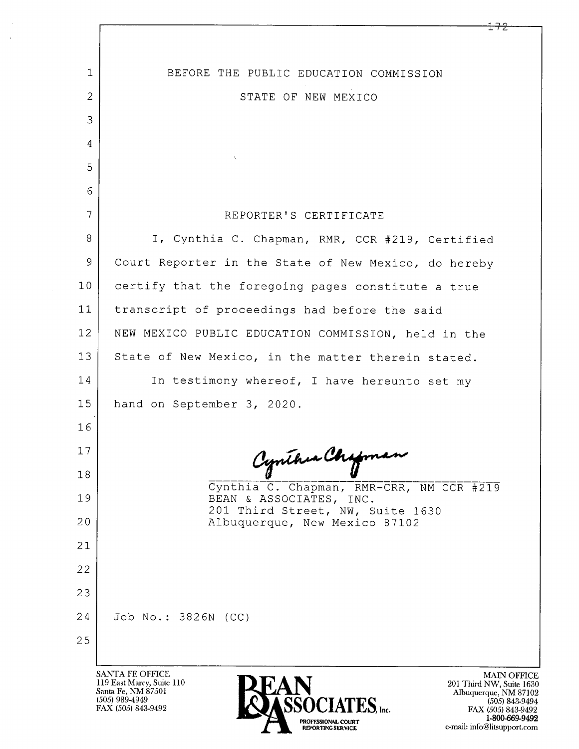BEFORE THE PUBLIC EDUCATION COMMISSION

STATE OF NEW MEXICO

REPORTER'S CERTIFICATE

I, Cynthia C. Chapman, RMR, CCR #219, Certified Court Reporter in the State of New Mexico, do hereby certify that the foregoing pages constitute a true transcript of proceedings had before the said NEW MEXICO PUBLIC EDUCATION COMMISSION, held in the State of New Mexico, in the matter therein stated.

In testimony whereof, I have hereunto set my hand on September 3, 2020.

Cynthia Chapman

Cynthia C. Chapman, RMR-CRR, NM CCR #219
BEAN & ASSOCIATES, INC.
201 Third Street, NW, Suite 1630
Albuquerque, New Mexico 87102

Job No.: 3826N (CC)

SANTA FE OFFICE
119 East Marcy, Suite 110
Santa Fe, NM 87501
(505) 989-4949
FAX (505) 843-9492

BEAN & ASSOCIATES, Inc.
PROFESSIONAL COURT REPORTING SERVICE

MAIN OFFICE
201 Third NW, Suite 1630
Albuquerque, NM 87102
(505) 843-9494
FAX (505) 843-9492
1-800-669-9492
e-mail: info@litsupport.com